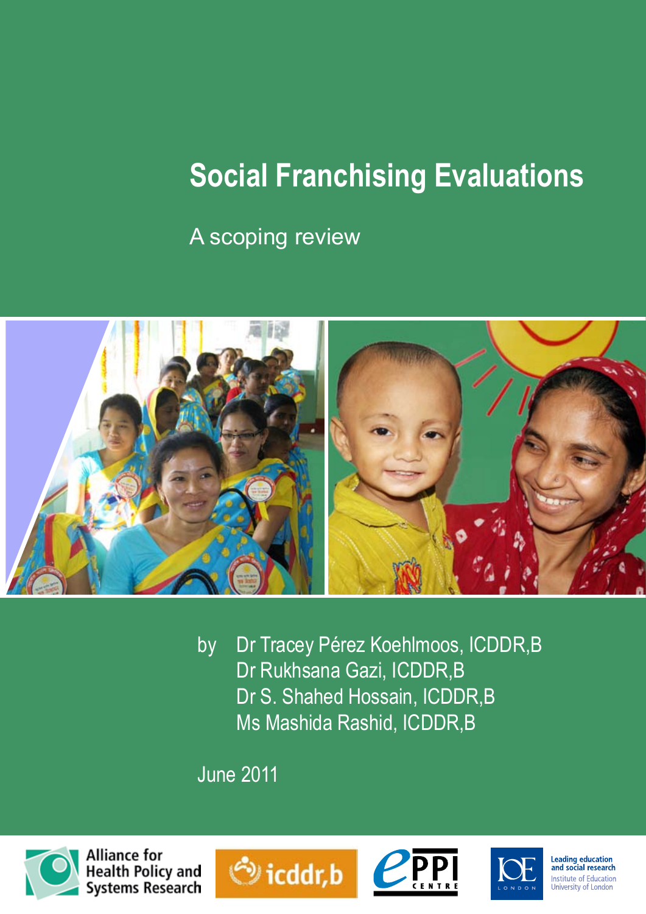# Social Franchising Evaluations

## A scoping review

by Dr Tracey Pérez Koehlmoos, ICDDR,B
Dr Rukhsana Gazi, ICDDR,B
Dr S. Shahed Hossain, ICDDR,B
Ms Mashida Rashid, ICDDR,B

June 2011

Alliance for Health Policy and Systems Research

icddr,b

EPPI Centre

IOE London — Leading education and social research, Institute of Education, University of London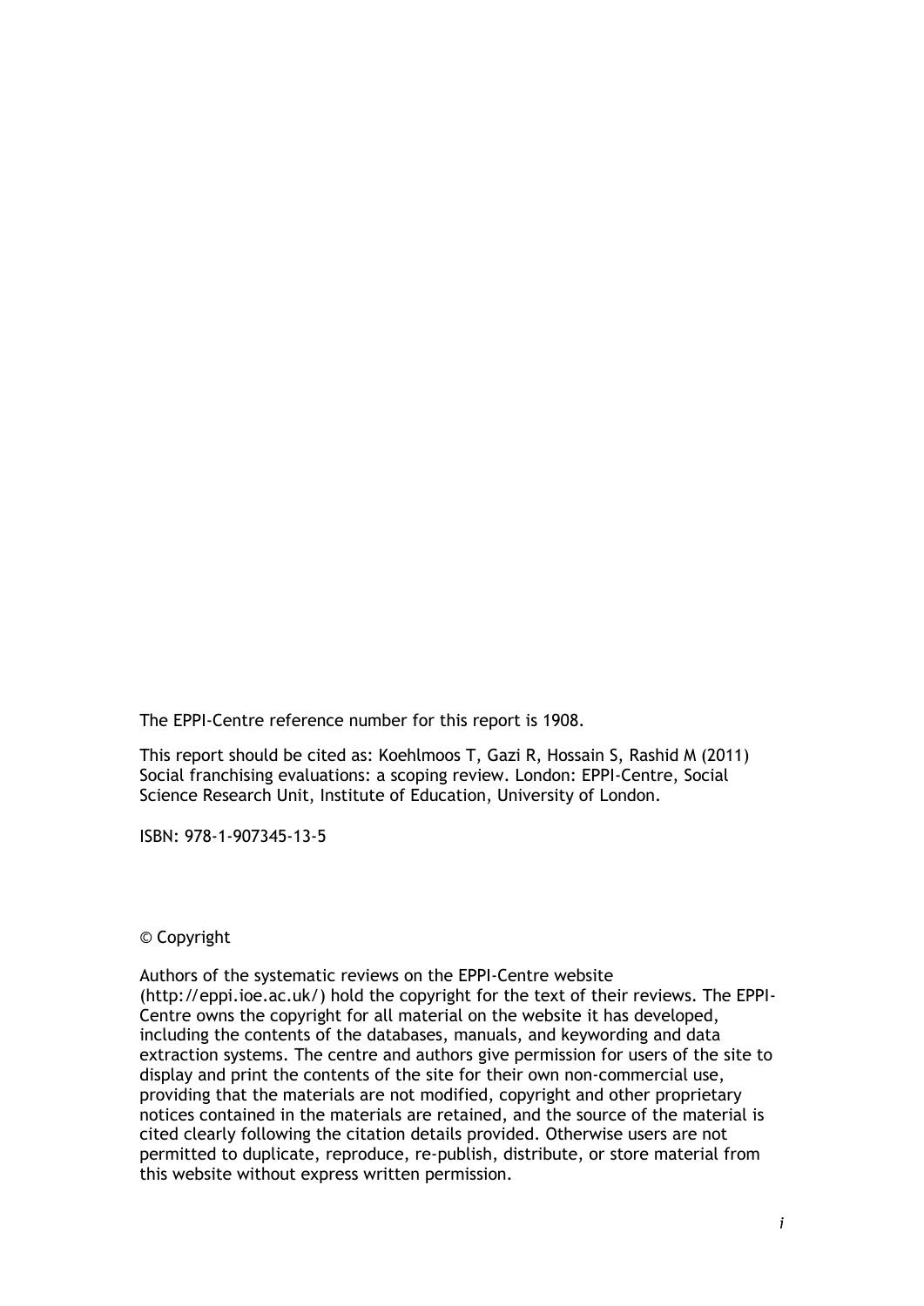The EPPI-Centre reference number for this report is 1908.

This report should be cited as: Koehlmoos T, Gazi R, Hossain S, Rashid M (2011) Social franchising evaluations: a scoping review. London: EPPI-Centre, Social Science Research Unit, Institute of Education, University of London.

ISBN: 978-1-907345-13-5

© Copyright

Authors of the systematic reviews on the EPPI-Centre website (http://eppi.ioe.ac.uk/) hold the copyright for the text of their reviews. The EPPI-Centre owns the copyright for all material on the website it has developed, including the contents of the databases, manuals, and keywording and data extraction systems. The centre and authors give permission for users of the site to display and print the contents of the site for their own non-commercial use, providing that the materials are not modified, copyright and other proprietary notices contained in the materials are retained, and the source of the material is cited clearly following the citation details provided. Otherwise users are not permitted to duplicate, reproduce, re-publish, distribute, or store material from this website without express written permission.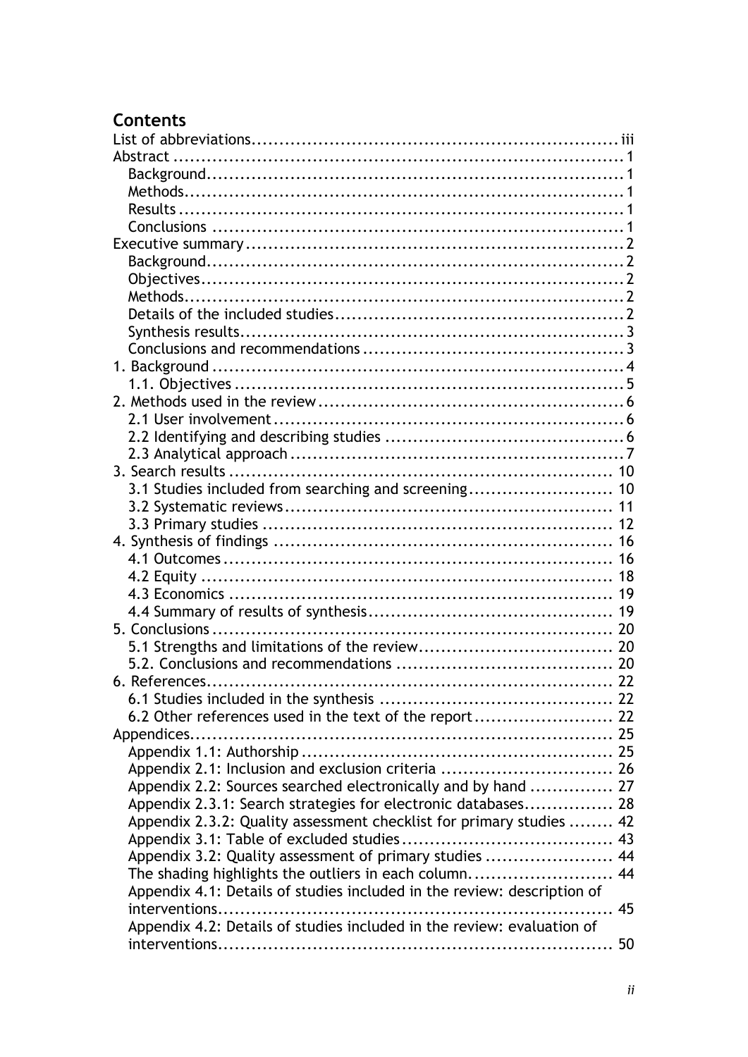## Contents

List of abbreviations ........ iii
Abstract ........ 1
- Background ........ 1
- Methods ........ 1
- Results ........ 1
- Conclusions ........ 1

Executive summary ........ 2
- Background ........ 2
- Objectives ........ 2
- Methods ........ 2
- Details of the included studies ........ 2
- Synthesis results ........ 3
- Conclusions and recommendations ........ 3

1. Background ........ 4
   - 1.1. Objectives ........ 5
2. Methods used in the review ........ 6
   - 2.1 User involvement ........ 6
   - 2.2 Identifying and describing studies ........ 6
   - 2.3 Analytical approach ........ 7
3. Search results ........ 10
   - 3.1 Studies included from searching and screening ........ 10
   - 3.2 Systematic reviews ........ 11
   - 3.3 Primary studies ........ 12
4. Synthesis of findings ........ 16
   - 4.1 Outcomes ........ 16
   - 4.2 Equity ........ 18
   - 4.3 Economics ........ 19
   - 4.4 Summary of results of synthesis ........ 19
5. Conclusions ........ 20
   - 5.1 Strengths and limitations of the review ........ 20
   - 5.2. Conclusions and recommendations ........ 20
6. References ........ 22
   - 6.1 Studies included in the synthesis ........ 22
   - 6.2 Other references used in the text of the report ........ 22

Appendices ........ 25
- Appendix 1.1: Authorship ........ 25
- Appendix 2.1: Inclusion and exclusion criteria ........ 26
- Appendix 2.2: Sources searched electronically and by hand ........ 27
- Appendix 2.3.1: Search strategies for electronic databases ........ 28
- Appendix 2.3.2: Quality assessment checklist for primary studies ........ 42
- Appendix 3.1: Table of excluded studies ........ 43
- Appendix 3.2: Quality assessment of primary studies ........ 44
- The shading highlights the outliers in each column. ........ 44
- Appendix 4.1: Details of studies included in the review: description of interventions ........ 45
- Appendix 4.2: Details of studies included in the review: evaluation of interventions ........ 50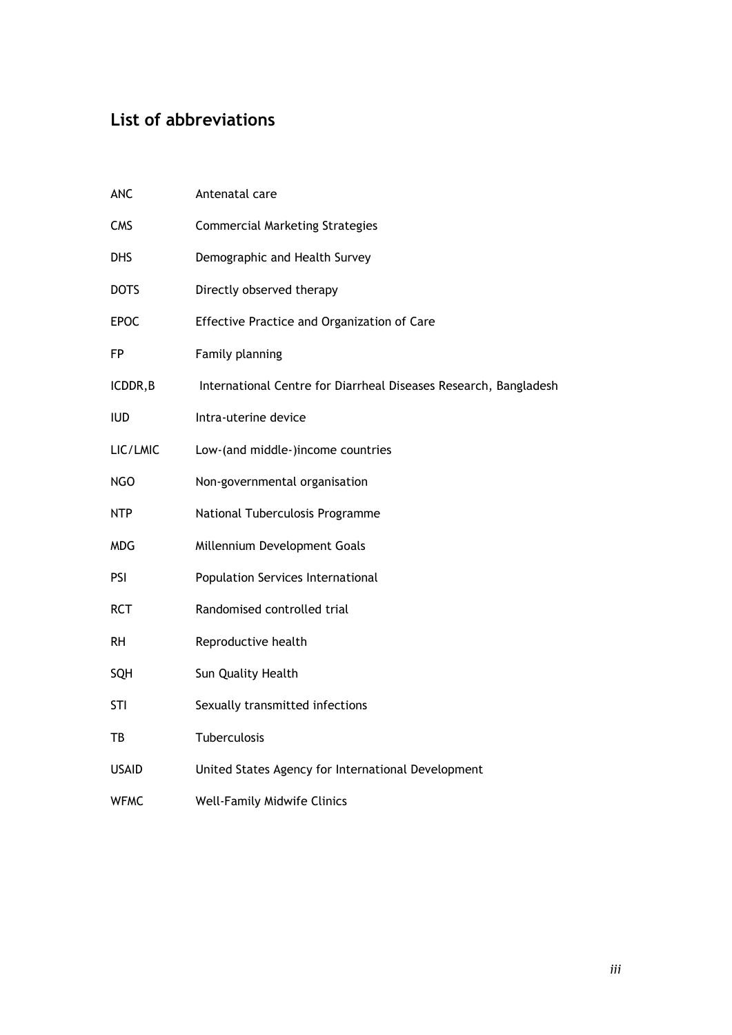## List of abbreviations

| | |
|---|---|
| ANC | Antenatal care |
| CMS | Commercial Marketing Strategies |
| DHS | Demographic and Health Survey |
| DOTS | Directly observed therapy |
| EPOC | Effective Practice and Organization of Care |
| FP | Family planning |
| ICDDR,B | International Centre for Diarrheal Diseases Research, Bangladesh |
| IUD | Intra-uterine device |
| LIC/LMIC | Low-(and middle-)income countries |
| NGO | Non-governmental organisation |
| NTP | National Tuberculosis Programme |
| MDG | Millennium Development Goals |
| PSI | Population Services International |
| RCT | Randomised controlled trial |
| RH | Reproductive health |
| SQH | Sun Quality Health |
| STI | Sexually transmitted infections |
| TB | Tuberculosis |
| USAID | United States Agency for International Development |
| WFMC | Well-Family Midwife Clinics |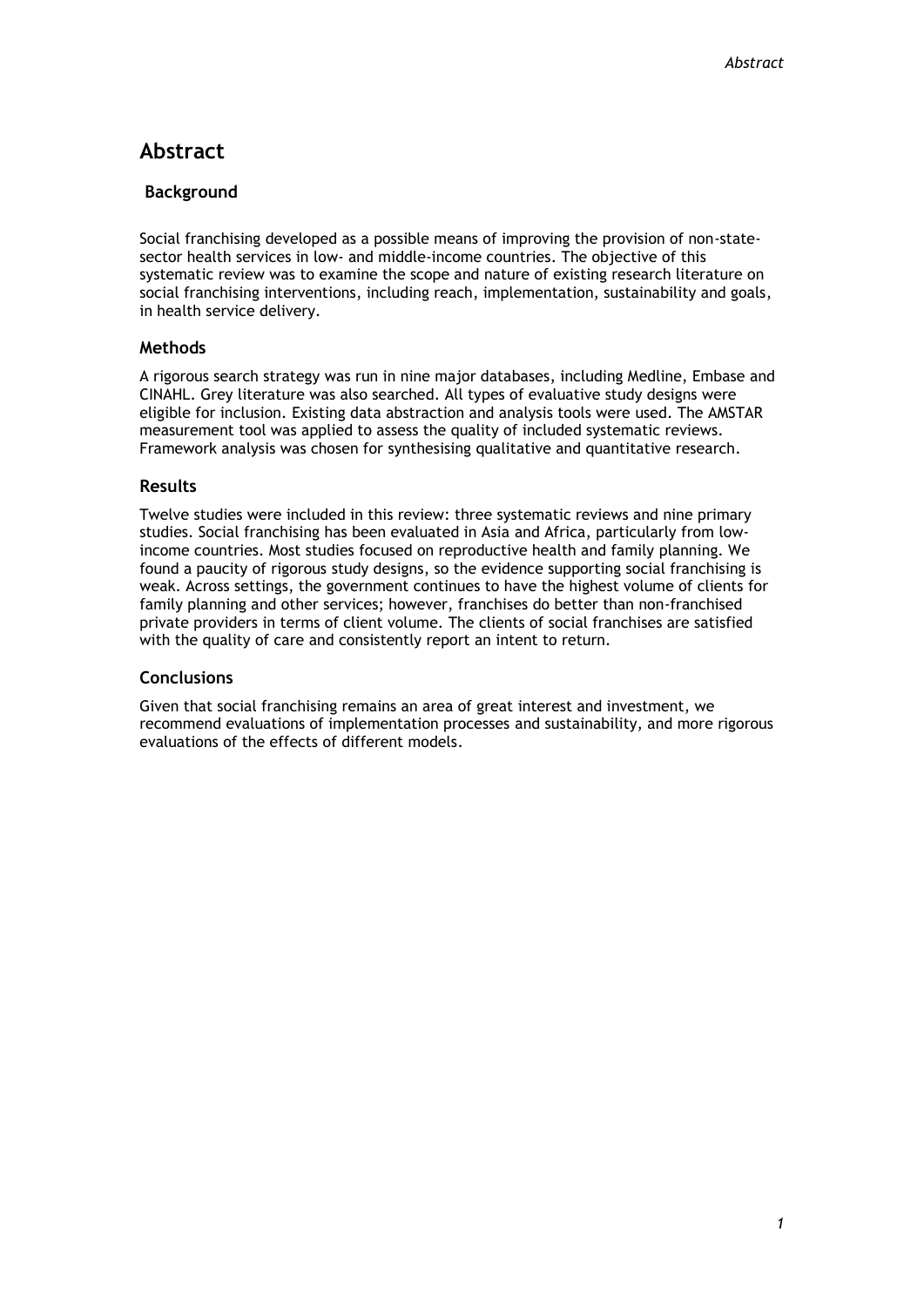# Abstract

## Background

Social franchising developed as a possible means of improving the provision of non-state-sector health services in low- and middle-income countries. The objective of this systematic review was to examine the scope and nature of existing research literature on social franchising interventions, including reach, implementation, sustainability and goals, in health service delivery.

## Methods

A rigorous search strategy was run in nine major databases, including Medline, Embase and CINAHL. Grey literature was also searched. All types of evaluative study designs were eligible for inclusion. Existing data abstraction and analysis tools were used. The AMSTAR measurement tool was applied to assess the quality of included systematic reviews. Framework analysis was chosen for synthesising qualitative and quantitative research.

## Results

Twelve studies were included in this review: three systematic reviews and nine primary studies. Social franchising has been evaluated in Asia and Africa, particularly from low-income countries. Most studies focused on reproductive health and family planning. We found a paucity of rigorous study designs, so the evidence supporting social franchising is weak. Across settings, the government continues to have the highest volume of clients for family planning and other services; however, franchises do better than non-franchised private providers in terms of client volume. The clients of social franchises are satisfied with the quality of care and consistently report an intent to return.

## Conclusions

Given that social franchising remains an area of great interest and investment, we recommend evaluations of implementation processes and sustainability, and more rigorous evaluations of the effects of different models.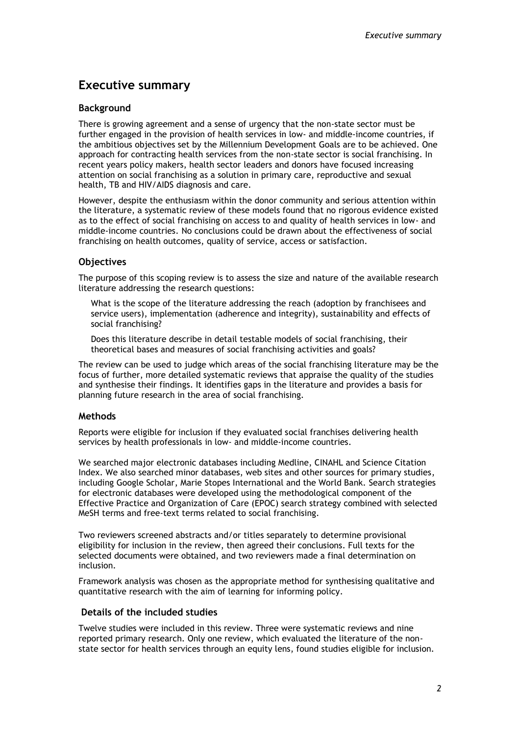# Executive summary

## Background

There is growing agreement and a sense of urgency that the non-state sector must be further engaged in the provision of health services in low- and middle-income countries, if the ambitious objectives set by the Millennium Development Goals are to be achieved. One approach for contracting health services from the non-state sector is social franchising. In recent years policy makers, health sector leaders and donors have focused increasing attention on social franchising as a solution in primary care, reproductive and sexual health, TB and HIV/AIDS diagnosis and care.

However, despite the enthusiasm within the donor community and serious attention within the literature, a systematic review of these models found that no rigorous evidence existed as to the effect of social franchising on access to and quality of health services in low- and middle-income countries. No conclusions could be drawn about the effectiveness of social franchising on health outcomes, quality of service, access or satisfaction.

## Objectives

The purpose of this scoping review is to assess the size and nature of the available research literature addressing the research questions:

> What is the scope of the literature addressing the reach (adoption by franchisees and service users), implementation (adherence and integrity), sustainability and effects of social franchising?
>
> Does this literature describe in detail testable models of social franchising, their theoretical bases and measures of social franchising activities and goals?

The review can be used to judge which areas of the social franchising literature may be the focus of further, more detailed systematic reviews that appraise the quality of the studies and synthesise their findings. It identifies gaps in the literature and provides a basis for planning future research in the area of social franchising.

## Methods

Reports were eligible for inclusion if they evaluated social franchises delivering health services by health professionals in low- and middle-income countries.

We searched major electronic databases including Medline, CINAHL and Science Citation Index. We also searched minor databases, web sites and other sources for primary studies, including Google Scholar, Marie Stopes International and the World Bank. Search strategies for electronic databases were developed using the methodological component of the Effective Practice and Organization of Care (EPOC) search strategy combined with selected MeSH terms and free-text terms related to social franchising.

Two reviewers screened abstracts and/or titles separately to determine provisional eligibility for inclusion in the review, then agreed their conclusions. Full texts for the selected documents were obtained, and two reviewers made a final determination on inclusion.

Framework analysis was chosen as the appropriate method for synthesising qualitative and quantitative research with the aim of learning for informing policy.

## Details of the included studies

Twelve studies were included in this review. Three were systematic reviews and nine reported primary research. Only one review, which evaluated the literature of the non-state sector for health services through an equity lens, found studies eligible for inclusion.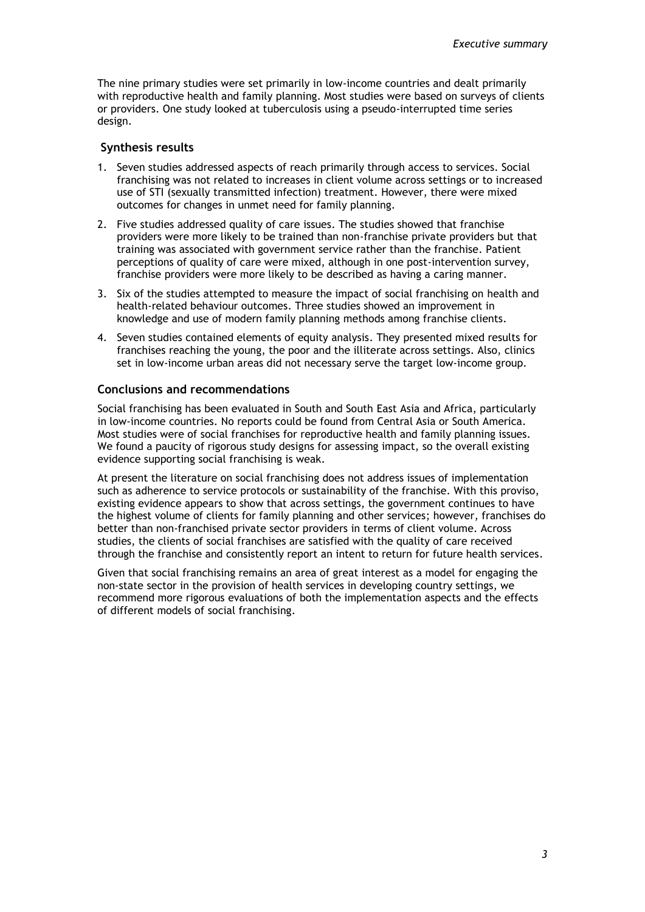The nine primary studies were set primarily in low-income countries and dealt primarily with reproductive health and family planning. Most studies were based on surveys of clients or providers. One study looked at tuberculosis using a pseudo-interrupted time series design.

### Synthesis results

1. Seven studies addressed aspects of reach primarily through access to services. Social franchising was not related to increases in client volume across settings or to increased use of STI (sexually transmitted infection) treatment. However, there were mixed outcomes for changes in unmet need for family planning.
2. Five studies addressed quality of care issues. The studies showed that franchise providers were more likely to be trained than non-franchise private providers but that training was associated with government service rather than the franchise. Patient perceptions of quality of care were mixed, although in one post-intervention survey, franchise providers were more likely to be described as having a caring manner.
3. Six of the studies attempted to measure the impact of social franchising on health and health-related behaviour outcomes. Three studies showed an improvement in knowledge and use of modern family planning methods among franchise clients.
4. Seven studies contained elements of equity analysis. They presented mixed results for franchises reaching the young, the poor and the illiterate across settings. Also, clinics set in low-income urban areas did not necessary serve the target low-income group.

### Conclusions and recommendations

Social franchising has been evaluated in South and South East Asia and Africa, particularly in low-income countries. No reports could be found from Central Asia or South America. Most studies were of social franchises for reproductive health and family planning issues. We found a paucity of rigorous study designs for assessing impact, so the overall existing evidence supporting social franchising is weak.

At present the literature on social franchising does not address issues of implementation such as adherence to service protocols or sustainability of the franchise. With this proviso, existing evidence appears to show that across settings, the government continues to have the highest volume of clients for family planning and other services; however, franchises do better than non-franchised private sector providers in terms of client volume. Across studies, the clients of social franchises are satisfied with the quality of care received through the franchise and consistently report an intent to return for future health services.

Given that social franchising remains an area of great interest as a model for engaging the non-state sector in the provision of health services in developing country settings, we recommend more rigorous evaluations of both the implementation aspects and the effects of different models of social franchising.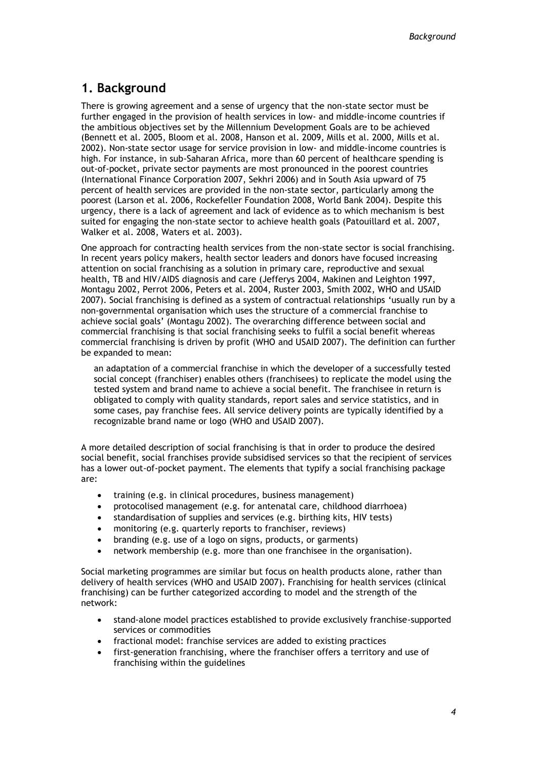# 1. Background

There is growing agreement and a sense of urgency that the non-state sector must be further engaged in the provision of health services in low- and middle-income countries if the ambitious objectives set by the Millennium Development Goals are to be achieved (Bennett et al. 2005, Bloom et al. 2008, Hanson et al. 2009, Mills et al. 2000, Mills et al. 2002). Non-state sector usage for service provision in low- and middle-income countries is high. For instance, in sub-Saharan Africa, more than 60 percent of healthcare spending is out-of-pocket, private sector payments are most pronounced in the poorest countries (International Finance Corporation 2007, Sekhri 2006) and in South Asia upward of 75 percent of health services are provided in the non-state sector, particularly among the poorest (Larson et al. 2006, Rockefeller Foundation 2008, World Bank 2004). Despite this urgency, there is a lack of agreement and lack of evidence as to which mechanism is best suited for engaging the non-state sector to achieve health goals (Patouillard et al. 2007, Walker et al. 2008, Waters et al. 2003).

One approach for contracting health services from the non-state sector is social franchising. In recent years policy makers, health sector leaders and donors have focused increasing attention on social franchising as a solution in primary care, reproductive and sexual health, TB and HIV/AIDS diagnosis and care (Jefferys 2004, Makinen and Leighton 1997, Montagu 2002, Perrot 2006, Peters et al. 2004, Ruster 2003, Smith 2002, WHO and USAID 2007). Social franchising is defined as a system of contractual relationships 'usually run by a non-governmental organisation which uses the structure of a commercial franchise to achieve social goals' (Montagu 2002). The overarching difference between social and commercial franchising is that social franchising seeks to fulfil a social benefit whereas commercial franchising is driven by profit (WHO and USAID 2007). The definition can further be expanded to mean:

> an adaptation of a commercial franchise in which the developer of a successfully tested social concept (franchiser) enables others (franchisees) to replicate the model using the tested system and brand name to achieve a social benefit. The franchisee in return is obligated to comply with quality standards, report sales and service statistics, and in some cases, pay franchise fees. All service delivery points are typically identified by a recognizable brand name or logo (WHO and USAID 2007).

A more detailed description of social franchising is that in order to produce the desired social benefit, social franchises provide subsidised services so that the recipient of services has a lower out-of-pocket payment. The elements that typify a social franchising package are:

- training (e.g. in clinical procedures, business management)
- protocolised management (e.g. for antenatal care, childhood diarrhoea)
- standardisation of supplies and services (e.g. birthing kits, HIV tests)
- monitoring (e.g. quarterly reports to franchiser, reviews)
- branding (e.g. use of a logo on signs, products, or garments)
- network membership (e.g. more than one franchisee in the organisation).

Social marketing programmes are similar but focus on health products alone, rather than delivery of health services (WHO and USAID 2007). Franchising for health services (clinical franchising) can be further categorized according to model and the strength of the network:

- stand-alone model practices established to provide exclusively franchise-supported services or commodities
- fractional model: franchise services are added to existing practices
- first-generation franchising, where the franchiser offers a territory and use of franchising within the guidelines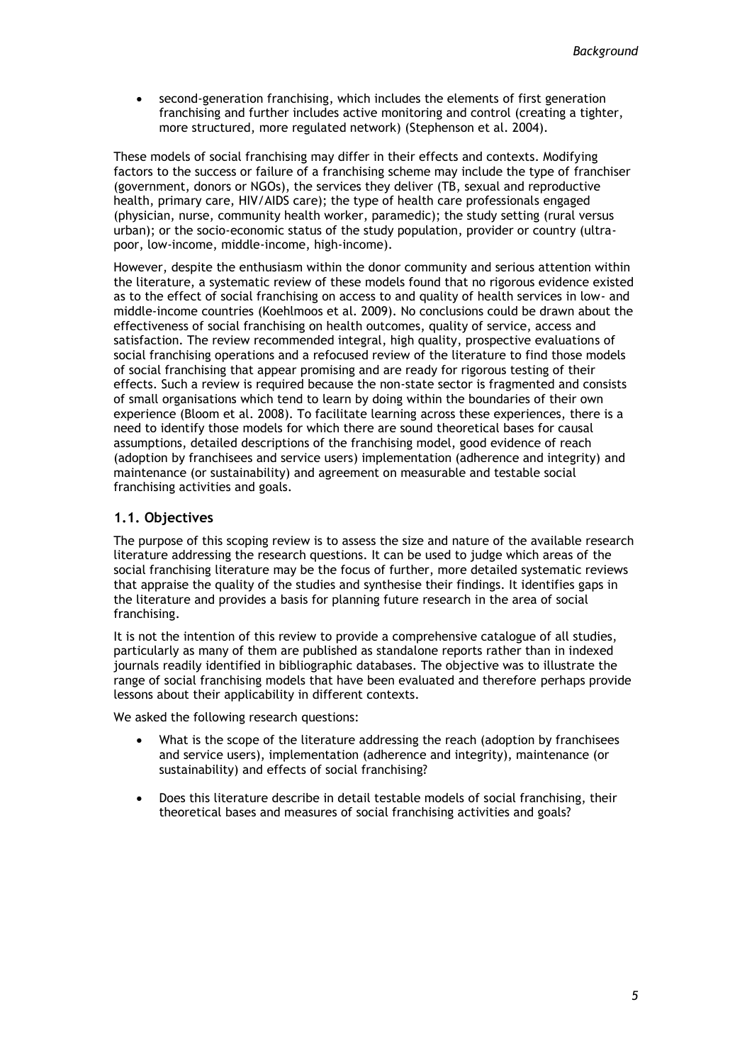- second-generation franchising, which includes the elements of first generation franchising and further includes active monitoring and control (creating a tighter, more structured, more regulated network) (Stephenson et al. 2004).

These models of social franchising may differ in their effects and contexts. Modifying factors to the success or failure of a franchising scheme may include the type of franchiser (government, donors or NGOs), the services they deliver (TB, sexual and reproductive health, primary care, HIV/AIDS care); the type of health care professionals engaged (physician, nurse, community health worker, paramedic); the study setting (rural versus urban); or the socio-economic status of the study population, provider or country (ultra-poor, low-income, middle-income, high-income).

However, despite the enthusiasm within the donor community and serious attention within the literature, a systematic review of these models found that no rigorous evidence existed as to the effect of social franchising on access to and quality of health services in low- and middle-income countries (Koehlmoos et al. 2009). No conclusions could be drawn about the effectiveness of social franchising on health outcomes, quality of service, access and satisfaction. The review recommended integral, high quality, prospective evaluations of social franchising operations and a refocused review of the literature to find those models of social franchising that appear promising and are ready for rigorous testing of their effects. Such a review is required because the non-state sector is fragmented and consists of small organisations which tend to learn by doing within the boundaries of their own experience (Bloom et al. 2008). To facilitate learning across these experiences, there is a need to identify those models for which there are sound theoretical bases for causal assumptions, detailed descriptions of the franchising model, good evidence of reach (adoption by franchisees and service users) implementation (adherence and integrity) and maintenance (or sustainability) and agreement on measurable and testable social franchising activities and goals.

## 1.1. Objectives

The purpose of this scoping review is to assess the size and nature of the available research literature addressing the research questions. It can be used to judge which areas of the social franchising literature may be the focus of further, more detailed systematic reviews that appraise the quality of the studies and synthesise their findings. It identifies gaps in the literature and provides a basis for planning future research in the area of social franchising.

It is not the intention of this review to provide a comprehensive catalogue of all studies, particularly as many of them are published as standalone reports rather than in indexed journals readily identified in bibliographic databases. The objective was to illustrate the range of social franchising models that have been evaluated and therefore perhaps provide lessons about their applicability in different contexts.

We asked the following research questions:

- What is the scope of the literature addressing the reach (adoption by franchisees and service users), implementation (adherence and integrity), maintenance (or sustainability) and effects of social franchising?
- Does this literature describe in detail testable models of social franchising, their theoretical bases and measures of social franchising activities and goals?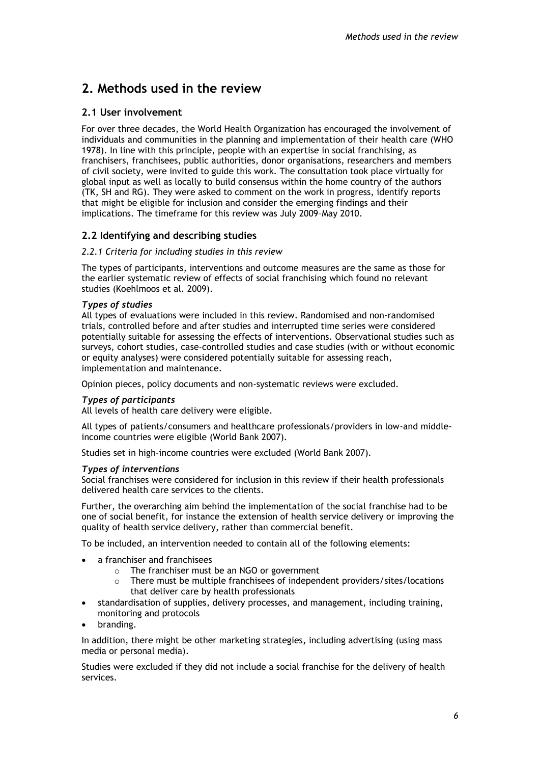# 2. Methods used in the review

## 2.1 User involvement

For over three decades, the World Health Organization has encouraged the involvement of individuals and communities in the planning and implementation of their health care (WHO 1978). In line with this principle, people with an expertise in social franchising, as franchisers, franchisees, public authorities, donor organisations, researchers and members of civil society, were invited to guide this work. The consultation took place virtually for global input as well as locally to build consensus within the home country of the authors (TK, SH and RG). They were asked to comment on the work in progress, identify reports that might be eligible for inclusion and consider the emerging findings and their implications. The timeframe for this review was July 2009–May 2010.

## 2.2 Identifying and describing studies

### *2.2.1 Criteria for including studies in this review*

The types of participants, interventions and outcome measures are the same as those for the earlier systematic review of effects of social franchising which found no relevant studies (Koehlmoos et al. 2009).

***Types of studies***

All types of evaluations were included in this review. Randomised and non-randomised trials, controlled before and after studies and interrupted time series were considered potentially suitable for assessing the effects of interventions. Observational studies such as surveys, cohort studies, case-controlled studies and case studies (with or without economic or equity analyses) were considered potentially suitable for assessing reach, implementation and maintenance.

Opinion pieces, policy documents and non-systematic reviews were excluded.

***Types of participants***

All levels of health care delivery were eligible.

All types of patients/consumers and healthcare professionals/providers in low-and middle-income countries were eligible (World Bank 2007).

Studies set in high-income countries were excluded (World Bank 2007).

***Types of interventions***

Social franchises were considered for inclusion in this review if their health professionals delivered health care services to the clients.

Further, the overarching aim behind the implementation of the social franchise had to be one of social benefit, for instance the extension of health service delivery or improving the quality of health service delivery, rather than commercial benefit.

To be included, an intervention needed to contain all of the following elements:

- a franchiser and franchisees
    - The franchiser must be an NGO or government
    - There must be multiple franchisees of independent providers/sites/locations that deliver care by health professionals
- standardisation of supplies, delivery processes, and management, including training, monitoring and protocols
- branding.

In addition, there might be other marketing strategies, including advertising (using mass media or personal media).

Studies were excluded if they did not include a social franchise for the delivery of health services.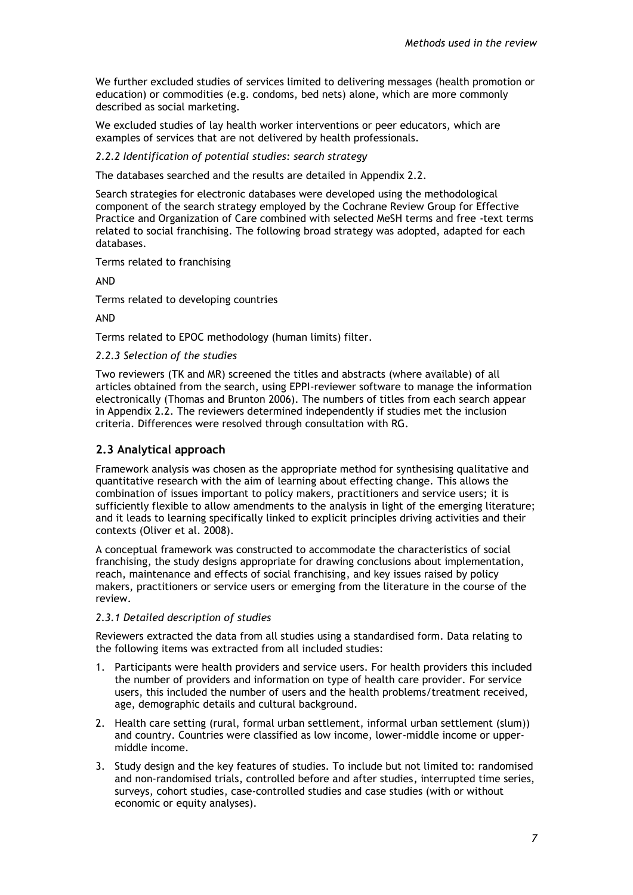We further excluded studies of services limited to delivering messages (health promotion or education) or commodities (e.g. condoms, bed nets) alone, which are more commonly described as social marketing.

We excluded studies of lay health worker interventions or peer educators, which are examples of services that are not delivered by health professionals.

*2.2.2 Identification of potential studies: search strategy*

The databases searched and the results are detailed in Appendix 2.2.

Search strategies for electronic databases were developed using the methodological component of the search strategy employed by the Cochrane Review Group for Effective Practice and Organization of Care combined with selected MeSH terms and free -text terms related to social franchising. The following broad strategy was adopted, adapted for each databases.

Terms related to franchising

AND

Terms related to developing countries

AND

Terms related to EPOC methodology (human limits) filter.

*2.2.3 Selection of the studies*

Two reviewers (TK and MR) screened the titles and abstracts (where available) of all articles obtained from the search, using EPPI-reviewer software to manage the information electronically (Thomas and Brunton 2006). The numbers of titles from each search appear in Appendix 2.2. The reviewers determined independently if studies met the inclusion criteria. Differences were resolved through consultation with RG.

## 2.3 Analytical approach

Framework analysis was chosen as the appropriate method for synthesising qualitative and quantitative research with the aim of learning about effecting change. This allows the combination of issues important to policy makers, practitioners and service users; it is sufficiently flexible to allow amendments to the analysis in light of the emerging literature; and it leads to learning specifically linked to explicit principles driving activities and their contexts (Oliver et al. 2008).

A conceptual framework was constructed to accommodate the characteristics of social franchising, the study designs appropriate for drawing conclusions about implementation, reach, maintenance and effects of social franchising, and key issues raised by policy makers, practitioners or service users or emerging from the literature in the course of the review.

*2.3.1 Detailed description of studies*

Reviewers extracted the data from all studies using a standardised form. Data relating to the following items was extracted from all included studies:

1. Participants were health providers and service users. For health providers this included the number of providers and information on type of health care provider. For service users, this included the number of users and the health problems/treatment received, age, demographic details and cultural background.
2. Health care setting (rural, formal urban settlement, informal urban settlement (slum)) and country. Countries were classified as low income, lower-middle income or upper-middle income.
3. Study design and the key features of studies. To include but not limited to: randomised and non-randomised trials, controlled before and after studies, interrupted time series, surveys, cohort studies, case-controlled studies and case studies (with or without economic or equity analyses).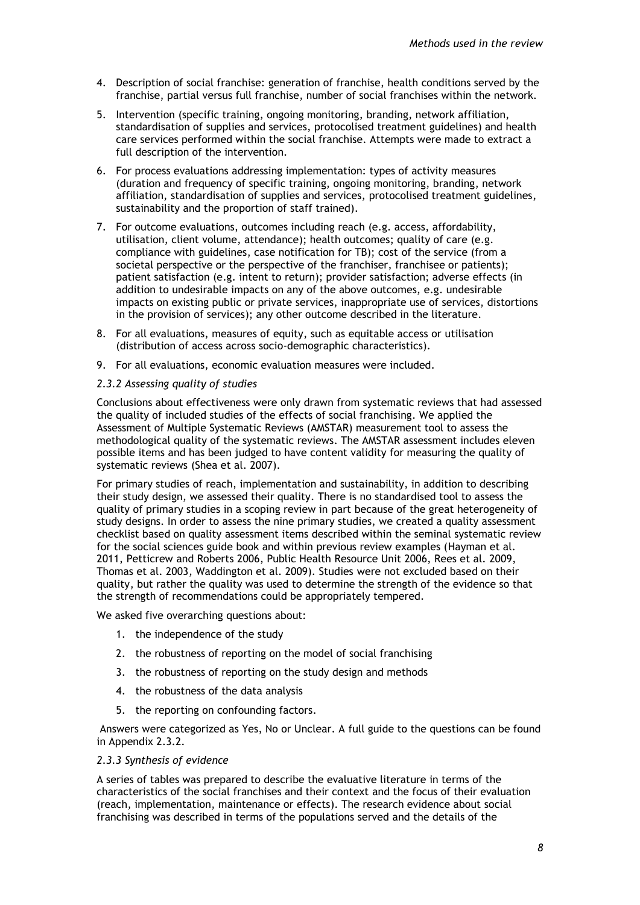4. Description of social franchise: generation of franchise, health conditions served by the franchise, partial versus full franchise, number of social franchises within the network.
5. Intervention (specific training, ongoing monitoring, branding, network affiliation, standardisation of supplies and services, protocolised treatment guidelines) and health care services performed within the social franchise. Attempts were made to extract a full description of the intervention.
6. For process evaluations addressing implementation: types of activity measures (duration and frequency of specific training, ongoing monitoring, branding, network affiliation, standardisation of supplies and services, protocolised treatment guidelines, sustainability and the proportion of staff trained).
7. For outcome evaluations, outcomes including reach (e.g. access, affordability, utilisation, client volume, attendance); health outcomes; quality of care (e.g. compliance with guidelines, case notification for TB); cost of the service (from a societal perspective or the perspective of the franchiser, franchisee or patients); patient satisfaction (e.g. intent to return); provider satisfaction; adverse effects (in addition to undesirable impacts on any of the above outcomes, e.g. undesirable impacts on existing public or private services, inappropriate use of services, distortions in the provision of services); any other outcome described in the literature.
8. For all evaluations, measures of equity, such as equitable access or utilisation (distribution of access across socio-demographic characteristics).
9. For all evaluations, economic evaluation measures were included.

### *2.3.2 Assessing quality of studies*

Conclusions about effectiveness were only drawn from systematic reviews that had assessed the quality of included studies of the effects of social franchising. We applied the Assessment of Multiple Systematic Reviews (AMSTAR) measurement tool to assess the methodological quality of the systematic reviews. The AMSTAR assessment includes eleven possible items and has been judged to have content validity for measuring the quality of systematic reviews (Shea et al. 2007).

For primary studies of reach, implementation and sustainability, in addition to describing their study design, we assessed their quality. There is no standardised tool to assess the quality of primary studies in a scoping review in part because of the great heterogeneity of study designs. In order to assess the nine primary studies, we created a quality assessment checklist based on quality assessment items described within the seminal systematic review for the social sciences guide book and within previous review examples (Hayman et al. 2011, Petticrew and Roberts 2006, Public Health Resource Unit 2006, Rees et al. 2009, Thomas et al. 2003, Waddington et al. 2009). Studies were not excluded based on their quality, but rather the quality was used to determine the strength of the evidence so that the strength of recommendations could be appropriately tempered.

We asked five overarching questions about:

1. the independence of the study
2. the robustness of reporting on the model of social franchising
3. the robustness of reporting on the study design and methods
4. the robustness of the data analysis
5. the reporting on confounding factors.

Answers were categorized as Yes, No or Unclear. A full guide to the questions can be found in Appendix 2.3.2.

### *2.3.3 Synthesis of evidence*

A series of tables was prepared to describe the evaluative literature in terms of the characteristics of the social franchises and their context and the focus of their evaluation (reach, implementation, maintenance or effects). The research evidence about social franchising was described in terms of the populations served and the details of the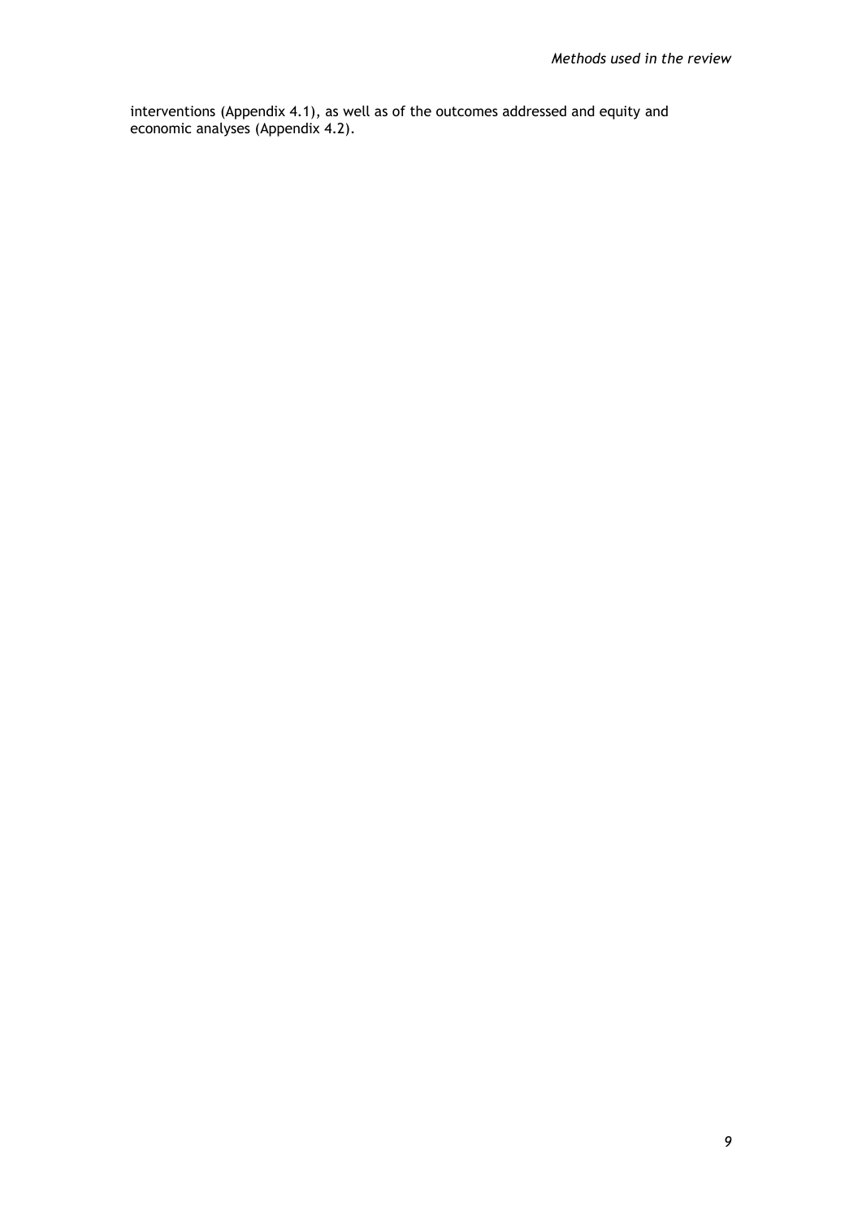interventions (Appendix 4.1), as well as of the outcomes addressed and equity and economic analyses (Appendix 4.2).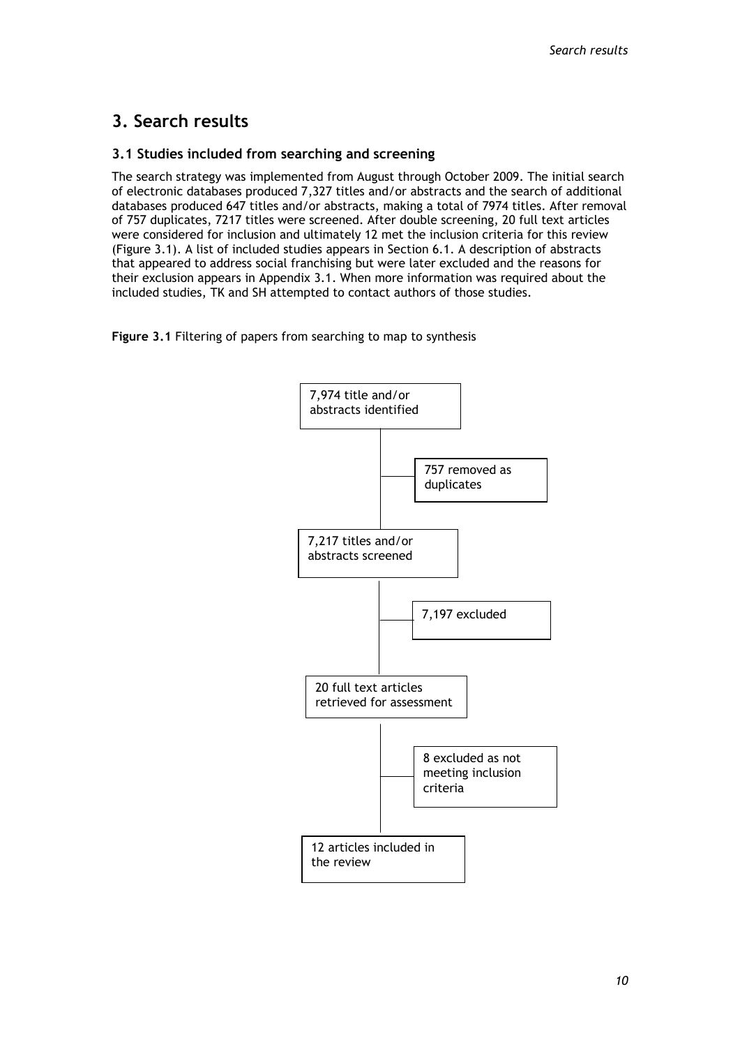# 3. Search results

## 3.1 Studies included from searching and screening

The search strategy was implemented from August through October 2009. The initial search of electronic databases produced 7,327 titles and/or abstracts and the search of additional databases produced 647 titles and/or abstracts, making a total of 7974 titles. After removal of 757 duplicates, 7217 titles were screened. After double screening, 20 full text articles were considered for inclusion and ultimately 12 met the inclusion criteria for this review (Figure 3.1). A list of included studies appears in Section 6.1. A description of abstracts that appeared to address social franchising but were later excluded and the reasons for their exclusion appears in Appendix 3.1. When more information was required about the included studies, TK and SH attempted to contact authors of those studies.

**Figure 3.1** Filtering of papers from searching to map to synthesis

7,974 title and/or abstracts identified

→ 757 removed as duplicates

7,217 titles and/or abstracts screened

→ 7,197 excluded

20 full text articles retrieved for assessment

→ 8 excluded as not meeting inclusion criteria

12 articles included in the review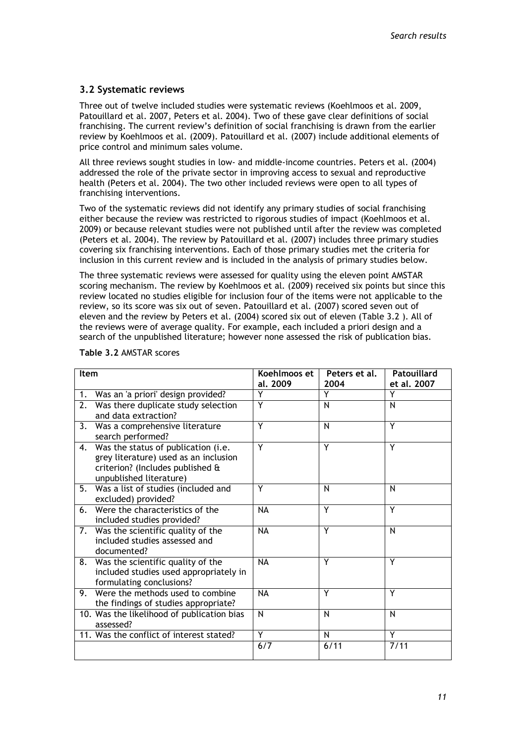### 3.2 Systematic reviews

Three out of twelve included studies were systematic reviews (Koehlmoos et al. 2009, Patouillard et al. 2007, Peters et al. 2004). Two of these gave clear definitions of social franchising. The current review's definition of social franchising is drawn from the earlier review by Koehlmoos et al. (2009). Patouillard et al. (2007) include additional elements of price control and minimum sales volume.

All three reviews sought studies in low- and middle-income countries. Peters et al. (2004) addressed the role of the private sector in improving access to sexual and reproductive health (Peters et al. 2004). The two other included reviews were open to all types of franchising interventions.

Two of the systematic reviews did not identify any primary studies of social franchising either because the review was restricted to rigorous studies of impact (Koehlmoos et al. 2009) or because relevant studies were not published until after the review was completed (Peters et al. 2004). The review by Patouillard et al. (2007) includes three primary studies covering six franchising interventions. Each of those primary studies met the criteria for inclusion in this current review and is included in the analysis of primary studies below.

The three systematic reviews were assessed for quality using the eleven point AMSTAR scoring mechanism. The review by Koehlmoos et al. (2009) received six points but since this review located no studies eligible for inclusion four of the items were not applicable to the review, so its score was six out of seven. Patouillard et al. (2007) scored seven out of eleven and the review by Peters et al. (2004) scored six out of eleven (Table 3.2 ). All of the reviews were of average quality. For example, each included a priori design and a search of the unpublished literature; however none assessed the risk of publication bias.

**Table 3.2** AMSTAR scores

| Item | Koehlmoos et al. 2009 | Peters et al. 2004 | Patouillard et al. 2007 |
|---|---|---|---|
| 1. Was an 'a priori' design provided? | Y | Y | Y |
| 2. Was there duplicate study selection and data extraction? | Y | N | N |
| 3. Was a comprehensive literature search performed? | Y | N | Y |
| 4. Was the status of publication (i.e. grey literature) used as an inclusion criterion? (Includes published & unpublished literature) | Y | Y | Y |
| 5. Was a list of studies (included and excluded) provided? | Y | N | N |
| 6. Were the characteristics of the included studies provided? | NA | Y | Y |
| 7. Was the scientific quality of the included studies assessed and documented? | NA | Y | N |
| 8. Was the scientific quality of the included studies used appropriately in formulating conclusions? | NA | Y | Y |
| 9. Were the methods used to combine the findings of studies appropriate? | NA | Y | Y |
| 10. Was the likelihood of publication bias assessed? | N | N | N |
| 11. Was the conflict of interest stated? | Y | N | Y |
| | 6/7 | 6/11 | 7/11 |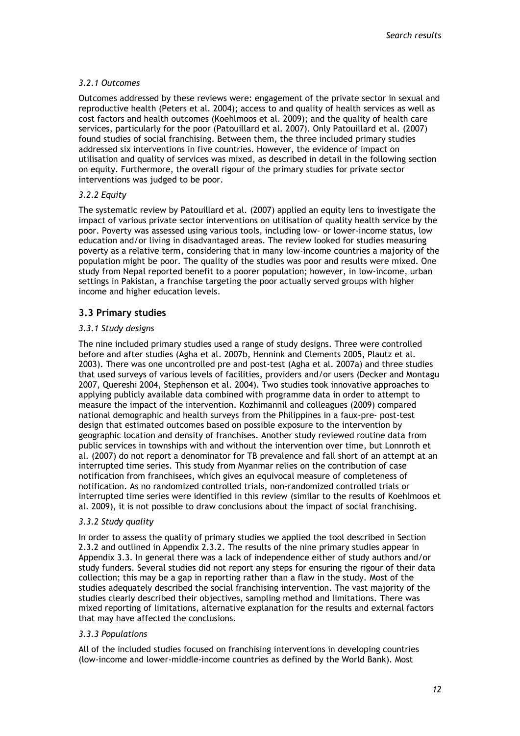#### *3.2.1 Outcomes*

Outcomes addressed by these reviews were: engagement of the private sector in sexual and reproductive health (Peters et al. 2004); access to and quality of health services as well as cost factors and health outcomes (Koehlmoos et al. 2009); and the quality of health care services, particularly for the poor (Patouillard et al. 2007). Only Patouillard et al. (2007) found studies of social franchising. Between them, the three included primary studies addressed six interventions in five countries. However, the evidence of impact on utilisation and quality of services was mixed, as described in detail in the following section on equity. Furthermore, the overall rigour of the primary studies for private sector interventions was judged to be poor.

#### *3.2.2 Equity*

The systematic review by Patouillard et al. (2007) applied an equity lens to investigate the impact of various private sector interventions on utilisation of quality health service by the poor. Poverty was assessed using various tools, including low- or lower-income status, low education and/or living in disadvantaged areas. The review looked for studies measuring poverty as a relative term, considering that in many low-income countries a majority of the population might be poor. The quality of the studies was poor and results were mixed. One study from Nepal reported benefit to a poorer population; however, in low-income, urban settings in Pakistan, a franchise targeting the poor actually served groups with higher income and higher education levels.

### 3.3 Primary studies

#### *3.3.1 Study designs*

The nine included primary studies used a range of study designs. Three were controlled before and after studies (Agha et al. 2007b, Hennink and Clements 2005, Plautz et al. 2003). There was one uncontrolled pre and post-test (Agha et al. 2007a) and three studies that used surveys of various levels of facilities, providers and/or users (Decker and Montagu 2007, Quereshi 2004, Stephenson et al. 2004). Two studies took innovative approaches to applying publicly available data combined with programme data in order to attempt to measure the impact of the intervention. Kozhimannil and colleagues (2009) compared national demographic and health surveys from the Philippines in a faux-pre- post-test design that estimated outcomes based on possible exposure to the intervention by geographic location and density of franchises. Another study reviewed routine data from public services in townships with and without the intervention over time, but Lonnroth et al. (2007) do not report a denominator for TB prevalence and fall short of an attempt at an interrupted time series. This study from Myanmar relies on the contribution of case notification from franchisees, which gives an equivocal measure of completeness of notification. As no randomized controlled trials, non-randomized controlled trials or interrupted time series were identified in this review (similar to the results of Koehlmoos et al. 2009), it is not possible to draw conclusions about the impact of social franchising.

#### *3.3.2 Study quality*

In order to assess the quality of primary studies we applied the tool described in Section 2.3.2 and outlined in Appendix 2.3.2. The results of the nine primary studies appear in Appendix 3.3. In general there was a lack of independence either of study authors and/or study funders. Several studies did not report any steps for ensuring the rigour of their data collection; this may be a gap in reporting rather than a flaw in the study. Most of the studies adequately described the social franchising intervention. The vast majority of the studies clearly described their objectives, sampling method and limitations. There was mixed reporting of limitations, alternative explanation for the results and external factors that may have affected the conclusions.

#### *3.3.3 Populations*

All of the included studies focused on franchising interventions in developing countries (low-income and lower-middle-income countries as defined by the World Bank). Most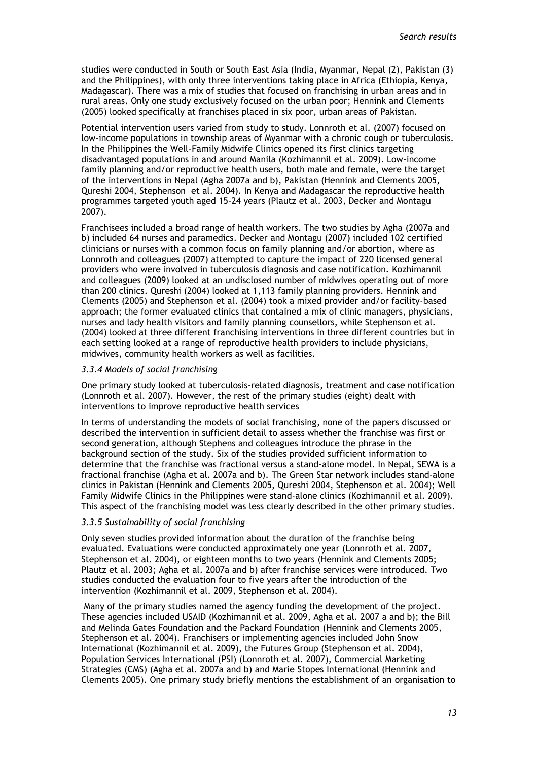studies were conducted in South or South East Asia (India, Myanmar, Nepal (2), Pakistan (3) and the Philippines), with only three interventions taking place in Africa (Ethiopia, Kenya, Madagascar). There was a mix of studies that focused on franchising in urban areas and in rural areas. Only one study exclusively focused on the urban poor; Hennink and Clements (2005) looked specifically at franchises placed in six poor, urban areas of Pakistan.

Potential intervention users varied from study to study. Lonnroth et al. (2007) focused on low-income populations in township areas of Myanmar with a chronic cough or tuberculosis. In the Philippines the Well-Family Midwife Clinics opened its first clinics targeting disadvantaged populations in and around Manila (Kozhimannil et al. 2009). Low-income family planning and/or reproductive health users, both male and female, were the target of the interventions in Nepal (Agha 2007a and b), Pakistan (Hennink and Clements 2005, Qureshi 2004, Stephenson et al. 2004). In Kenya and Madagascar the reproductive health programmes targeted youth aged 15-24 years (Plautz et al. 2003, Decker and Montagu 2007).

Franchisees included a broad range of health workers. The two studies by Agha (2007a and b) included 64 nurses and paramedics. Decker and Montagu (2007) included 102 certified clinicians or nurses with a common focus on family planning and/or abortion, where as Lonnroth and colleagues (2007) attempted to capture the impact of 220 licensed general providers who were involved in tuberculosis diagnosis and case notification. Kozhimannil and colleagues (2009) looked at an undisclosed number of midwives operating out of more than 200 clinics. Qureshi (2004) looked at 1,113 family planning providers. Hennink and Clements (2005) and Stephenson et al. (2004) took a mixed provider and/or facility-based approach; the former evaluated clinics that contained a mix of clinic managers, physicians, nurses and lady health visitors and family planning counsellors, while Stephenson et al. (2004) looked at three different franchising interventions in three different countries but in each setting looked at a range of reproductive health providers to include physicians, midwives, community health workers as well as facilities.

### *3.3.4 Models of social franchising*

One primary study looked at tuberculosis-related diagnosis, treatment and case notification (Lonnroth et al. 2007). However, the rest of the primary studies (eight) dealt with interventions to improve reproductive health services

In terms of understanding the models of social franchising, none of the papers discussed or described the intervention in sufficient detail to assess whether the franchise was first or second generation, although Stephens and colleagues introduce the phrase in the background section of the study. Six of the studies provided sufficient information to determine that the franchise was fractional versus a stand-alone model. In Nepal, SEWA is a fractional franchise (Agha et al. 2007a and b). The Green Star network includes stand-alone clinics in Pakistan (Hennink and Clements 2005, Qureshi 2004, Stephenson et al. 2004); Well Family Midwife Clinics in the Philippines were stand-alone clinics (Kozhimannil et al. 2009). This aspect of the franchising model was less clearly described in the other primary studies.

### *3.3.5 Sustainability of social franchising*

Only seven studies provided information about the duration of the franchise being evaluated. Evaluations were conducted approximately one year (Lonnroth et al. 2007, Stephenson et al. 2004), or eighteen months to two years (Hennink and Clements 2005; Plautz et al. 2003; Agha et al. 2007a and b) after franchise services were introduced. Two studies conducted the evaluation four to five years after the introduction of the intervention (Kozhimannil et al. 2009, Stephenson et al. 2004).

Many of the primary studies named the agency funding the development of the project. These agencies included USAID (Kozhimannil et al. 2009, Agha et al. 2007 a and b); the Bill and Melinda Gates Foundation and the Packard Foundation (Hennink and Clements 2005, Stephenson et al. 2004). Franchisers or implementing agencies included John Snow International (Kozhimannil et al. 2009), the Futures Group (Stephenson et al. 2004), Population Services International (PSI) (Lonnroth et al. 2007), Commercial Marketing Strategies (CMS) (Agha et al. 2007a and b) and Marie Stopes International (Hennink and Clements 2005). One primary study briefly mentions the establishment of an organisation to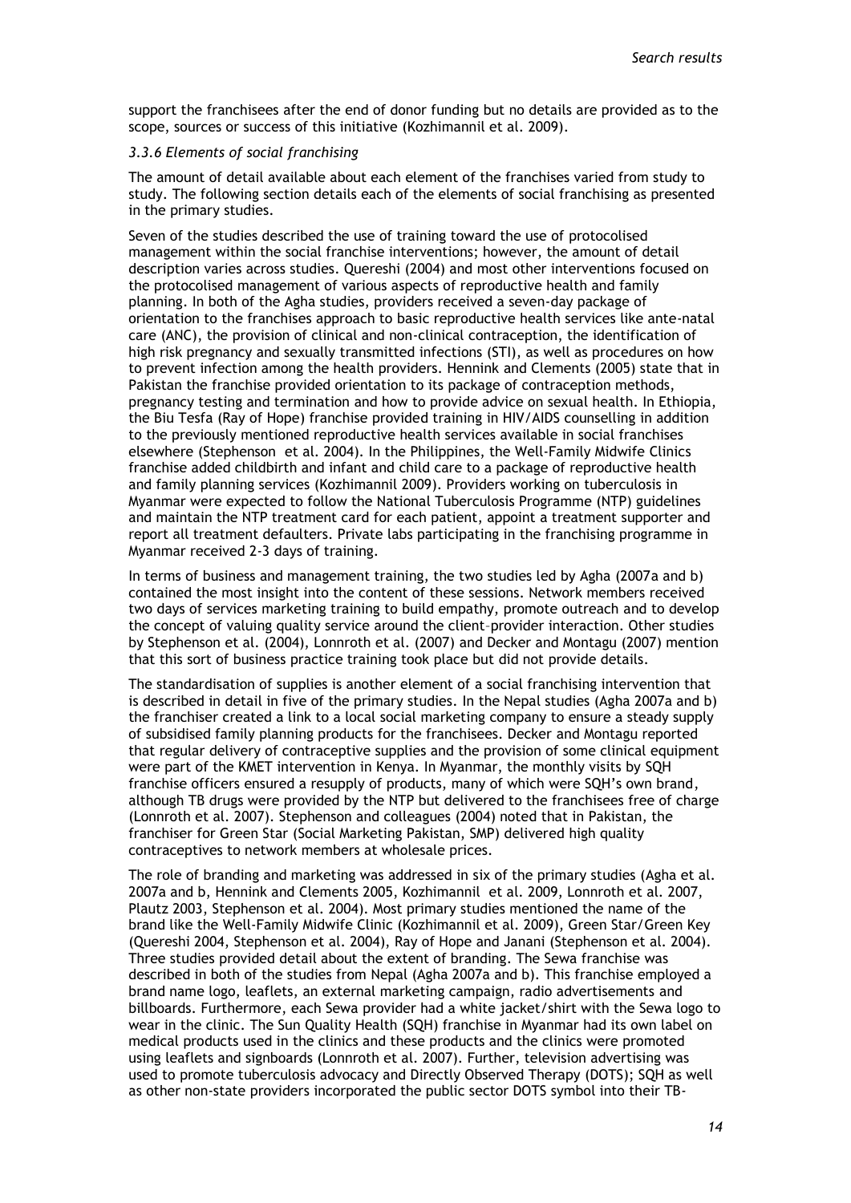support the franchisees after the end of donor funding but no details are provided as to the scope, sources or success of this initiative (Kozhimannil et al. 2009).

### *3.3.6 Elements of social franchising*

The amount of detail available about each element of the franchises varied from study to study. The following section details each of the elements of social franchising as presented in the primary studies.

Seven of the studies described the use of training toward the use of protocolised management within the social franchise interventions; however, the amount of detail description varies across studies. Quereshi (2004) and most other interventions focused on the protocolised management of various aspects of reproductive health and family planning. In both of the Agha studies, providers received a seven-day package of orientation to the franchises approach to basic reproductive health services like ante-natal care (ANC), the provision of clinical and non-clinical contraception, the identification of high risk pregnancy and sexually transmitted infections (STI), as well as procedures on how to prevent infection among the health providers. Hennink and Clements (2005) state that in Pakistan the franchise provided orientation to its package of contraception methods, pregnancy testing and termination and how to provide advice on sexual health. In Ethiopia, the Biu Tesfa (Ray of Hope) franchise provided training in HIV/AIDS counselling in addition to the previously mentioned reproductive health services available in social franchises elsewhere (Stephenson et al. 2004). In the Philippines, the Well-Family Midwife Clinics franchise added childbirth and infant and child care to a package of reproductive health and family planning services (Kozhimannil 2009). Providers working on tuberculosis in Myanmar were expected to follow the National Tuberculosis Programme (NTP) guidelines and maintain the NTP treatment card for each patient, appoint a treatment supporter and report all treatment defaulters. Private labs participating in the franchising programme in Myanmar received 2-3 days of training.

In terms of business and management training, the two studies led by Agha (2007a and b) contained the most insight into the content of these sessions. Network members received two days of services marketing training to build empathy, promote outreach and to develop the concept of valuing quality service around the client–provider interaction. Other studies by Stephenson et al. (2004), Lonnroth et al. (2007) and Decker and Montagu (2007) mention that this sort of business practice training took place but did not provide details.

The standardisation of supplies is another element of a social franchising intervention that is described in detail in five of the primary studies. In the Nepal studies (Agha 2007a and b) the franchiser created a link to a local social marketing company to ensure a steady supply of subsidised family planning products for the franchisees. Decker and Montagu reported that regular delivery of contraceptive supplies and the provision of some clinical equipment were part of the KMET intervention in Kenya. In Myanmar, the monthly visits by SQH franchise officers ensured a resupply of products, many of which were SQH's own brand, although TB drugs were provided by the NTP but delivered to the franchisees free of charge (Lonnroth et al. 2007). Stephenson and colleagues (2004) noted that in Pakistan, the franchiser for Green Star (Social Marketing Pakistan, SMP) delivered high quality contraceptives to network members at wholesale prices.

The role of branding and marketing was addressed in six of the primary studies (Agha et al. 2007a and b, Hennink and Clements 2005, Kozhimannil et al. 2009, Lonnroth et al. 2007, Plautz 2003, Stephenson et al. 2004). Most primary studies mentioned the name of the brand like the Well-Family Midwife Clinic (Kozhimannil et al. 2009), Green Star/Green Key (Quereshi 2004, Stephenson et al. 2004), Ray of Hope and Janani (Stephenson et al. 2004). Three studies provided detail about the extent of branding. The Sewa franchise was described in both of the studies from Nepal (Agha 2007a and b). This franchise employed a brand name logo, leaflets, an external marketing campaign, radio advertisements and billboards. Furthermore, each Sewa provider had a white jacket/shirt with the Sewa logo to wear in the clinic. The Sun Quality Health (SQH) franchise in Myanmar had its own label on medical products used in the clinics and these products and the clinics were promoted using leaflets and signboards (Lonnroth et al. 2007). Further, television advertising was used to promote tuberculosis advocacy and Directly Observed Therapy (DOTS); SQH as well as other non-state providers incorporated the public sector DOTS symbol into their TB-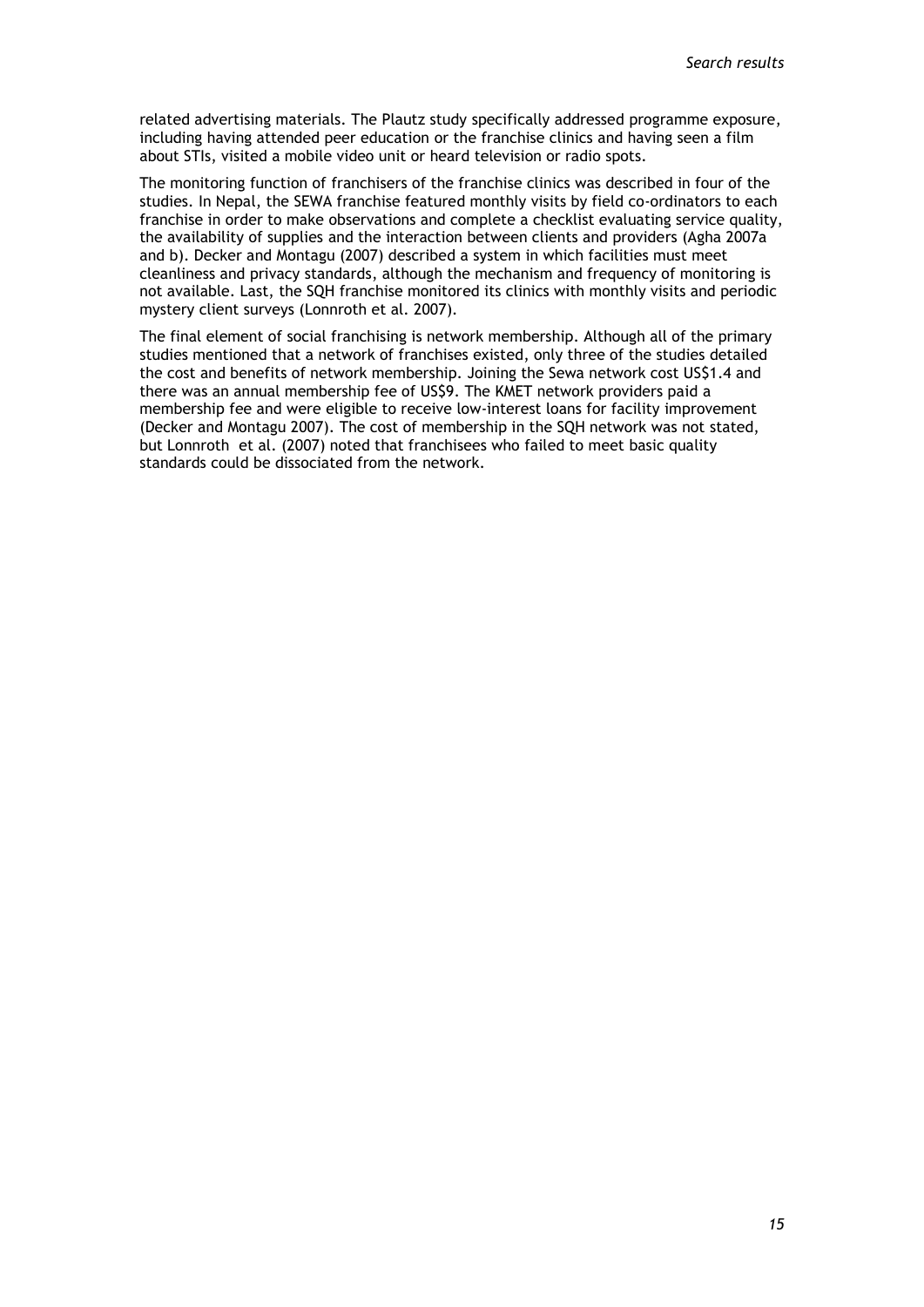related advertising materials. The Plautz study specifically addressed programme exposure, including having attended peer education or the franchise clinics and having seen a film about STIs, visited a mobile video unit or heard television or radio spots.

The monitoring function of franchisers of the franchise clinics was described in four of the studies. In Nepal, the SEWA franchise featured monthly visits by field co-ordinators to each franchise in order to make observations and complete a checklist evaluating service quality, the availability of supplies and the interaction between clients and providers (Agha 2007a and b). Decker and Montagu (2007) described a system in which facilities must meet cleanliness and privacy standards, although the mechanism and frequency of monitoring is not available. Last, the SQH franchise monitored its clinics with monthly visits and periodic mystery client surveys (Lonnroth et al. 2007).

The final element of social franchising is network membership. Although all of the primary studies mentioned that a network of franchises existed, only three of the studies detailed the cost and benefits of network membership. Joining the Sewa network cost US$1.4 and there was an annual membership fee of US$9. The KMET network providers paid a membership fee and were eligible to receive low-interest loans for facility improvement (Decker and Montagu 2007). The cost of membership in the SQH network was not stated, but Lonnroth et al. (2007) noted that franchisees who failed to meet basic quality standards could be dissociated from the network.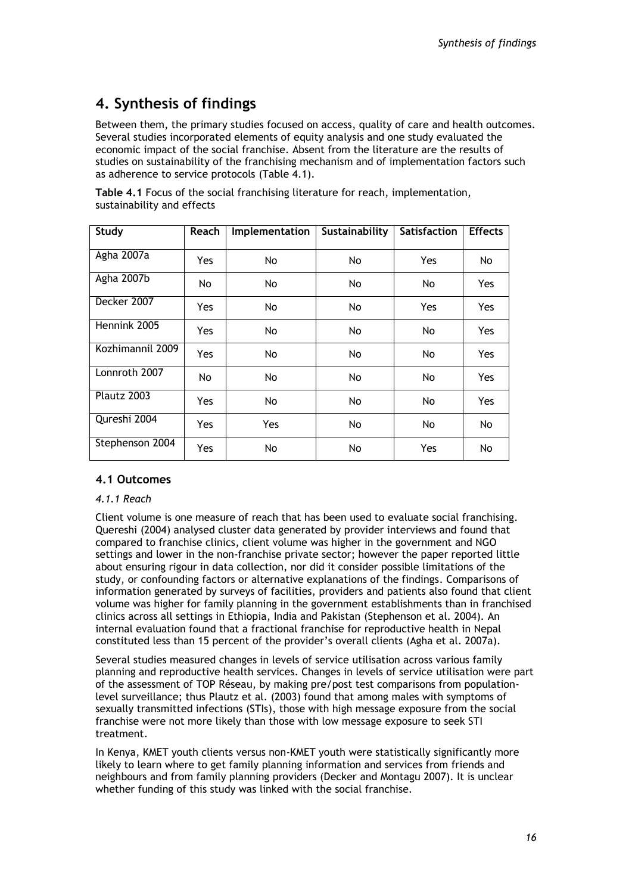# 4. Synthesis of findings

Between them, the primary studies focused on access, quality of care and health outcomes. Several studies incorporated elements of equity analysis and one study evaluated the economic impact of the social franchise. Absent from the literature are the results of studies on sustainability of the franchising mechanism and of implementation factors such as adherence to service protocols (Table 4.1).

**Table 4.1** Focus of the social franchising literature for reach, implementation, sustainability and effects

| Study | Reach | Implementation | Sustainability | Satisfaction | Effects |
|---|---|---|---|---|---|
| Agha 2007a | Yes | No | No | Yes | No |
| Agha 2007b | No | No | No | No | Yes |
| Decker 2007 | Yes | No | No | Yes | Yes |
| Hennink 2005 | Yes | No | No | No | Yes |
| Kozhimannil 2009 | Yes | No | No | No | Yes |
| Lonnroth 2007 | No | No | No | No | Yes |
| Plautz 2003 | Yes | No | No | No | Yes |
| Qureshi 2004 | Yes | Yes | No | No | No |
| Stephenson 2004 | Yes | No | No | Yes | No |

## 4.1 Outcomes

### *4.1.1 Reach*

Client volume is one measure of reach that has been used to evaluate social franchising. Quereshi (2004) analysed cluster data generated by provider interviews and found that compared to franchise clinics, client volume was higher in the government and NGO settings and lower in the non-franchise private sector; however the paper reported little about ensuring rigour in data collection, nor did it consider possible limitations of the study, or confounding factors or alternative explanations of the findings. Comparisons of information generated by surveys of facilities, providers and patients also found that client volume was higher for family planning in the government establishments than in franchised clinics across all settings in Ethiopia, India and Pakistan (Stephenson et al. 2004). An internal evaluation found that a fractional franchise for reproductive health in Nepal constituted less than 15 percent of the provider's overall clients (Agha et al. 2007a).

Several studies measured changes in levels of service utilisation across various family planning and reproductive health services. Changes in levels of service utilisation were part of the assessment of TOP Réseau, by making pre/post test comparisons from population-level surveillance; thus Plautz et al. (2003) found that among males with symptoms of sexually transmitted infections (STIs), those with high message exposure from the social franchise were not more likely than those with low message exposure to seek STI treatment.

In Kenya, KMET youth clients versus non-KMET youth were statistically significantly more likely to learn where to get family planning information and services from friends and neighbours and from family planning providers (Decker and Montagu 2007). It is unclear whether funding of this study was linked with the social franchise.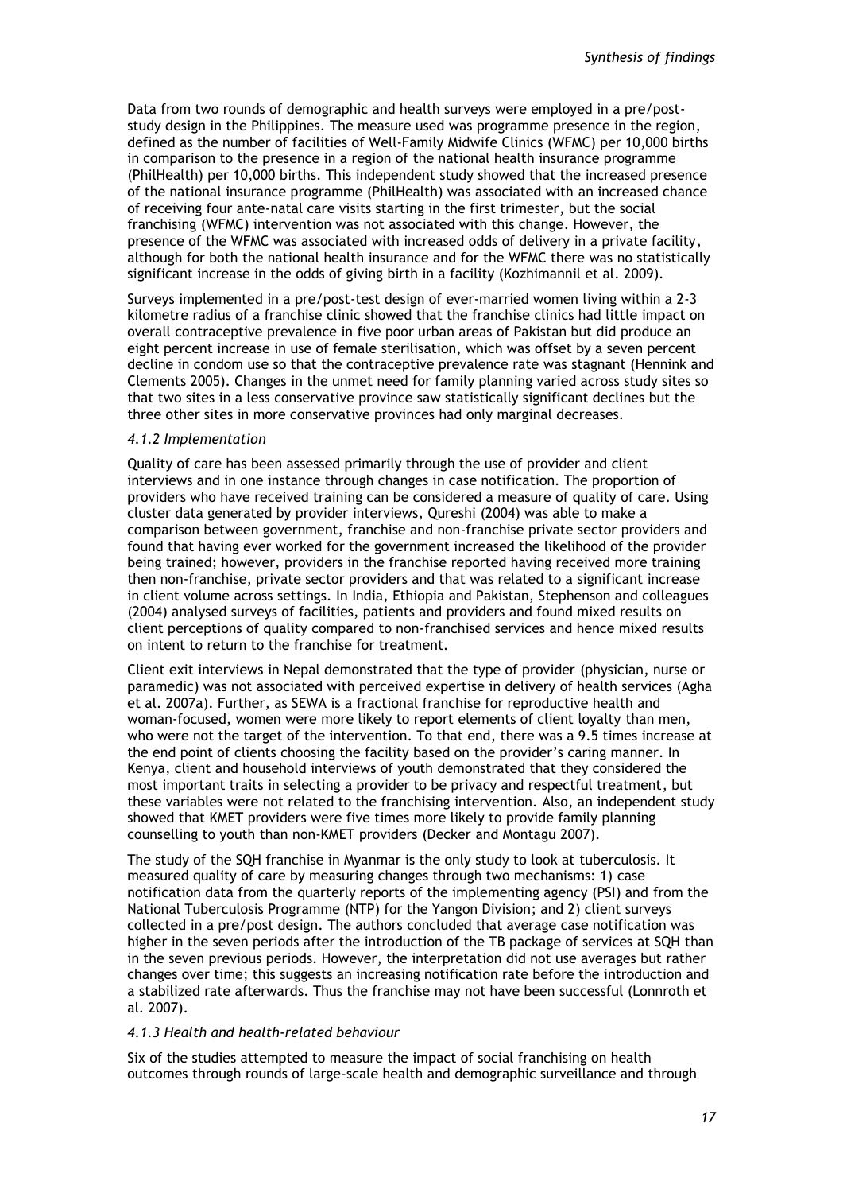Data from two rounds of demographic and health surveys were employed in a pre/post-study design in the Philippines. The measure used was programme presence in the region, defined as the number of facilities of Well-Family Midwife Clinics (WFMC) per 10,000 births in comparison to the presence in a region of the national health insurance programme (PhilHealth) per 10,000 births. This independent study showed that the increased presence of the national insurance programme (PhilHealth) was associated with an increased chance of receiving four ante-natal care visits starting in the first trimester, but the social franchising (WFMC) intervention was not associated with this change. However, the presence of the WFMC was associated with increased odds of delivery in a private facility, although for both the national health insurance and for the WFMC there was no statistically significant increase in the odds of giving birth in a facility (Kozhimannil et al. 2009).

Surveys implemented in a pre/post-test design of ever-married women living within a 2-3 kilometre radius of a franchise clinic showed that the franchise clinics had little impact on overall contraceptive prevalence in five poor urban areas of Pakistan but did produce an eight percent increase in use of female sterilisation, which was offset by a seven percent decline in condom use so that the contraceptive prevalence rate was stagnant (Hennink and Clements 2005). Changes in the unmet need for family planning varied across study sites so that two sites in a less conservative province saw statistically significant declines but the three other sites in more conservative provinces had only marginal decreases.

### *4.1.2 Implementation*

Quality of care has been assessed primarily through the use of provider and client interviews and in one instance through changes in case notification. The proportion of providers who have received training can be considered a measure of quality of care. Using cluster data generated by provider interviews, Qureshi (2004) was able to make a comparison between government, franchise and non-franchise private sector providers and found that having ever worked for the government increased the likelihood of the provider being trained; however, providers in the franchise reported having received more training then non-franchise, private sector providers and that was related to a significant increase in client volume across settings. In India, Ethiopia and Pakistan, Stephenson and colleagues (2004) analysed surveys of facilities, patients and providers and found mixed results on client perceptions of quality compared to non-franchised services and hence mixed results on intent to return to the franchise for treatment.

Client exit interviews in Nepal demonstrated that the type of provider (physician, nurse or paramedic) was not associated with perceived expertise in delivery of health services (Agha et al. 2007a). Further, as SEWA is a fractional franchise for reproductive health and woman-focused, women were more likely to report elements of client loyalty than men, who were not the target of the intervention. To that end, there was a 9.5 times increase at the end point of clients choosing the facility based on the provider's caring manner. In Kenya, client and household interviews of youth demonstrated that they considered the most important traits in selecting a provider to be privacy and respectful treatment, but these variables were not related to the franchising intervention. Also, an independent study showed that KMET providers were five times more likely to provide family planning counselling to youth than non-KMET providers (Decker and Montagu 2007).

The study of the SQH franchise in Myanmar is the only study to look at tuberculosis. It measured quality of care by measuring changes through two mechanisms: 1) case notification data from the quarterly reports of the implementing agency (PSI) and from the National Tuberculosis Programme (NTP) for the Yangon Division; and 2) client surveys collected in a pre/post design. The authors concluded that average case notification was higher in the seven periods after the introduction of the TB package of services at SQH than in the seven previous periods. However, the interpretation did not use averages but rather changes over time; this suggests an increasing notification rate before the introduction and a stabilized rate afterwards. Thus the franchise may not have been successful (Lonnroth et al. 2007).

### *4.1.3 Health and health-related behaviour*

Six of the studies attempted to measure the impact of social franchising on health outcomes through rounds of large-scale health and demographic surveillance and through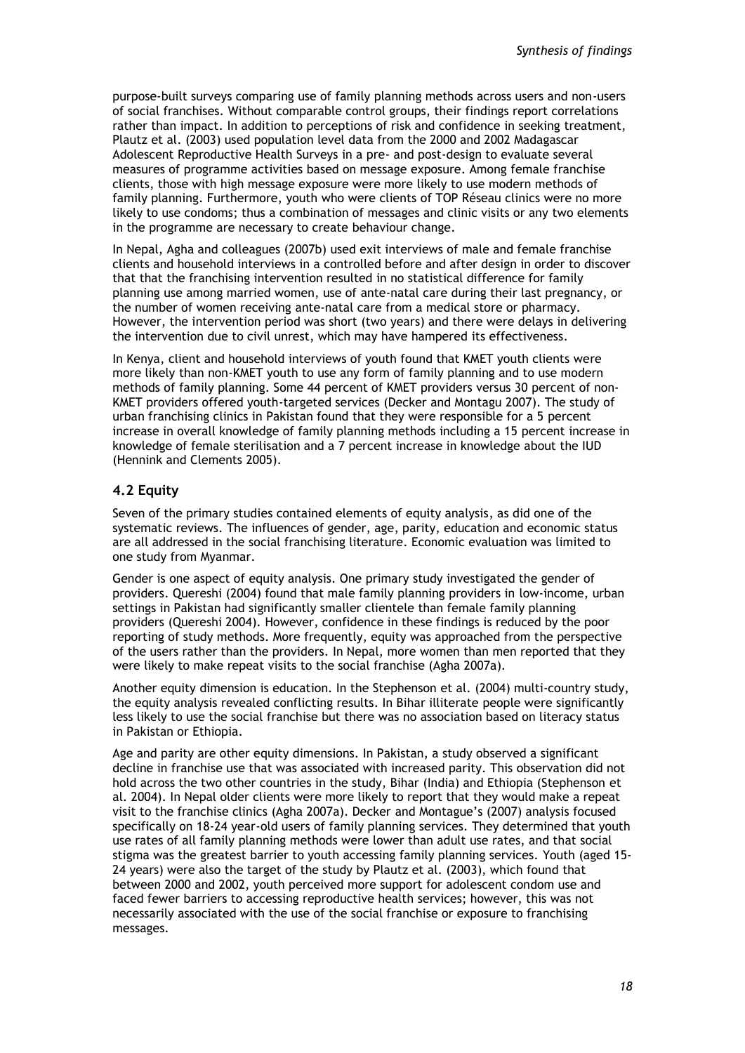purpose-built surveys comparing use of family planning methods across users and non-users of social franchises. Without comparable control groups, their findings report correlations rather than impact. In addition to perceptions of risk and confidence in seeking treatment, Plautz et al. (2003) used population level data from the 2000 and 2002 Madagascar Adolescent Reproductive Health Surveys in a pre- and post-design to evaluate several measures of programme activities based on message exposure. Among female franchise clients, those with high message exposure were more likely to use modern methods of family planning. Furthermore, youth who were clients of TOP Réseau clinics were no more likely to use condoms; thus a combination of messages and clinic visits or any two elements in the programme are necessary to create behaviour change.

In Nepal, Agha and colleagues (2007b) used exit interviews of male and female franchise clients and household interviews in a controlled before and after design in order to discover that that the franchising intervention resulted in no statistical difference for family planning use among married women, use of ante-natal care during their last pregnancy, or the number of women receiving ante-natal care from a medical store or pharmacy. However, the intervention period was short (two years) and there were delays in delivering the intervention due to civil unrest, which may have hampered its effectiveness.

In Kenya, client and household interviews of youth found that KMET youth clients were more likely than non-KMET youth to use any form of family planning and to use modern methods of family planning. Some 44 percent of KMET providers versus 30 percent of non-KMET providers offered youth-targeted services (Decker and Montagu 2007). The study of urban franchising clinics in Pakistan found that they were responsible for a 5 percent increase in overall knowledge of family planning methods including a 15 percent increase in knowledge of female sterilisation and a 7 percent increase in knowledge about the IUD (Hennink and Clements 2005).

## 4.2 Equity

Seven of the primary studies contained elements of equity analysis, as did one of the systematic reviews. The influences of gender, age, parity, education and economic status are all addressed in the social franchising literature. Economic evaluation was limited to one study from Myanmar.

Gender is one aspect of equity analysis. One primary study investigated the gender of providers. Quereshi (2004) found that male family planning providers in low-income, urban settings in Pakistan had significantly smaller clientele than female family planning providers (Quereshi 2004). However, confidence in these findings is reduced by the poor reporting of study methods. More frequently, equity was approached from the perspective of the users rather than the providers. In Nepal, more women than men reported that they were likely to make repeat visits to the social franchise (Agha 2007a).

Another equity dimension is education. In the Stephenson et al. (2004) multi-country study, the equity analysis revealed conflicting results. In Bihar illiterate people were significantly less likely to use the social franchise but there was no association based on literacy status in Pakistan or Ethiopia.

Age and parity are other equity dimensions. In Pakistan, a study observed a significant decline in franchise use that was associated with increased parity. This observation did not hold across the two other countries in the study, Bihar (India) and Ethiopia (Stephenson et al. 2004). In Nepal older clients were more likely to report that they would make a repeat visit to the franchise clinics (Agha 2007a). Decker and Montague's (2007) analysis focused specifically on 18-24 year-old users of family planning services. They determined that youth use rates of all family planning methods were lower than adult use rates, and that social stigma was the greatest barrier to youth accessing family planning services. Youth (aged 15-24 years) were also the target of the study by Plautz et al. (2003), which found that between 2000 and 2002, youth perceived more support for adolescent condom use and faced fewer barriers to accessing reproductive health services; however, this was not necessarily associated with the use of the social franchise or exposure to franchising messages.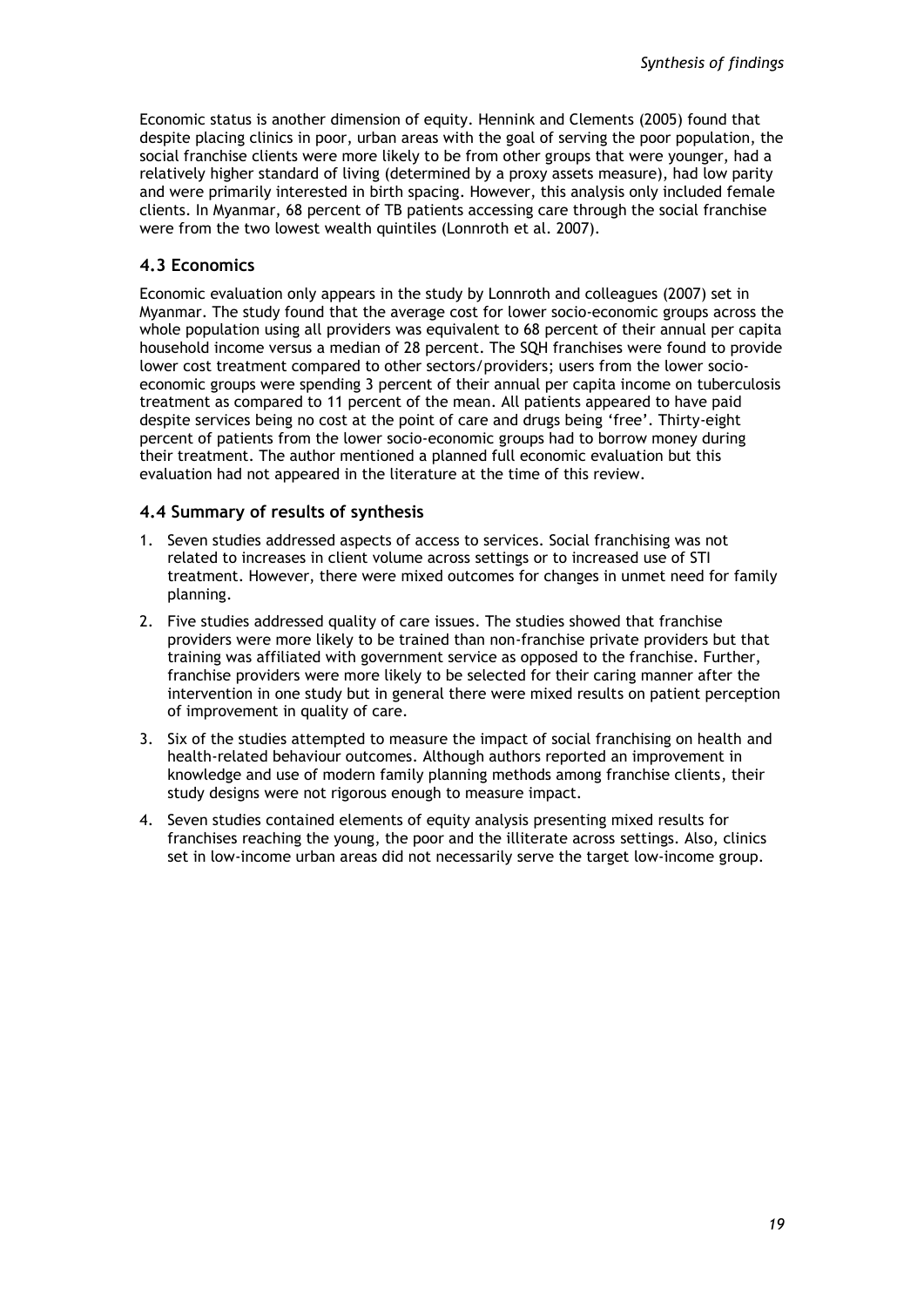Economic status is another dimension of equity. Hennink and Clements (2005) found that despite placing clinics in poor, urban areas with the goal of serving the poor population, the social franchise clients were more likely to be from other groups that were younger, had a relatively higher standard of living (determined by a proxy assets measure), had low parity and were primarily interested in birth spacing. However, this analysis only included female clients. In Myanmar, 68 percent of TB patients accessing care through the social franchise were from the two lowest wealth quintiles (Lonnroth et al. 2007).

### 4.3 Economics

Economic evaluation only appears in the study by Lonnroth and colleagues (2007) set in Myanmar. The study found that the average cost for lower socio-economic groups across the whole population using all providers was equivalent to 68 percent of their annual per capita household income versus a median of 28 percent. The SQH franchises were found to provide lower cost treatment compared to other sectors/providers; users from the lower socio-economic groups were spending 3 percent of their annual per capita income on tuberculosis treatment as compared to 11 percent of the mean. All patients appeared to have paid despite services being no cost at the point of care and drugs being 'free'. Thirty-eight percent of patients from the lower socio-economic groups had to borrow money during their treatment. The author mentioned a planned full economic evaluation but this evaluation had not appeared in the literature at the time of this review.

### 4.4 Summary of results of synthesis

1. Seven studies addressed aspects of access to services. Social franchising was not related to increases in client volume across settings or to increased use of STI treatment. However, there were mixed outcomes for changes in unmet need for family planning.
2. Five studies addressed quality of care issues. The studies showed that franchise providers were more likely to be trained than non-franchise private providers but that training was affiliated with government service as opposed to the franchise. Further, franchise providers were more likely to be selected for their caring manner after the intervention in one study but in general there were mixed results on patient perception of improvement in quality of care.
3. Six of the studies attempted to measure the impact of social franchising on health and health-related behaviour outcomes. Although authors reported an improvement in knowledge and use of modern family planning methods among franchise clients, their study designs were not rigorous enough to measure impact.
4. Seven studies contained elements of equity analysis presenting mixed results for franchises reaching the young, the poor and the illiterate across settings. Also, clinics set in low-income urban areas did not necessarily serve the target low-income group.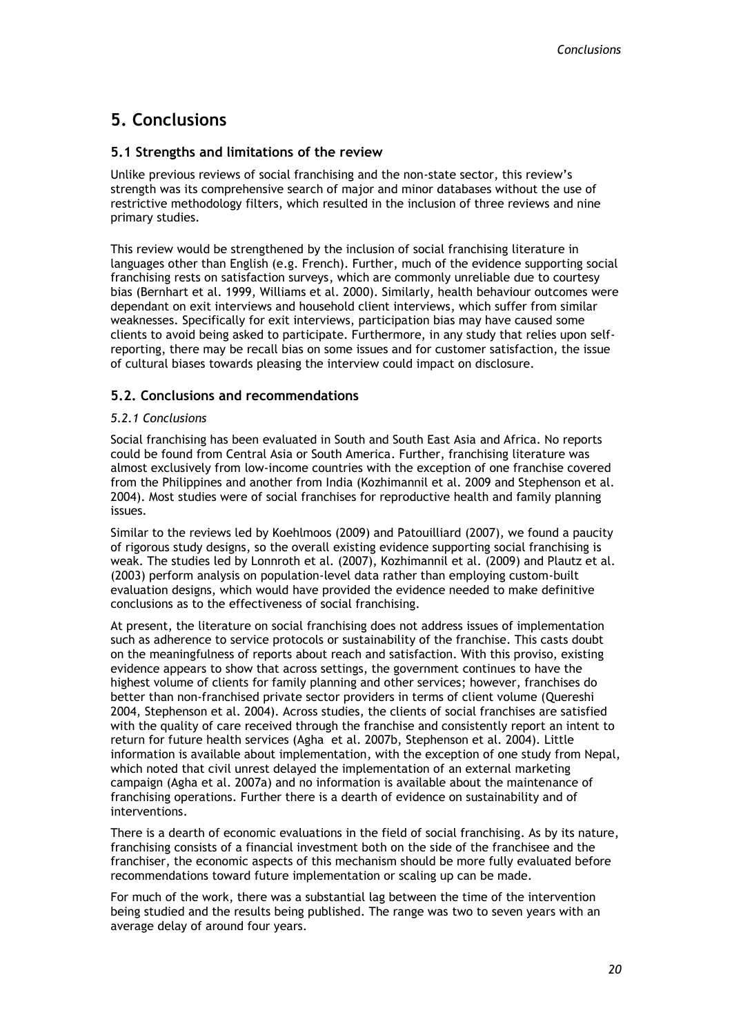# 5. Conclusions

## 5.1 Strengths and limitations of the review

Unlike previous reviews of social franchising and the non-state sector, this review's strength was its comprehensive search of major and minor databases without the use of restrictive methodology filters, which resulted in the inclusion of three reviews and nine primary studies.

This review would be strengthened by the inclusion of social franchising literature in languages other than English (e.g. French). Further, much of the evidence supporting social franchising rests on satisfaction surveys, which are commonly unreliable due to courtesy bias (Bernhart et al. 1999, Williams et al. 2000). Similarly, health behaviour outcomes were dependant on exit interviews and household client interviews, which suffer from similar weaknesses. Specifically for exit interviews, participation bias may have caused some clients to avoid being asked to participate. Furthermore, in any study that relies upon self-reporting, there may be recall bias on some issues and for customer satisfaction, the issue of cultural biases towards pleasing the interview could impact on disclosure.

## 5.2. Conclusions and recommendations

### *5.2.1 Conclusions*

Social franchising has been evaluated in South and South East Asia and Africa. No reports could be found from Central Asia or South America. Further, franchising literature was almost exclusively from low-income countries with the exception of one franchise covered from the Philippines and another from India (Kozhimannil et al. 2009 and Stephenson et al. 2004). Most studies were of social franchises for reproductive health and family planning issues.

Similar to the reviews led by Koehlmoos (2009) and Patouilliard (2007), we found a paucity of rigorous study designs, so the overall existing evidence supporting social franchising is weak. The studies led by Lonnroth et al. (2007), Kozhimannil et al. (2009) and Plautz et al. (2003) perform analysis on population-level data rather than employing custom-built evaluation designs, which would have provided the evidence needed to make definitive conclusions as to the effectiveness of social franchising.

At present, the literature on social franchising does not address issues of implementation such as adherence to service protocols or sustainability of the franchise. This casts doubt on the meaningfulness of reports about reach and satisfaction. With this proviso, existing evidence appears to show that across settings, the government continues to have the highest volume of clients for family planning and other services; however, franchises do better than non-franchised private sector providers in terms of client volume (Quereshi 2004, Stephenson et al. 2004). Across studies, the clients of social franchises are satisfied with the quality of care received through the franchise and consistently report an intent to return for future health services (Agha et al. 2007b, Stephenson et al. 2004). Little information is available about implementation, with the exception of one study from Nepal, which noted that civil unrest delayed the implementation of an external marketing campaign (Agha et al. 2007a) and no information is available about the maintenance of franchising operations. Further there is a dearth of evidence on sustainability and of interventions.

There is a dearth of economic evaluations in the field of social franchising. As by its nature, franchising consists of a financial investment both on the side of the franchisee and the franchiser, the economic aspects of this mechanism should be more fully evaluated before recommendations toward future implementation or scaling up can be made.

For much of the work, there was a substantial lag between the time of the intervention being studied and the results being published. The range was two to seven years with an average delay of around four years.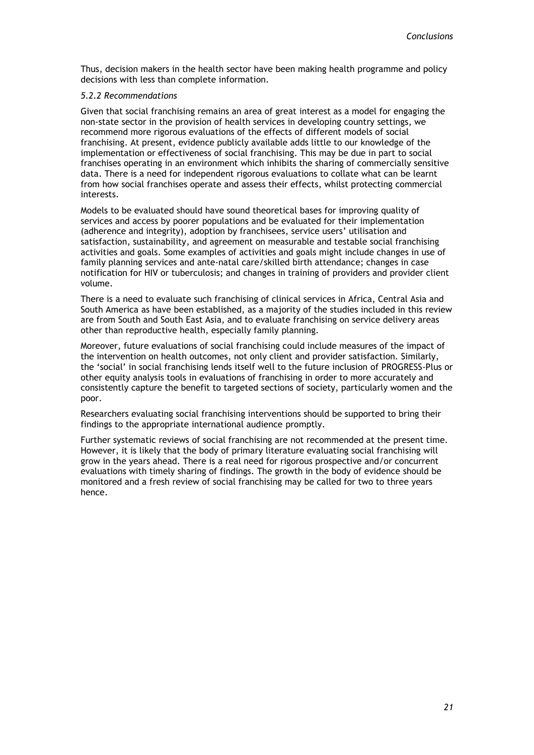Thus, decision makers in the health sector have been making health programme and policy decisions with less than complete information.

### *5.2.2 Recommendations*

Given that social franchising remains an area of great interest as a model for engaging the non-state sector in the provision of health services in developing country settings, we recommend more rigorous evaluations of the effects of different models of social franchising. At present, evidence publicly available adds little to our knowledge of the implementation or effectiveness of social franchising. This may be due in part to social franchises operating in an environment which inhibits the sharing of commercially sensitive data. There is a need for independent rigorous evaluations to collate what can be learnt from how social franchises operate and assess their effects, whilst protecting commercial interests.

Models to be evaluated should have sound theoretical bases for improving quality of services and access by poorer populations and be evaluated for their implementation (adherence and integrity), adoption by franchisees, service users' utilisation and satisfaction, sustainability, and agreement on measurable and testable social franchising activities and goals. Some examples of activities and goals might include changes in use of family planning services and ante-natal care/skilled birth attendance; changes in case notification for HIV or tuberculosis; and changes in training of providers and provider client volume.

There is a need to evaluate such franchising of clinical services in Africa, Central Asia and South America as have been established, as a majority of the studies included in this review are from South and South East Asia, and to evaluate franchising on service delivery areas other than reproductive health, especially family planning.

Moreover, future evaluations of social franchising could include measures of the impact of the intervention on health outcomes, not only client and provider satisfaction. Similarly, the 'social' in social franchising lends itself well to the future inclusion of PROGRESS-Plus or other equity analysis tools in evaluations of franchising in order to more accurately and consistently capture the benefit to targeted sections of society, particularly women and the poor.

Researchers evaluating social franchising interventions should be supported to bring their findings to the appropriate international audience promptly.

Further systematic reviews of social franchising are not recommended at the present time. However, it is likely that the body of primary literature evaluating social franchising will grow in the years ahead. There is a real need for rigorous prospective and/or concurrent evaluations with timely sharing of findings. The growth in the body of evidence should be monitored and a fresh review of social franchising may be called for two to three years hence.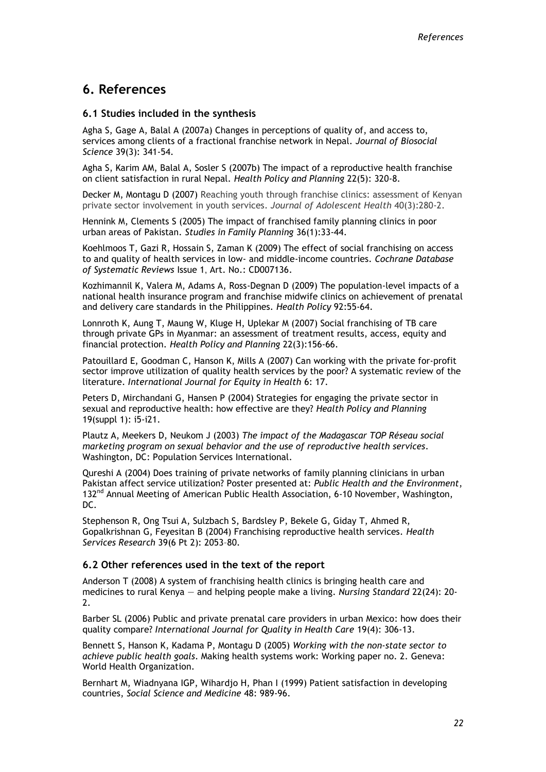# 6. References

## 6.1 Studies included in the synthesis

Agha S, Gage A, Balal A (2007a) Changes in perceptions of quality of, and access to, services among clients of a fractional franchise network in Nepal. *Journal of Biosocial Science* 39(3): 341-54.

Agha S, Karim AM, Balal A, Sosler S (2007b) The impact of a reproductive health franchise on client satisfaction in rural Nepal. *Health Policy and Planning* 22(5): 320-8.

Decker M, Montagu D (2007) Reaching youth through franchise clinics: assessment of Kenyan private sector involvement in youth services. *Journal of Adolescent Health* 40(3):280-2.

Hennink M, Clements S (2005) The impact of franchised family planning clinics in poor urban areas of Pakistan. *Studies in Family Planning* 36(1):33-44.

Koehlmoos T, Gazi R, Hossain S, Zaman K (2009) The effect of social franchising on access to and quality of health services in low- and middle-income countries. *Cochrane Database of Systematic Reviews* Issue 1, Art. No.: CD007136.

Kozhimannil K, Valera M, Adams A, Ross-Degnan D (2009) The population-level impacts of a national health insurance program and franchise midwife clinics on achievement of prenatal and delivery care standards in the Philippines. *Health Policy* 92:55-64.

Lonnroth K, Aung T, Maung W, Kluge H, Uplekar M (2007) Social franchising of TB care through private GPs in Myanmar: an assessment of treatment results, access, equity and financial protection. *Health Policy and Planning* 22(3):156-66.

Patouillard E, Goodman C, Hanson K, Mills A (2007) Can working with the private for-profit sector improve utilization of quality health services by the poor? A systematic review of the literature. *International Journal for Equity in Health* 6: 17.

Peters D, Mirchandani G, Hansen P (2004) Strategies for engaging the private sector in sexual and reproductive health: how effective are they? *Health Policy and Planning* 19(suppl 1): i5-i21.

Plautz A, Meekers D, Neukom J (2003) *The impact of the Madagascar TOP Réseau social marketing program on sexual behavior and the use of reproductive health services*. Washington, DC: Population Services International.

Qureshi A (2004) Does training of private networks of family planning clinicians in urban Pakistan affect service utilization? Poster presented at: *Public Health and the Environment*, 132nd Annual Meeting of American Public Health Association, 6-10 November, Washington, DC.

Stephenson R, Ong Tsui A, Sulzbach S, Bardsley P, Bekele G, Giday T, Ahmed R, Gopalkrishnan G, Feyesitan B (2004) Franchising reproductive health services. *Health Services Research* 39(6 Pt 2): 2053–80.

## 6.2 Other references used in the text of the report

Anderson T (2008) A system of franchising health clinics is bringing health care and medicines to rural Kenya — and helping people make a living. *Nursing Standard* 22(24): 20-2.

Barber SL (2006) Public and private prenatal care providers in urban Mexico: how does their quality compare? *International Journal for Quality in Health Care* 19(4): 306-13.

Bennett S, Hanson K, Kadama P, Montagu D (2005) *Working with the non-state sector to achieve public health goals*. Making health systems work: Working paper no. 2. Geneva: World Health Organization.

Bernhart M, Wiadnyana IGP, Wihardjo H, Phan I (1999) Patient satisfaction in developing countries, *Social Science and Medicine* 48: 989-96.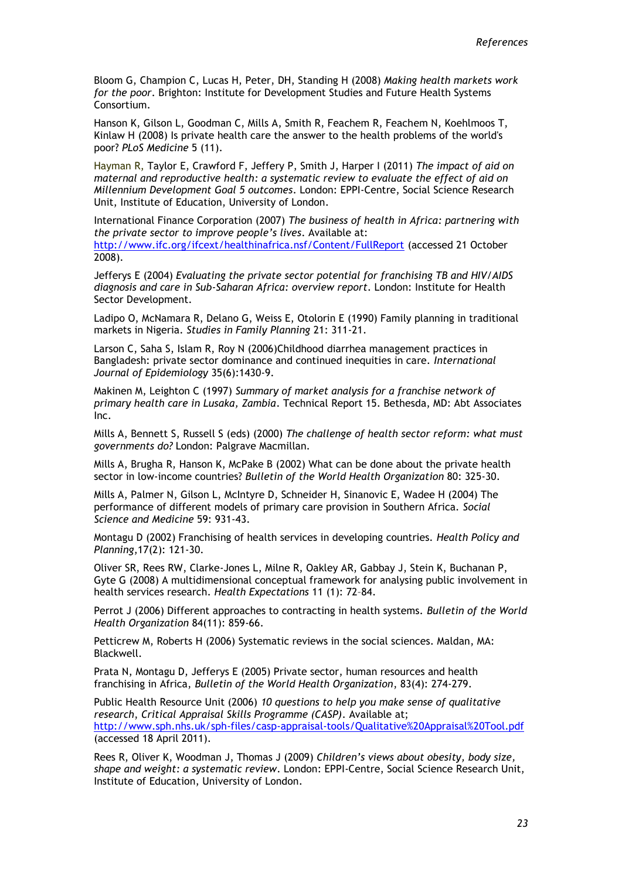Bloom G, Champion C, Lucas H, Peter, DH, Standing H (2008) *Making health markets work for the poor*. Brighton: Institute for Development Studies and Future Health Systems Consortium.

Hanson K, Gilson L, Goodman C, Mills A, Smith R, Feachem R, Feachem N, Koehlmoos T, Kinlaw H (2008) Is private health care the answer to the health problems of the world's poor? *PLoS Medicine* 5 (11).

Hayman R, Taylor E, Crawford F, Jeffery P, Smith J, Harper I (2011) *The impact of aid on maternal and reproductive health: a systematic review to evaluate the effect of aid on Millennium Development Goal 5 outcomes*. London: EPPI-Centre, Social Science Research Unit, Institute of Education, University of London.

International Finance Corporation (2007) *The business of health in Africa: partnering with the private sector to improve people's lives*. Available at: http://www.ifc.org/ifcext/healthinafrica.nsf/Content/FullReport (accessed 21 October 2008).

Jefferys E (2004) *Evaluating the private sector potential for franchising TB and HIV/AIDS diagnosis and care in Sub-Saharan Africa: overview report*. London: Institute for Health Sector Development.

Ladipo O, McNamara R, Delano G, Weiss E, Otolorin E (1990) Family planning in traditional markets in Nigeria. *Studies in Family Planning* 21: 311-21.

Larson C, Saha S, Islam R, Roy N (2006)Childhood diarrhea management practices in Bangladesh: private sector dominance and continued inequities in care. *International Journal of Epidemiology* 35(6):1430-9.

Makinen M, Leighton C (1997) *Summary of market analysis for a franchise network of primary health care in Lusaka, Zambia*. Technical Report 15. Bethesda, MD: Abt Associates Inc.

Mills A, Bennett S, Russell S (eds) (2000) *The challenge of health sector reform: what must governments do?* London: Palgrave Macmillan.

Mills A, Brugha R, Hanson K, McPake B (2002) What can be done about the private health sector in low-income countries? *Bulletin of the World Health Organization* 80: 325-30.

Mills A, Palmer N, Gilson L, McIntyre D, Schneider H, Sinanovic E, Wadee H (2004) The performance of different models of primary care provision in Southern Africa. *Social Science and Medicine* 59: 931-43.

Montagu D (2002) Franchising of health services in developing countries. *Health Policy and Planning*,17(2): 121-30.

Oliver SR, Rees RW, Clarke-Jones L, Milne R, Oakley AR, Gabbay J, Stein K, Buchanan P, Gyte G (2008) A multidimensional conceptual framework for analysing public involvement in health services research. *Health Expectations* 11 (1): 72–84.

Perrot J (2006) Different approaches to contracting in health systems. *Bulletin of the World Health Organization* 84(11): 859-66.

Petticrew M, Roberts H (2006) Systematic reviews in the social sciences. Maldan, MA: Blackwell.

Prata N, Montagu D, Jefferys E (2005) Private sector, human resources and health franchising in Africa, *Bulletin of the World Health Organization*, 83(4): 274-279.

Public Health Resource Unit (2006) *10 questions to help you make sense of qualitative research, Critical Appraisal Skills Programme (CASP)*. Available at; http://www.sph.nhs.uk/sph-files/casp-appraisal-tools/Qualitative%20Appraisal%20Tool.pdf (accessed 18 April 2011).

Rees R, Oliver K, Woodman J, Thomas J (2009) *Children's views about obesity, body size, shape and weight: a systematic review*. London: EPPI-Centre, Social Science Research Unit, Institute of Education, University of London.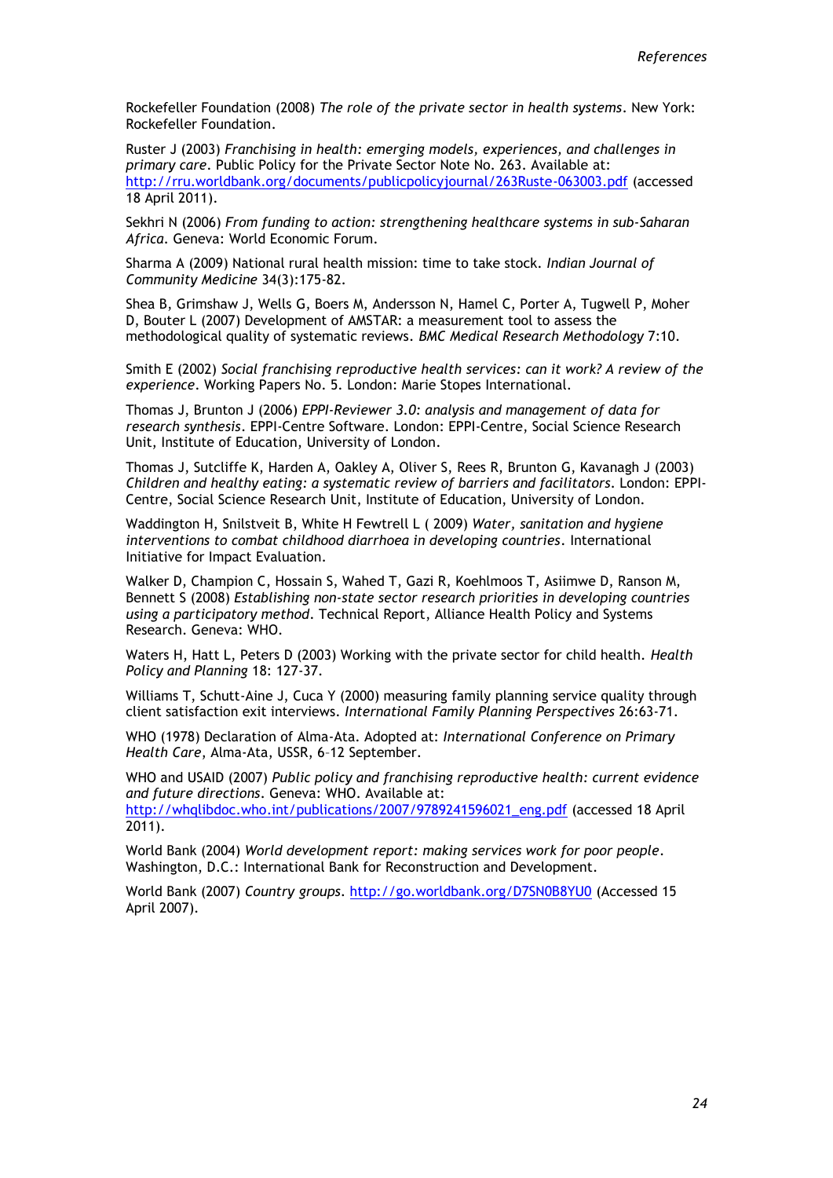Rockefeller Foundation (2008) *The role of the private sector in health systems*. New York: Rockefeller Foundation.

Ruster J (2003) *Franchising in health: emerging models, experiences, and challenges in primary care*. Public Policy for the Private Sector Note No. 263. Available at: http://rru.worldbank.org/documents/publicpolicyjournal/263Ruste-063003.pdf (accessed 18 April 2011).

Sekhri N (2006) *From funding to action: strengthening healthcare systems in sub-Saharan Africa*. Geneva: World Economic Forum.

Sharma A (2009) National rural health mission: time to take stock. *Indian Journal of Community Medicine* 34(3):175-82.

Shea B, Grimshaw J, Wells G, Boers M, Andersson N, Hamel C, Porter A, Tugwell P, Moher D, Bouter L (2007) Development of AMSTAR: a measurement tool to assess the methodological quality of systematic reviews. *BMC Medical Research Methodology* 7:10.

Smith E (2002) *Social franchising reproductive health services: can it work? A review of the experience*. Working Papers No. 5. London: Marie Stopes International.

Thomas J, Brunton J (2006) *EPPI-Reviewer 3.0: analysis and management of data for research synthesis*. EPPI-Centre Software. London: EPPI-Centre, Social Science Research Unit, Institute of Education, University of London.

Thomas J, Sutcliffe K, Harden A, Oakley A, Oliver S, Rees R, Brunton G, Kavanagh J (2003) *Children and healthy eating: a systematic review of barriers and facilitators*. London: EPPI-Centre, Social Science Research Unit, Institute of Education, University of London.

Waddington H, Snilstveit B, White H Fewtrell L ( 2009) *Water, sanitation and hygiene interventions to combat childhood diarrhoea in developing countries*. International Initiative for Impact Evaluation.

Walker D, Champion C, Hossain S, Wahed T, Gazi R, Koehlmoos T, Asiimwe D, Ranson M, Bennett S (2008) *Establishing non-state sector research priorities in developing countries using a participatory method*. Technical Report, Alliance Health Policy and Systems Research. Geneva: WHO.

Waters H, Hatt L, Peters D (2003) Working with the private sector for child health. *Health Policy and Planning* 18: 127-37.

Williams T, Schutt-Aine J, Cuca Y (2000) measuring family planning service quality through client satisfaction exit interviews. *International Family Planning Perspectives* 26:63-71.

WHO (1978) Declaration of Alma-Ata. Adopted at: *International Conference on Primary Health Care*, Alma-Ata, USSR, 6–12 September.

WHO and USAID (2007) *Public policy and franchising reproductive health: current evidence and future directions*. Geneva: WHO. Available at: http://whqlibdoc.who.int/publications/2007/9789241596021_eng.pdf (accessed 18 April 2011).

World Bank (2004) *World development report: making services work for poor people*. Washington, D.C.: International Bank for Reconstruction and Development.

World Bank (2007) *Country groups*. http://go.worldbank.org/D7SN0B8YU0 (Accessed 15 April 2007).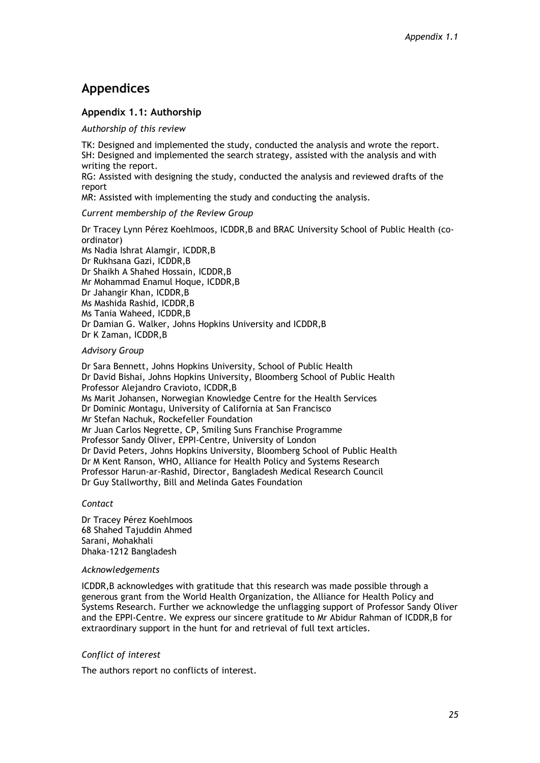# Appendices

## Appendix 1.1: Authorship

*Authorship of this review*

TK: Designed and implemented the study, conducted the analysis and wrote the report.
SH: Designed and implemented the search strategy, assisted with the analysis and with writing the report.
RG: Assisted with designing the study, conducted the analysis and reviewed drafts of the report
MR: Assisted with implementing the study and conducting the analysis.

*Current membership of the Review Group*

Dr Tracey Lynn Pérez Koehlmoos, ICDDR,B and BRAC University School of Public Health (co-ordinator)
Ms Nadia Ishrat Alamgir, ICDDR,B
Dr Rukhsana Gazi, ICDDR,B
Dr Shaikh A Shahed Hossain, ICDDR,B
Mr Mohammad Enamul Hoque, ICDDR,B
Dr Jahangir Khan, ICDDR,B
Ms Mashida Rashid, ICDDR,B
Ms Tania Waheed, ICDDR,B
Dr Damian G. Walker, Johns Hopkins University and ICDDR,B
Dr K Zaman, ICDDR,B

*Advisory Group*

Dr Sara Bennett, Johns Hopkins University, School of Public Health
Dr David Bishai, Johns Hopkins University, Bloomberg School of Public Health
Professor Alejandro Cravioto, ICDDR,B
Ms Marit Johansen, Norwegian Knowledge Centre for the Health Services
Dr Dominic Montagu, University of California at San Francisco
Mr Stefan Nachuk, Rockefeller Foundation
Mr Juan Carlos Negrette, CP, Smiling Suns Franchise Programme
Professor Sandy Oliver, EPPI-Centre, University of London
Dr David Peters, Johns Hopkins University, Bloomberg School of Public Health
Dr M Kent Ranson, WHO, Alliance for Health Policy and Systems Research
Professor Harun-ar-Rashid, Director, Bangladesh Medical Research Council
Dr Guy Stallworthy, Bill and Melinda Gates Foundation

*Contact*

Dr Tracey Pérez Koehlmoos
68 Shahed Tajuddin Ahmed
Sarani, Mohakhali
Dhaka-1212 Bangladesh

*Acknowledgements*

ICDDR,B acknowledges with gratitude that this research was made possible through a generous grant from the World Health Organization, the Alliance for Health Policy and Systems Research. Further we acknowledge the unflagging support of Professor Sandy Oliver and the EPPI-Centre. We express our sincere gratitude to Mr Abidur Rahman of ICDDR,B for extraordinary support in the hunt for and retrieval of full text articles.

*Conflict of interest*

The authors report no conflicts of interest.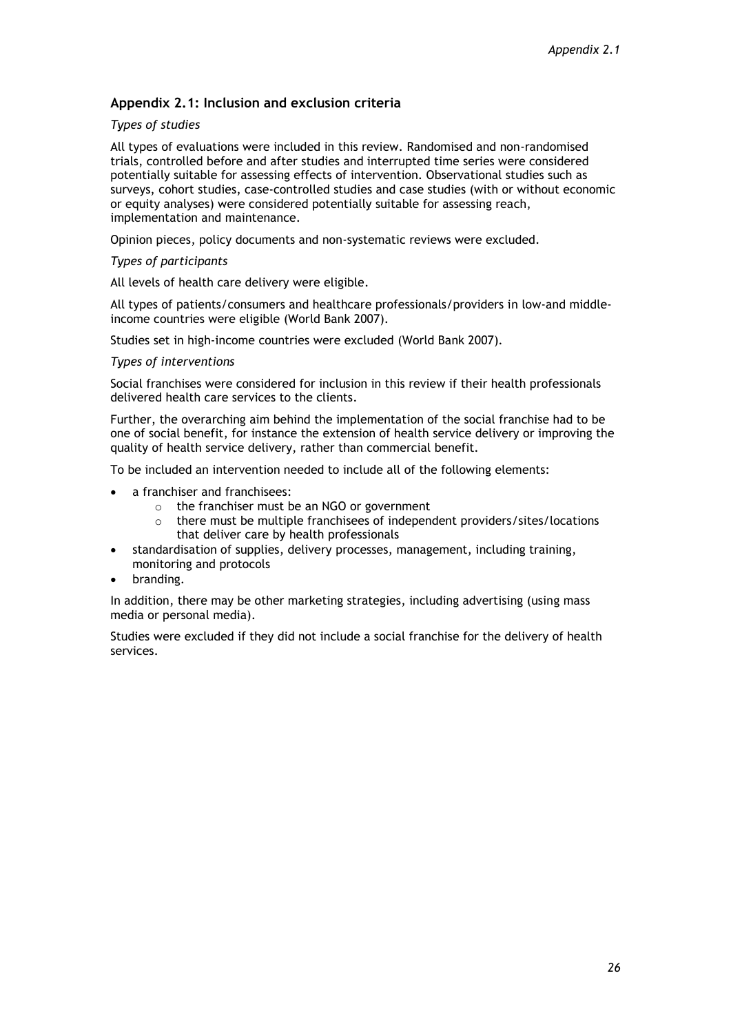## Appendix 2.1: Inclusion and exclusion criteria

*Types of studies*

All types of evaluations were included in this review. Randomised and non-randomised trials, controlled before and after studies and interrupted time series were considered potentially suitable for assessing effects of intervention. Observational studies such as surveys, cohort studies, case-controlled studies and case studies (with or without economic or equity analyses) were considered potentially suitable for assessing reach, implementation and maintenance.

Opinion pieces, policy documents and non-systematic reviews were excluded.

*Types of participants*

All levels of health care delivery were eligible.

All types of patients/consumers and healthcare professionals/providers in low-and middle-income countries were eligible (World Bank 2007).

Studies set in high-income countries were excluded (World Bank 2007).

*Types of interventions*

Social franchises were considered for inclusion in this review if their health professionals delivered health care services to the clients.

Further, the overarching aim behind the implementation of the social franchise had to be one of social benefit, for instance the extension of health service delivery or improving the quality of health service delivery, rather than commercial benefit.

To be included an intervention needed to include all of the following elements:

- a franchiser and franchisees:
  - the franchiser must be an NGO or government
  - there must be multiple franchisees of independent providers/sites/locations that deliver care by health professionals
- standardisation of supplies, delivery processes, management, including training, monitoring and protocols
- branding.

In addition, there may be other marketing strategies, including advertising (using mass media or personal media).

Studies were excluded if they did not include a social franchise for the delivery of health services.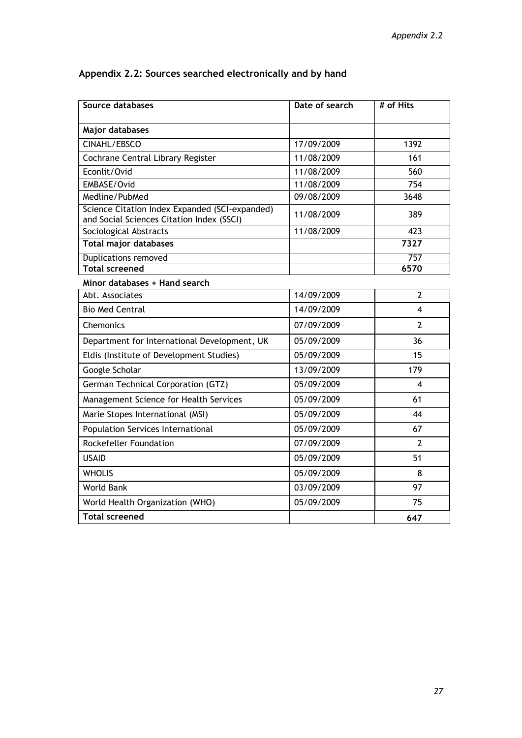## Appendix 2.2: Sources searched electronically and by hand

| Source databases | Date of search | # of Hits |
| --- | --- | --- |
| **Major databases** | | |
| CINAHL/EBSCO | 17/09/2009 | 1392 |
| Cochrane Central Library Register | 11/08/2009 | 161 |
| Econlit/Ovid | 11/08/2009 | 560 |
| EMBASE/Ovid | 11/08/2009 | 754 |
| Medline/PubMed | 09/08/2009 | 3648 |
| Science Citation Index Expanded (SCI-expanded) and Social Sciences Citation Index (SSCI) | 11/08/2009 | 389 |
| Sociological Abstracts | 11/08/2009 | 423 |
| **Total major databases** | | **7327** |
| Duplications removed | | 757 |
| **Total screened** | | **6570** |
| **Minor databases + Hand search** | | |
| Abt. Associates | 14/09/2009 | 2 |
| Bio Med Central | 14/09/2009 | 4 |
| Chemonics | 07/09/2009 | 2 |
| Department for International Development, UK | 05/09/2009 | 36 |
| Eldis (Institute of Development Studies) | 05/09/2009 | 15 |
| Google Scholar | 13/09/2009 | 179 |
| German Technical Corporation (GTZ) | 05/09/2009 | 4 |
| Management Science for Health Services | 05/09/2009 | 61 |
| Marie Stopes International (MSI) | 05/09/2009 | 44 |
| Population Services International | 05/09/2009 | 67 |
| Rockefeller Foundation | 07/09/2009 | 2 |
| USAID | 05/09/2009 | 51 |
| WHOLIS | 05/09/2009 | 8 |
| World Bank | 03/09/2009 | 97 |
| World Health Organization (WHO) | 05/09/2009 | 75 |
| **Total screened** | | **647** |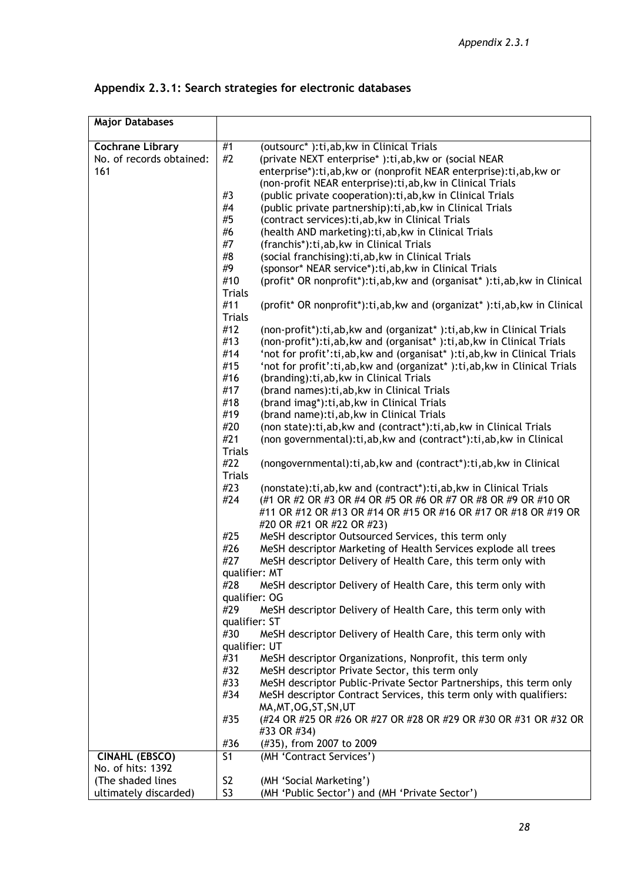## Appendix 2.3.1: Search strategies for electronic databases

| Major Databases | |
|---|---|
| **Cochrane Library**<br>No. of records obtained: 161 | #1 (outsourc* ):ti,ab,kw in Clinical Trials<br>#2 (private NEXT enterprise* ):ti,ab,kw or (social NEAR enterprise*):ti,ab,kw or (nonprofit NEAR enterprise):ti,ab,kw or (non-profit NEAR enterprise):ti,ab,kw in Clinical Trials<br>#3 (public private cooperation):ti,ab,kw in Clinical Trials<br>#4 (public private partnership):ti,ab,kw in Clinical Trials<br>#5 (contract services):ti,ab,kw in Clinical Trials<br>#6 (health AND marketing):ti,ab,kw in Clinical Trials<br>#7 (franchis*):ti,ab,kw in Clinical Trials<br>#8 (social franchising):ti,ab,kw in Clinical Trials<br>#9 (sponsor* NEAR service*):ti,ab,kw in Clinical Trials<br>#10 (profit* OR nonprofit*):ti,ab,kw and (organisat* ):ti,ab,kw in Clinical Trials<br>#11 (profit* OR nonprofit*):ti,ab,kw and (organizat* ):ti,ab,kw in Clinical Trials<br>#12 (non-profit*):ti,ab,kw and (organizat* ):ti,ab,kw in Clinical Trials<br>#13 (non-profit*):ti,ab,kw and (organisat* ):ti,ab,kw in Clinical Trials<br>#14 'not for profit':ti,ab,kw and (organisat* ):ti,ab,kw in Clinical Trials<br>#15 'not for profit':ti,ab,kw and (organizat* ):ti,ab,kw in Clinical Trials<br>#16 (branding):ti,ab,kw in Clinical Trials<br>#17 (brand names):ti,ab,kw in Clinical Trials<br>#18 (brand imag*):ti,ab,kw in Clinical Trials<br>#19 (brand name):ti,ab,kw in Clinical Trials<br>#20 (non state):ti,ab,kw and (contract*):ti,ab,kw in Clinical Trials<br>#21 (non governmental):ti,ab,kw and (contract*):ti,ab,kw in Clinical Trials<br>#22 (nongovernmental):ti,ab,kw and (contract*):ti,ab,kw in Clinical Trials<br>#23 (nonstate):ti,ab,kw and (contract*):ti,ab,kw in Clinical Trials<br>#24 (#1 OR #2 OR #3 OR #4 OR #5 OR #6 OR #7 OR #8 OR #9 OR #10 OR #11 OR #12 OR #13 OR #14 OR #15 OR #16 OR #17 OR #18 OR #19 OR #20 OR #21 OR #22 OR #23)<br>#25 MeSH descriptor Outsourced Services, this term only<br>#26 MeSH descriptor Marketing of Health Services explode all trees<br>#27 MeSH descriptor Delivery of Health Care, this term only with qualifier: MT<br>#28 MeSH descriptor Delivery of Health Care, this term only with qualifier: OG<br>#29 MeSH descriptor Delivery of Health Care, this term only with qualifier: ST<br>#30 MeSH descriptor Delivery of Health Care, this term only with qualifier: UT<br>#31 MeSH descriptor Organizations, Nonprofit, this term only<br>#32 MeSH descriptor Private Sector, this term only<br>#33 MeSH descriptor Public-Private Sector Partnerships, this term only<br>#34 MeSH descriptor Contract Services, this term only with qualifiers: MA,MT,OG,ST,SN,UT<br>#35 (#24 OR #25 OR #26 OR #27 OR #28 OR #29 OR #30 OR #31 OR #32 OR #33 OR #34)<br>#36 (#35), from 2007 to 2009 |
| **CINAHL (EBSCO)**<br>No. of hits: 1392<br>(The shaded lines ultimately discarded) | S1 (MH 'Contract Services')<br>S2 (MH 'Social Marketing')<br>S3 (MH 'Public Sector') and (MH 'Private Sector') |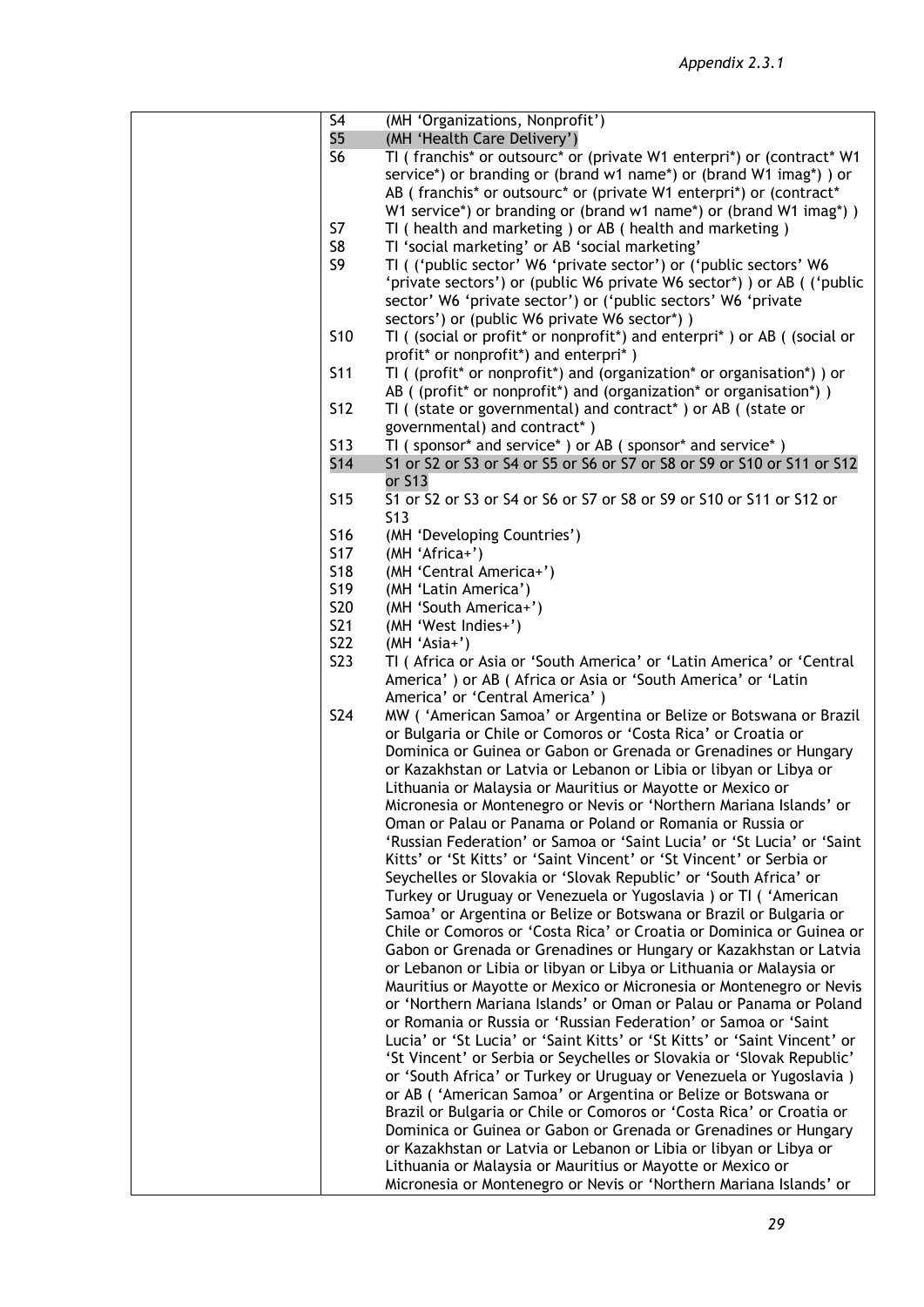| | | |
|---|---|---|
| | S4 | (MH 'Organizations, Nonprofit') |
| | S5 | (MH 'Health Care Delivery') |
| | S6 | TI ( franchis* or outsourc* or (private W1 enterpri*) or (contract* W1 service*) or branding or (brand w1 name*) or (brand W1 imag*) ) or AB ( franchis* or outsourc* or (private W1 enterpri*) or (contract* W1 service*) or branding or (brand w1 name*) or (brand W1 imag*) ) |
| | S7 | TI ( health and marketing ) or AB ( health and marketing ) |
| | S8 | TI 'social marketing' or AB 'social marketing' |
| | S9 | TI ( ('public sector' W6 'private sector') or ('public sectors' W6 'private sectors') or (public W6 private W6 sector*) ) or AB ( ('public sector' W6 'private sector') or ('public sectors' W6 'private sectors') or (public W6 private W6 sector*) ) |
| | S10 | TI ( (social or profit* or nonprofit*) and enterpri* ) or AB ( (social or profit* or nonprofit*) and enterpri* ) |
| | S11 | TI ( (profit* or nonprofit*) and (organization* or organisation*) ) or AB ( (profit* or nonprofit*) and (organization* or organisation*) ) |
| | S12 | TI ( (state or governmental) and contract* ) or AB ( (state or governmental) and contract* ) |
| | S13 | TI ( sponsor* and service* ) or AB ( sponsor* and service* ) |
| | S14 | S1 or S2 or S3 or S4 or S5 or S6 or S7 or S8 or S9 or S10 or S11 or S12 or S13 |
| | S15 | S1 or S2 or S3 or S4 or S6 or S7 or S8 or S9 or S10 or S11 or S12 or S13 |
| | S16 | (MH 'Developing Countries') |
| | S17 | (MH 'Africa+') |
| | S18 | (MH 'Central America+') |
| | S19 | (MH 'Latin America') |
| | S20 | (MH 'South America+') |
| | S21 | (MH 'West Indies+') |
| | S22 | (MH 'Asia+') |
| | S23 | TI ( Africa or Asia or 'South America' or 'Latin America' or 'Central America' ) or AB ( Africa or Asia or 'South America' or 'Latin America' or 'Central America' ) |
| | S24 | MW ( 'American Samoa' or Argentina or Belize or Botswana or Brazil or Bulgaria or Chile or Comoros or 'Costa Rica' or Croatia or Dominica or Guinea or Gabon or Grenada or Grenadines or Hungary or Kazakhstan or Latvia or Lebanon or Libia or libyan or Libya or Lithuania or Malaysia or Mauritius or Mayotte or Mexico or Micronesia or Montenegro or Nevis or 'Northern Mariana Islands' or Oman or Palau or Panama or Poland or Romania or Russia or 'Russian Federation' or Samoa or 'Saint Lucia' or 'St Lucia' or 'Saint Kitts' or 'St Kitts' or 'Saint Vincent' or 'St Vincent' or Serbia or Seychelles or Slovakia or 'Slovak Republic' or 'South Africa' or Turkey or Uruguay or Venezuela or Yugoslavia ) or TI ( 'American Samoa' or Argentina or Belize or Botswana or Brazil or Bulgaria or Chile or Comoros or 'Costa Rica' or Croatia or Dominica or Guinea or Gabon or Grenada or Grenadines or Hungary or Kazakhstan or Latvia or Lebanon or Libia or libyan or Libya or Lithuania or Malaysia or Mauritius or Mayotte or Mexico or Micronesia or Montenegro or Nevis or 'Northern Mariana Islands' or Oman or Palau or Panama or Poland or Romania or Russia or 'Russian Federation' or Samoa or 'Saint Lucia' or 'St Lucia' or 'Saint Kitts' or 'St Kitts' or 'Saint Vincent' or 'St Vincent' or Serbia or Seychelles or Slovakia or 'Slovak Republic' or 'South Africa' or Turkey or Uruguay or Venezuela or Yugoslavia ) or AB ( 'American Samoa' or Argentina or Belize or Botswana or Brazil or Bulgaria or Chile or Comoros or 'Costa Rica' or Croatia or Dominica or Guinea or Gabon or Grenada or Grenadines or Hungary or Kazakhstan or Latvia or Lebanon or Libia or libyan or Libya or Lithuania or Malaysia or Mauritius or Mayotte or Mexico or Micronesia or Montenegro or Nevis or 'Northern Mariana Islands' or |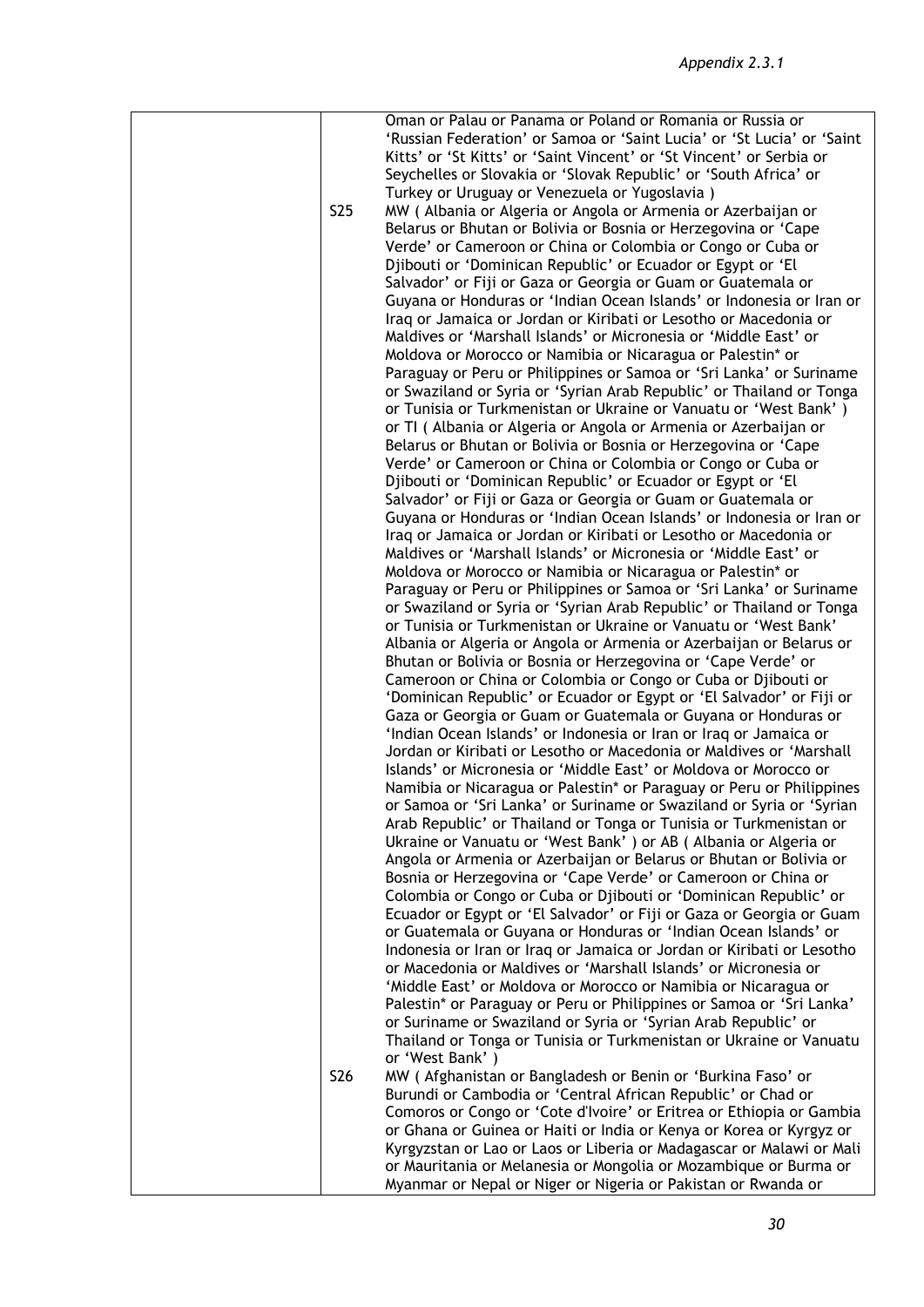| | | |
|---|---|---|
| | | Oman or Palau or Panama or Poland or Romania or Russia or 'Russian Federation' or Samoa or 'Saint Lucia' or 'St Lucia' or 'Saint Kitts' or 'St Kitts' or 'Saint Vincent' or 'St Vincent' or Serbia or Seychelles or Slovakia or 'Slovak Republic' or 'South Africa' or Turkey or Uruguay or Venezuela or Yugoslavia ) |
| | S25 | MW ( Albania or Algeria or Angola or Armenia or Azerbaijan or Belarus or Bhutan or Bolivia or Bosnia or Herzegovina or 'Cape Verde' or Cameroon or China or Colombia or Congo or Cuba or Djibouti or 'Dominican Republic' or Ecuador or Egypt or 'El Salvador' or Fiji or Gaza or Georgia or Guam or Guatemala or Guyana or Honduras or 'Indian Ocean Islands' or Indonesia or Iran or Iraq or Jamaica or Jordan or Kiribati or Lesotho or Macedonia or Maldives or 'Marshall Islands' or Micronesia or 'Middle East' or Moldova or Morocco or Namibia or Nicaragua or Palestin* or Paraguay or Peru or Philippines or Samoa or 'Sri Lanka' or Suriname or Swaziland or Syria or 'Syrian Arab Republic' or Thailand or Tonga or Tunisia or Turkmenistan or Ukraine or Vanuatu or 'West Bank' ) or TI ( Albania or Algeria or Angola or Armenia or Azerbaijan or Belarus or Bhutan or Bolivia or Bosnia or Herzegovina or 'Cape Verde' or Cameroon or China or Colombia or Congo or Cuba or Djibouti or 'Dominican Republic' or Ecuador or Egypt or 'El Salvador' or Fiji or Gaza or Georgia or Guam or Guatemala or Guyana or Honduras or 'Indian Ocean Islands' or Indonesia or Iran or Iraq or Jamaica or Jordan or Kiribati or Lesotho or Macedonia or Maldives or 'Marshall Islands' or Micronesia or 'Middle East' or Moldova or Morocco or Namibia or Nicaragua or Palestin* or Paraguay or Peru or Philippines or Samoa or 'Sri Lanka' or Suriname or Swaziland or Syria or 'Syrian Arab Republic' or Thailand or Tonga or Tunisia or Turkmenistan or Ukraine or Vanuatu or 'West Bank' Albania or Algeria or Angola or Armenia or Azerbaijan or Belarus or Bhutan or Bolivia or Bosnia or Herzegovina or 'Cape Verde' or Cameroon or China or Colombia or Congo or Cuba or Djibouti or 'Dominican Republic' or Ecuador or Egypt or 'El Salvador' or Fiji or Gaza or Georgia or Guam or Guatemala or Guyana or Honduras or 'Indian Ocean Islands' or Indonesia or Iran or Iraq or Jamaica or Jordan or Kiribati or Lesotho or Macedonia or Maldives or 'Marshall Islands' or Micronesia or 'Middle East' or Moldova or Morocco or Namibia or Nicaragua or Palestin* or Paraguay or Peru or Philippines or Samoa or 'Sri Lanka' or Suriname or Swaziland or Syria or 'Syrian Arab Republic' or Thailand or Tonga or Tunisia or Turkmenistan or Ukraine or Vanuatu or 'West Bank' ) or AB ( Albania or Algeria or Angola or Armenia or Azerbaijan or Belarus or Bhutan or Bolivia or Bosnia or Herzegovina or 'Cape Verde' or Cameroon or China or Colombia or Congo or Cuba or Djibouti or 'Dominican Republic' or Ecuador or Egypt or 'El Salvador' or Fiji or Gaza or Georgia or Guam or Guatemala or Guyana or Honduras or 'Indian Ocean Islands' or Indonesia or Iran or Iraq or Jamaica or Jordan or Kiribati or Lesotho or Macedonia or Maldives or 'Marshall Islands' or Micronesia or 'Middle East' or Moldova or Morocco or Namibia or Nicaragua or Palestin* or Paraguay or Peru or Philippines or Samoa or 'Sri Lanka' or Suriname or Swaziland or Syria or 'Syrian Arab Republic' or Thailand or Tonga or Tunisia or Turkmenistan or Ukraine or Vanuatu or 'West Bank' ) |
| | S26 | MW ( Afghanistan or Bangladesh or Benin or 'Burkina Faso' or Burundi or Cambodia or 'Central African Republic' or Chad or Comoros or Congo or 'Cote d'Ivoire' or Eritrea or Ethiopia or Gambia or Ghana or Guinea or Haiti or India or Kenya or Korea or Kyrgyz or Kyrgyzstan or Lao or Laos or Liberia or Madagascar or Malawi or Mali or Mauritania or Melanesia or Mongolia or Mozambique or Burma or Myanmar or Nepal or Niger or Nigeria or Pakistan or Rwanda or |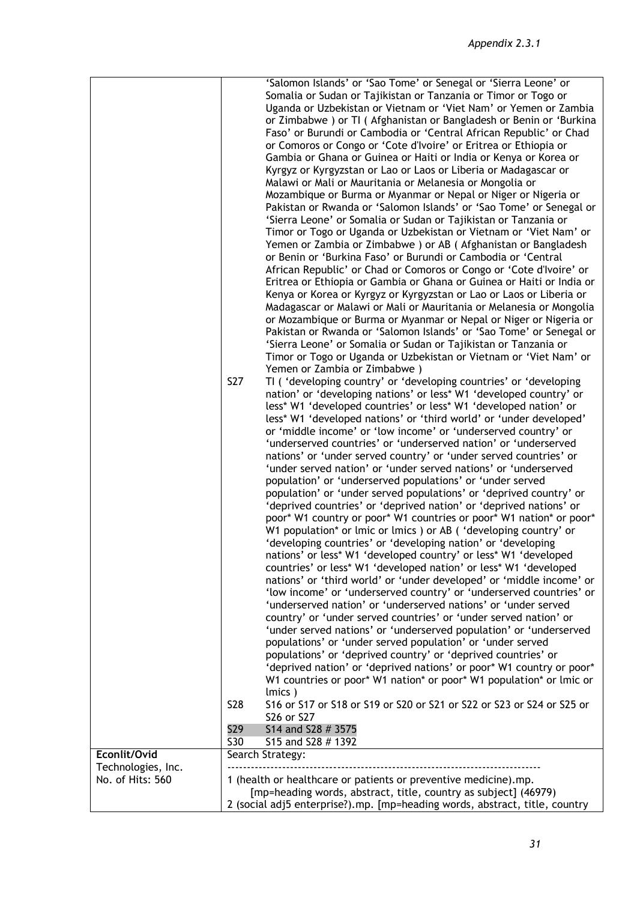| | |
|---|---|
| | 'Salomon Islands' or 'Sao Tome' or Senegal or 'Sierra Leone' or Somalia or Sudan or Tajikistan or Tanzania or Timor or Togo or Uganda or Uzbekistan or Vietnam or 'Viet Nam' or Yemen or Zambia or Zimbabwe ) or TI ( Afghanistan or Bangladesh or Benin or 'Burkina Faso' or Burundi or Cambodia or 'Central African Republic' or Chad or Comoros or Congo or 'Cote d'Ivoire' or Eritrea or Ethiopia or Gambia or Ghana or Guinea or Haiti or India or Kenya or Korea or Kyrgyz or Kyrgyzstan or Lao or Laos or Liberia or Madagascar or Malawi or Mali or Mauritania or Melanesia or Mongolia or Mozambique or Burma or Myanmar or Nepal or Niger or Nigeria or Pakistan or Rwanda or 'Salomon Islands' or 'Sao Tome' or Senegal or 'Sierra Leone' or Somalia or Sudan or Tajikistan or Tanzania or Timor or Togo or Uganda or Uzbekistan or Vietnam or 'Viet Nam' or Yemen or Zambia or Zimbabwe ) or AB ( Afghanistan or Bangladesh or Benin or 'Burkina Faso' or Burundi or Cambodia or 'Central African Republic' or Chad or Comoros or Congo or 'Cote d'Ivoire' or Eritrea or Ethiopia or Gambia or Ghana or Guinea or Haiti or India or Kenya or Korea or Kyrgyz or Kyrgyzstan or Lao or Laos or Liberia or Madagascar or Malawi or Mali or Mauritania or Melanesia or Mongolia or Mozambique or Burma or Myanmar or Nepal or Niger or Nigeria or Pakistan or Rwanda or 'Salomon Islands' or 'Sao Tome' or Senegal or 'Sierra Leone' or Somalia or Sudan or Tajikistan or Tanzania or Timor or Togo or Uganda or Uzbekistan or Vietnam or 'Viet Nam' or Yemen or Zambia or Zimbabwe )<br>S27 TI ( 'developing country' or 'developing countries' or 'developing nation' or 'developing nations' or less* W1 'developed country' or less* W1 'developed countries' or less* W1 'developed nation' or less* W1 'developed nations' or 'third world' or 'under developed' or 'middle income' or 'low income' or 'underserved country' or 'underserved countries' or 'underserved nation' or 'underserved nations' or 'under served country' or 'under served countries' or 'under served nation' or 'under served nations' or 'underserved population' or 'underserved populations' or 'under served population' or 'under served populations' or 'deprived country' or 'deprived countries' or 'deprived nation' or 'deprived nations' or poor* W1 country or poor* W1 countries or poor* W1 nation* or poor* W1 population* or lmic or lmics ) or AB ( 'developing country' or 'developing countries' or 'developing nation' or 'developing nations' or less* W1 'developed country' or less* W1 'developed countries' or less* W1 'developed nation' or less* W1 'developed nations' or 'third world' or 'under developed' or 'middle income' or 'low income' or 'underserved country' or 'underserved countries' or 'underserved nation' or 'underserved nations' or 'under served country' or 'under served countries' or 'under served nation' or 'under served nations' or 'underserved population' or 'underserved populations' or 'under served population' or 'under served populations' or 'deprived country' or 'deprived countries' or 'deprived nation' or 'deprived nations' or poor* W1 country or poor* W1 countries or poor* W1 nation* or poor* W1 population* or lmic or lmics )<br>S28 S16 or S17 or S18 or S19 or S20 or S21 or S22 or S23 or S24 or S25 or S26 or S27<br>S29 S14 and S28 # 3575<br>S30 S15 and S28 # 1392 |
| **Econlit/Ovid** Technologies, Inc. No. of Hits: 560 | Search Strategy:<br>--------------------------------------------------------------------------------<br>1 (health or healthcare or patients or preventive medicine).mp. [mp=heading words, abstract, title, country as subject] (46979)<br>2 (social adj5 enterprise?).mp. [mp=heading words, abstract, title, country |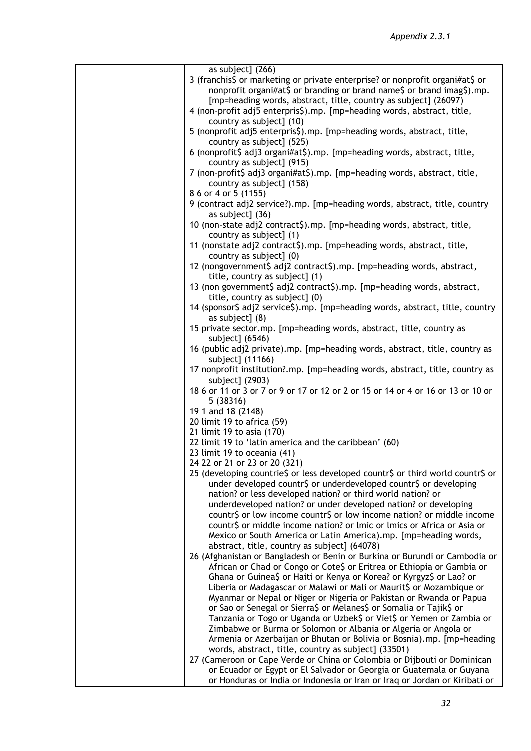| | as subject] (266)<br>3 (franchis$ or marketing or private enterprise? or nonprofit organi#at$ or nonprofit organi#at$ or branding or brand name$ or brand imag$).mp. [mp=heading words, abstract, title, country as subject] (26097)<br>4 (non-profit adj5 enterpris$).mp. [mp=heading words, abstract, title, country as subject] (10)<br>5 (nonprofit adj5 enterpris$).mp. [mp=heading words, abstract, title, country as subject] (525)<br>6 (nonprofit$ adj3 organi#at$).mp. [mp=heading words, abstract, title, country as subject] (915)<br>7 (non-profit$ adj3 organi#at$).mp. [mp=heading words, abstract, title, country as subject] (158)<br>8 6 or 4 or 5 (1155)<br>9 (contract adj2 service?).mp. [mp=heading words, abstract, title, country as subject] (36)<br>10 (non-state adj2 contract$).mp. [mp=heading words, abstract, title, country as subject] (1)<br>11 (nonstate adj2 contract$).mp. [mp=heading words, abstract, title, country as subject] (0)<br>12 (nongovernment$ adj2 contract$).mp. [mp=heading words, abstract, title, country as subject] (1)<br>13 (non government$ adj2 contract$).mp. [mp=heading words, abstract, title, country as subject] (0)<br>14 (sponsor$ adj2 service$).mp. [mp=heading words, abstract, title, country as subject] (8)<br>15 private sector.mp. [mp=heading words, abstract, title, country as subject] (6546)<br>16 (public adj2 private).mp. [mp=heading words, abstract, title, country as subject] (11166)<br>17 nonprofit institution?.mp. [mp=heading words, abstract, title, country as subject] (2903)<br>18 6 or 11 or 3 or 7 or 9 or 17 or 12 or 2 or 15 or 14 or 4 or 16 or 13 or 10 or 5 (38316)<br>19 1 and 18 (2148)<br>20 limit 19 to africa (59)<br>21 limit 19 to asia (170)<br>22 limit 19 to 'latin america and the caribbean' (60)<br>23 limit 19 to oceania (41)<br>24 22 or 21 or 23 or 20 (321)<br>25 (developing countrie$ or less developed countr$ or third world countr$ or under developed countr$ or underdeveloped countr$ or developing nation? or less developed nation? or third world nation? or underdeveloped nation? or under developed nation? or developing countr$ or low income countr$ or low income nation? or middle income countr$ or middle income nation? or lmic or lmics or Africa or Asia or Mexico or South America or Latin America).mp. [mp=heading words, abstract, title, country as subject] (64078)<br>26 (Afghanistan or Bangladesh or Benin or Burkina or Burundi or Cambodia or African or Chad or Congo or Cote$ or Eritrea or Ethiopia or Gambia or Ghana or Guinea$ or Haiti or Kenya or Korea? or Kyrgyz$ or Lao? or Liberia or Madagascar or Malawi or Mali or Maurit$ or Mozambique or Myanmar or Nepal or Niger or Nigeria or Pakistan or Rwanda or Papua or Sao or Senegal or Sierra$ or Melanes$ or Somalia or Tajik$ or Tanzania or Togo or Uganda or Uzbek$ or Viet$ or Yemen or Zambia or Zimbabwe or Burma or Solomon or Albania or Algeria or Angola or Armenia or Azerbaijan or Bhutan or Bolivia or Bosnia).mp. [mp=heading words, abstract, title, country as subject] (33501)<br>27 (Cameroon or Cape Verde or China or Colombia or Dijbouti or Dominican or Ecuador or Egypt or El Salvador or Georgia or Guatemala or Guyana or Honduras or India or Indonesia or Iran or Iraq or Jordan or Kiribati or |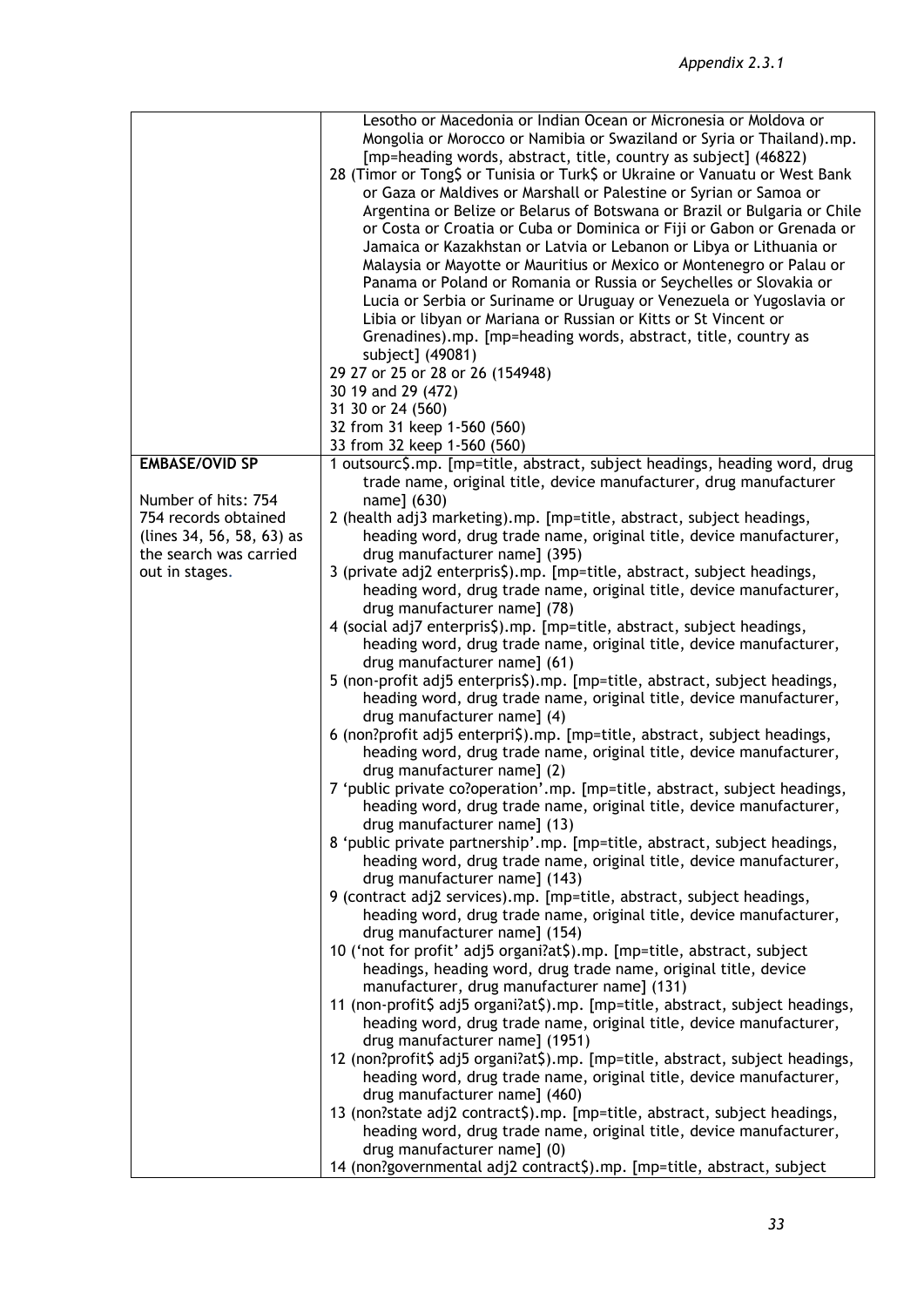| | |
|---|---|
| | Lesotho or Macedonia or Indian Ocean or Micronesia or Moldova or Mongolia or Morocco or Namibia or Swaziland or Syria or Thailand).mp. [mp=heading words, abstract, title, country as subject] (46822)<br>28 (Timor or Tong$ or Tunisia or Turk$ or Ukraine or Vanuatu or West Bank or Gaza or Maldives or Marshall or Palestine or Syrian or Samoa or Argentina or Belize or Belarus of Botswana or Brazil or Bulgaria or Chile or Costa or Croatia or Cuba or Dominica or Fiji or Gabon or Grenada or Jamaica or Kazakhstan or Latvia or Lebanon or Libya or Lithuania or Malaysia or Mayotte or Mauritius or Mexico or Montenegro or Palau or Panama or Poland or Romania or Russia or Seychelles or Slovakia or Lucia or Serbia or Suriname or Uruguay or Venezuela or Yugoslavia or Libia or libyan or Mariana or Russian or Kitts or St Vincent or Grenadines).mp. [mp=heading words, abstract, title, country as subject] (49081)<br>29 27 or 25 or 28 or 26 (154948)<br>30 19 and 29 (472)<br>31 30 or 24 (560)<br>32 from 31 keep 1-560 (560)<br>33 from 32 keep 1-560 (560) |
| **EMBASE/OVID SP**<br><br>Number of hits: 754<br>754 records obtained (lines 34, 56, 58, 63) as the search was carried out in stages. | 1 outsourc$.mp. [mp=title, abstract, subject headings, heading word, drug trade name, original title, device manufacturer, drug manufacturer name] (630)<br>2 (health adj3 marketing).mp. [mp=title, abstract, subject headings, heading word, drug trade name, original title, device manufacturer, drug manufacturer name] (395)<br>3 (private adj2 enterpris$).mp. [mp=title, abstract, subject headings, heading word, drug trade name, original title, device manufacturer, drug manufacturer name] (78)<br>4 (social adj7 enterpris$).mp. [mp=title, abstract, subject headings, heading word, drug trade name, original title, device manufacturer, drug manufacturer name] (61)<br>5 (non-profit adj5 enterpris$).mp. [mp=title, abstract, subject headings, heading word, drug trade name, original title, device manufacturer, drug manufacturer name] (4)<br>6 (non?profit adj5 enterpri$).mp. [mp=title, abstract, subject headings, heading word, drug trade name, original title, device manufacturer, drug manufacturer name] (2)<br>7 'public private co?operation'.mp. [mp=title, abstract, subject headings, heading word, drug trade name, original title, device manufacturer, drug manufacturer name] (13)<br>8 'public private partnership'.mp. [mp=title, abstract, subject headings, heading word, drug trade name, original title, device manufacturer, drug manufacturer name] (143)<br>9 (contract adj2 services).mp. [mp=title, abstract, subject headings, heading word, drug trade name, original title, device manufacturer, drug manufacturer name] (154)<br>10 ('not for profit' adj5 organi?at$).mp. [mp=title, abstract, subject headings, heading word, drug trade name, original title, device manufacturer, drug manufacturer name] (131)<br>11 (non-profit$ adj5 organi?at$).mp. [mp=title, abstract, subject headings, heading word, drug trade name, original title, device manufacturer, drug manufacturer name] (1951)<br>12 (non?profit$ adj5 organi?at$).mp. [mp=title, abstract, subject headings, heading word, drug trade name, original title, device manufacturer, drug manufacturer name] (460)<br>13 (non?state adj2 contract$).mp. [mp=title, abstract, subject headings, heading word, drug trade name, original title, device manufacturer, drug manufacturer name] (0)<br>14 (non?governmental adj2 contract$).mp. [mp=title, abstract, subject |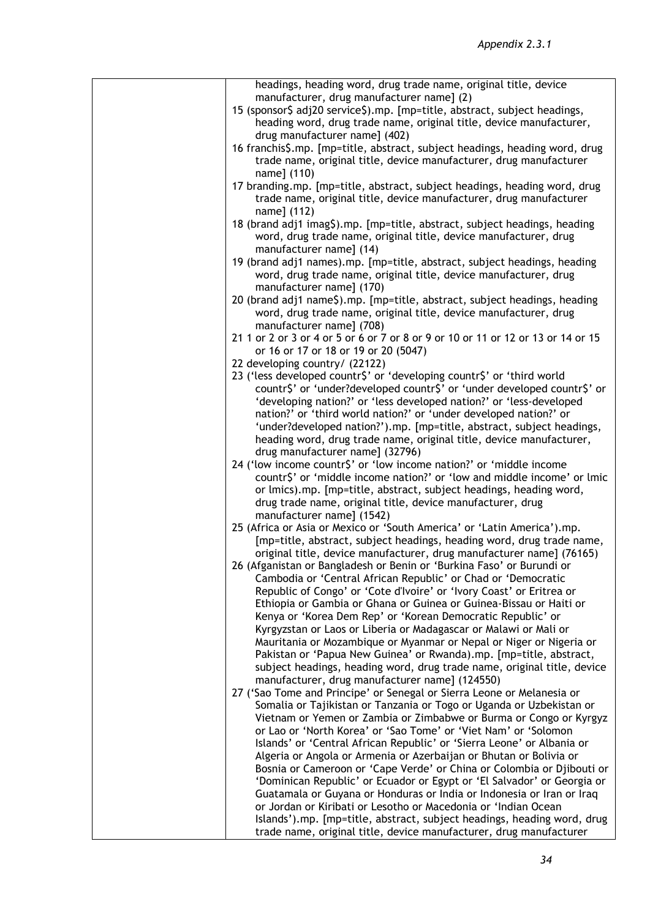| | headings, heading word, drug trade name, original title, device manufacturer, drug manufacturer name] (2)<br>15 (sponsor$ adj20 service$).mp. [mp=title, abstract, subject headings, heading word, drug trade name, original title, device manufacturer, drug manufacturer name] (402)<br>16 franchis$.mp. [mp=title, abstract, subject headings, heading word, drug trade name, original title, device manufacturer, drug manufacturer name] (110)<br>17 branding.mp. [mp=title, abstract, subject headings, heading word, drug trade name, original title, device manufacturer, drug manufacturer name] (112)<br>18 (brand adj1 imag$).mp. [mp=title, abstract, subject headings, heading word, drug trade name, original title, device manufacturer, drug manufacturer name] (14)<br>19 (brand adj1 names).mp. [mp=title, abstract, subject headings, heading word, drug trade name, original title, device manufacturer, drug manufacturer name] (170)<br>20 (brand adj1 name$).mp. [mp=title, abstract, subject headings, heading word, drug trade name, original title, device manufacturer, drug manufacturer name] (708)<br>21 1 or 2 or 3 or 4 or 5 or 6 or 7 or 8 or 9 or 10 or 11 or 12 or 13 or 14 or 15 or 16 or 17 or 18 or 19 or 20 (5047)<br>22 developing country/ (22122)<br>23 ('less developed countr$' or 'developing countr$' or 'third world countr$' or 'under?developed countr$' or 'under developed countr$' or 'developing nation?' or 'less developed nation?' or 'less-developed nation?' or 'third world nation?' or 'under developed nation?' or 'under?developed nation?').mp. [mp=title, abstract, subject headings, heading word, drug trade name, original title, device manufacturer, drug manufacturer name] (32796)<br>24 ('low income countr$' or 'low income nation?' or 'middle income countr$' or 'middle income nation?' or 'low and middle income' or lmic or lmics).mp. [mp=title, abstract, subject headings, heading word, drug trade name, original title, device manufacturer, drug manufacturer name] (1542)<br>25 (Africa or Asia or Mexico or 'South America' or 'Latin America').mp. [mp=title, abstract, subject headings, heading word, drug trade name, original title, device manufacturer, drug manufacturer name] (76165)<br>26 (Afganistan or Bangladesh or Benin or 'Burkina Faso' or Burundi or Cambodia or 'Central African Republic' or Chad or 'Democratic Republic of Congo' or 'Cote d'Ivoire' or 'Ivory Coast' or Eritrea or Ethiopia or Gambia or Ghana or Guinea or Guinea-Bissau or Haiti or Kenya or 'Korea Dem Rep' or 'Korean Democratic Republic' or Kyrgyzstan or Laos or Liberia or Madagascar or Malawi or Mali or Mauritania or Mozambique or Myanmar or Nepal or Niger or Nigeria or Pakistan or 'Papua New Guinea' or Rwanda).mp. [mp=title, abstract, subject headings, heading word, drug trade name, original title, device manufacturer, drug manufacturer name] (124550)<br>27 ('Sao Tome and Principe' or Senegal or Sierra Leone or Melanesia or Somalia or Tajikistan or Tanzania or Togo or Uganda or Uzbekistan or Vietnam or Yemen or Zambia or Zimbabwe or Burma or Congo or Kyrgyz or Lao or 'North Korea' or 'Sao Tome' or 'Viet Nam' or 'Solomon Islands' or 'Central African Republic' or 'Sierra Leone' or Albania or Algeria or Angola or Armenia or Azerbaijan or Bhutan or Bolivia or Bosnia or Cameroon or 'Cape Verde' or China or Colombia or Djibouti or 'Dominican Republic' or Ecuador or Egypt or 'El Salvador' or Georgia or Guatamala or Guyana or Honduras or India or Indonesia or Iran or Iraq or Jordan or Kiribati or Lesotho or Macedonia or 'Indian Ocean Islands').mp. [mp=title, abstract, subject headings, heading word, drug trade name, original title, device manufacturer, drug manufacturer |
|---|---|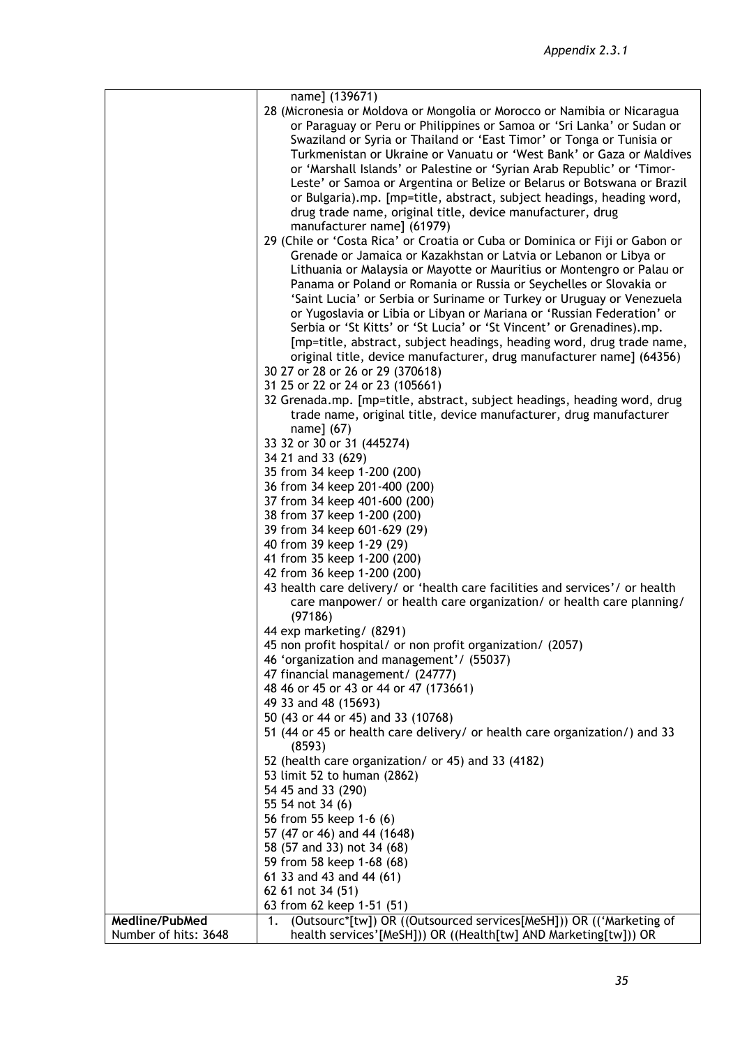| | name] (139671)<br>28 (Micronesia or Moldova or Mongolia or Morocco or Namibia or Nicaragua or Paraguay or Peru or Philippines or Samoa or 'Sri Lanka' or Sudan or Swaziland or Syria or Thailand or 'East Timor' or Tonga or Tunisia or Turkmenistan or Ukraine or Vanuatu or 'West Bank' or Gaza or Maldives or 'Marshall Islands' or Palestine or 'Syrian Arab Republic' or 'Timor-Leste' or Samoa or Argentina or Belize or Belarus or Botswana or Brazil or Bulgaria).mp. [mp=title, abstract, subject headings, heading word, drug trade name, original title, device manufacturer, drug manufacturer name] (61979)<br>29 (Chile or 'Costa Rica' or Croatia or Cuba or Dominica or Fiji or Gabon or Grenade or Jamaica or Kazakhstan or Latvia or Lebanon or Libya or Lithuania or Malaysia or Mayotte or Mauritius or Montengro or Palau or Panama or Poland or Romania or Russia or Seychelles or Slovakia or 'Saint Lucia' or Serbia or Suriname or Turkey or Uruguay or Venezuela or Yugoslavia or Libia or Libyan or Mariana or 'Russian Federation' or Serbia or 'St Kitts' or 'St Lucia' or 'St Vincent' or Grenadines).mp. [mp=title, abstract, subject headings, heading word, drug trade name, original title, device manufacturer, drug manufacturer name] (64356)<br>30 27 or 28 or 26 or 29 (370618)<br>31 25 or 22 or 24 or 23 (105661)<br>32 Grenada.mp. [mp=title, abstract, subject headings, heading word, drug trade name, original title, device manufacturer, drug manufacturer name] (67)<br>33 32 or 30 or 31 (445274)<br>34 21 and 33 (629)<br>35 from 34 keep 1-200 (200)<br>36 from 34 keep 201-400 (200)<br>37 from 34 keep 401-600 (200)<br>38 from 37 keep 1-200 (200)<br>39 from 34 keep 601-629 (29)<br>40 from 39 keep 1-29 (29)<br>41 from 35 keep 1-200 (200)<br>42 from 36 keep 1-200 (200)<br>43 health care delivery/ or 'health care facilities and services'/ or health care manpower/ or health care organization/ or health care planning/ (97186)<br>44 exp marketing/ (8291)<br>45 non profit hospital/ or non profit organization/ (2057)<br>46 'organization and management'/ (55037)<br>47 financial management/ (24777)<br>48 46 or 45 or 43 or 44 or 47 (173661)<br>49 33 and 48 (15693)<br>50 (43 or 44 or 45) and 33 (10768)<br>51 (44 or 45 or health care delivery/ or health care organization/) and 33 (8593)<br>52 (health care organization/ or 45) and 33 (4182)<br>53 limit 52 to human (2862)<br>54 45 and 33 (290)<br>55 54 not 34 (6)<br>56 from 55 keep 1-6 (6)<br>57 (47 or 46) and 44 (1648)<br>58 (57 and 33) not 34 (68)<br>59 from 58 keep 1-68 (68)<br>61 33 and 43 and 44 (61)<br>62 61 not 34 (51)<br>63 from 62 keep 1-51 (51) |
|---|---|
| **Medline/PubMed**<br>Number of hits: 3648 | 1. (Outsourc*[tw]) OR ((Outsourced services[MeSH])) OR (('Marketing of health services'[MeSH])) OR ((Health[tw] AND Marketing[tw])) OR |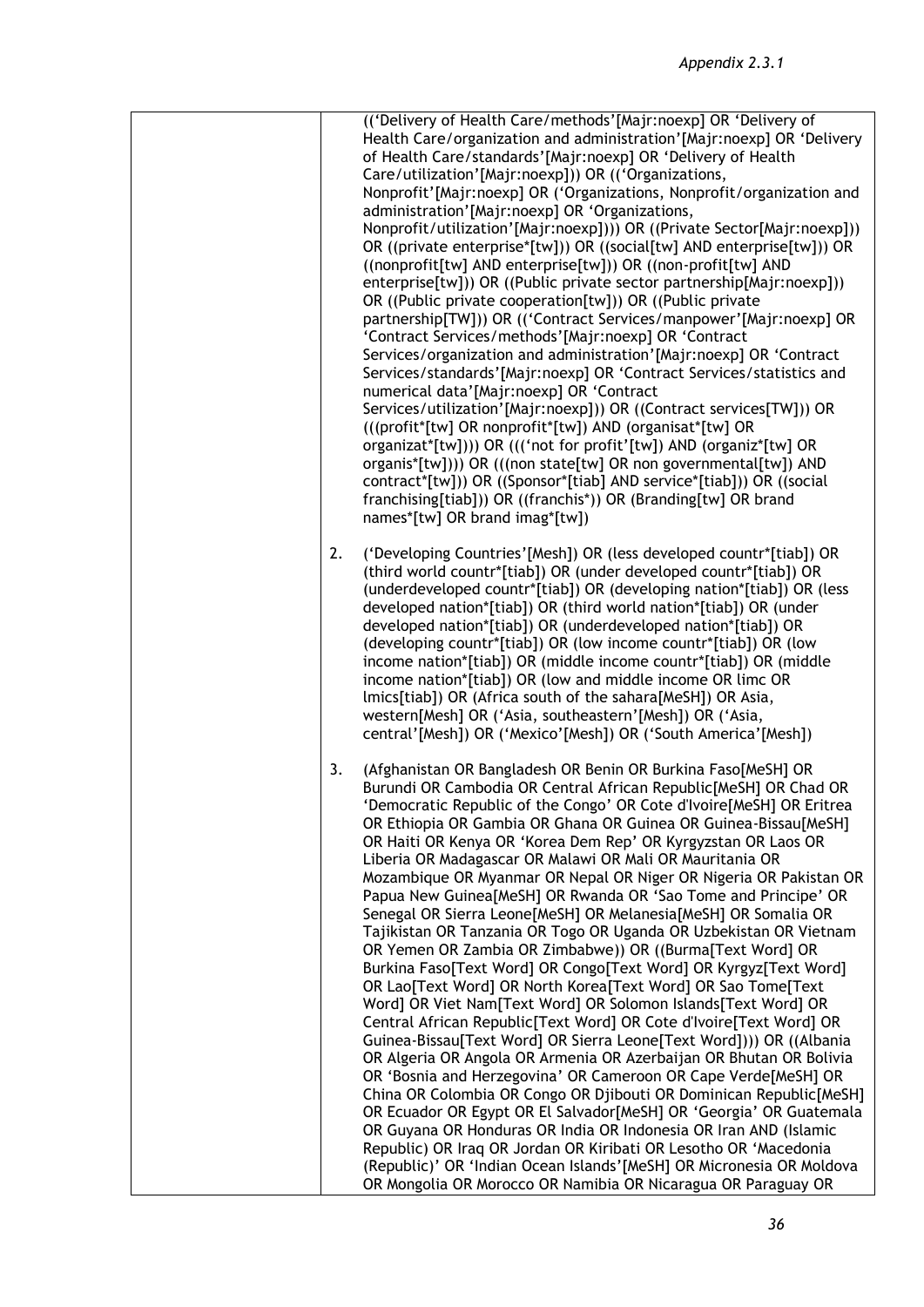| | |
|---|---|
| | (('Delivery of Health Care/methods'[Majr:noexp] OR 'Delivery of Health Care/organization and administration'[Majr:noexp] OR 'Delivery of Health Care/standards'[Majr:noexp] OR 'Delivery of Health Care/utilization'[Majr:noexp])) OR (('Organizations, Nonprofit'[Majr:noexp] OR ('Organizations, Nonprofit/organization and administration'[Majr:noexp] OR 'Organizations, Nonprofit/utilization'[Majr:noexp]))) OR ((Private Sector[Majr:noexp])) OR ((private enterprise*[tw])) OR ((social[tw] AND enterprise[tw])) OR ((nonprofit[tw] AND enterprise[tw])) OR ((non-profit[tw] AND enterprise[tw])) OR ((Public private sector partnership[Majr:noexp])) OR ((Public private cooperation[tw])) OR ((Public private partnership[TW])) OR (('Contract Services/manpower'[Majr:noexp] OR 'Contract Services/methods'[Majr:noexp] OR 'Contract Services/organization and administration'[Majr:noexp] OR 'Contract Services/standards'[Majr:noexp] OR 'Contract Services/statistics and numerical data'[Majr:noexp] OR 'Contract Services/utilization'[Majr:noexp])) OR ((Contract services[TW])) OR (((profit*[tw] OR nonprofit*[tw]) AND (organisat*[tw] OR organizat*[tw]))) OR ((('not for profit'[tw]) AND (organiz*[tw] OR organis*[tw]))) OR (((non state[tw] OR non governmental[tw]) AND contract*[tw])) OR ((Sponsor*[tiab] AND service*[tiab])) OR ((social franchising[tiab])) OR ((franchis*)) OR (Branding[tw] OR brand names*[tw] OR brand imag*[tw]) |
| | 2. ('Developing Countries'[Mesh]) OR (less developed countr*[tiab]) OR (third world countr*[tiab]) OR (under developed countr*[tiab]) OR (underdeveloped countr*[tiab]) OR (developing nation*[tiab]) OR (less developed nation*[tiab]) OR (third world nation*[tiab]) OR (under developed nation*[tiab]) OR (underdeveloped nation*[tiab]) OR (developing countr*[tiab]) OR (low income countr*[tiab]) OR (low income nation*[tiab]) OR (middle income countr*[tiab]) OR (middle income nation*[tiab]) OR (low and middle income OR limc OR lmics[tiab]) OR (Africa south of the sahara[MeSH]) OR Asia, western[Mesh] OR ('Asia, southeastern'[Mesh]) OR ('Asia, central'[Mesh]) OR ('Mexico'[Mesh]) OR ('South America'[Mesh]) |
| | 3. (Afghanistan OR Bangladesh OR Benin OR Burkina Faso[MeSH] OR Burundi OR Cambodia OR Central African Republic[MeSH] OR Chad OR 'Democratic Republic of the Congo' OR Cote d'Ivoire[MeSH] OR Eritrea OR Ethiopia OR Gambia OR Ghana OR Guinea OR Guinea-Bissau[MeSH] OR Haiti OR Kenya OR 'Korea Dem Rep' OR Kyrgyzstan OR Laos OR Liberia OR Madagascar OR Malawi OR Mali OR Mauritania OR Mozambique OR Myanmar OR Nepal OR Niger OR Nigeria OR Pakistan OR Papua New Guinea[MeSH] OR Rwanda OR 'Sao Tome and Principe' OR Senegal OR Sierra Leone[MeSH] OR Melanesia[MeSH] OR Somalia OR Tajikistan OR Tanzania OR Togo OR Uganda OR Uzbekistan OR Vietnam OR Yemen OR Zambia OR Zimbabwe)) OR ((Burma[Text Word] OR Burkina Faso[Text Word] OR Congo[Text Word] OR Kyrgyz[Text Word] OR Lao[Text Word] OR North Korea[Text Word] OR Sao Tome[Text Word] OR Viet Nam[Text Word] OR Solomon Islands[Text Word] OR Central African Republic[Text Word] OR Cote d'Ivoire[Text Word] OR Guinea-Bissau[Text Word] OR Sierra Leone[Text Word]))) OR ((Albania OR Algeria OR Angola OR Armenia OR Azerbaijan OR Bhutan OR Bolivia OR 'Bosnia and Herzegovina' OR Cameroon OR Cape Verde[MeSH] OR China OR Colombia OR Congo OR Djibouti OR Dominican Republic[MeSH] OR Ecuador OR Egypt OR El Salvador[MeSH] OR 'Georgia' OR Guatemala OR Guyana OR Honduras OR India OR Indonesia OR Iran AND (Islamic Republic) OR Iraq OR Jordan OR Kiribati OR Lesotho OR 'Macedonia (Republic)' OR 'Indian Ocean Islands'[MeSH] OR Micronesia OR Moldova OR Mongolia OR Morocco OR Namibia OR Nicaragua OR Paraguay OR |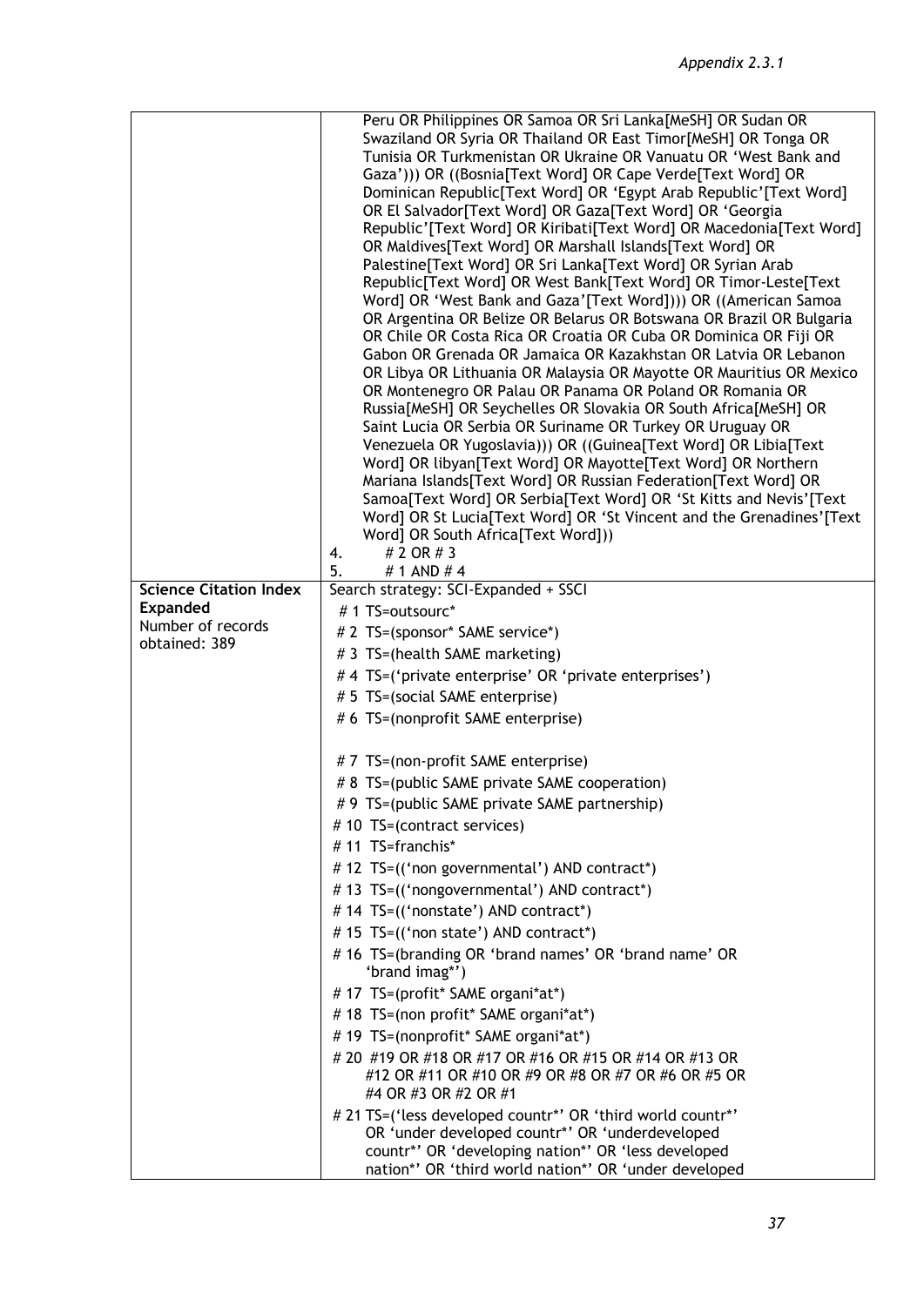| | |
|---|---|
| | Peru OR Philippines OR Samoa OR Sri Lanka[MeSH] OR Sudan OR Swaziland OR Syria OR Thailand OR East Timor[MeSH] OR Tonga OR Tunisia OR Turkmenistan OR Ukraine OR Vanuatu OR 'West Bank and Gaza'))) OR ((Bosnia[Text Word] OR Cape Verde[Text Word] OR Dominican Republic[Text Word] OR 'Egypt Arab Republic'[Text Word] OR El Salvador[Text Word] OR Gaza[Text Word] OR 'Georgia Republic'[Text Word] OR Kiribati[Text Word] OR Macedonia[Text Word] OR Maldives[Text Word] OR Marshall Islands[Text Word] OR Palestine[Text Word] OR Sri Lanka[Text Word] OR Syrian Arab Republic[Text Word] OR West Bank[Text Word] OR Timor-Leste[Text Word] OR 'West Bank and Gaza'[Text Word]))) OR ((American Samoa OR Argentina OR Belize OR Belarus OR Botswana OR Brazil OR Bulgaria OR Chile OR Costa Rica OR Croatia OR Cuba OR Dominica OR Fiji OR Gabon OR Grenada OR Jamaica OR Kazakhstan OR Latvia OR Lebanon OR Libya OR Lithuania OR Malaysia OR Mayotte OR Mauritius OR Mexico OR Montenegro OR Palau OR Panama OR Poland OR Romania OR Russia[MeSH] OR Seychelles OR Slovakia OR South Africa[MeSH] OR Saint Lucia OR Serbia OR Suriname OR Turkey OR Uruguay OR Venezuela OR Yugoslavia))) OR ((Guinea[Text Word] OR Libia[Text Word] OR libyan[Text Word] OR Mayotte[Text Word] OR Northern Mariana Islands[Text Word] OR Russian Federation[Text Word] OR Samoa[Text Word] OR Serbia[Text Word] OR 'St Kitts and Nevis'[Text Word] OR St Lucia[Text Word] OR 'St Vincent and the Grenadines'[Text Word] OR South Africa[Text Word]))<br>4. # 2 OR # 3<br>5. # 1 AND # 4 |
| **Science Citation Index Expanded**<br>Number of records obtained: 389 | Search strategy: SCI-Expanded + SSCI<br># 1 TS=outsourc*<br># 2 TS=(sponsor* SAME service*)<br># 3 TS=(health SAME marketing)<br># 4 TS=('private enterprise' OR 'private enterprises')<br># 5 TS=(social SAME enterprise)<br># 6 TS=(nonprofit SAME enterprise)<br># 7 TS=(non-profit SAME enterprise)<br># 8 TS=(public SAME private SAME cooperation)<br># 9 TS=(public SAME private SAME partnership)<br># 10 TS=(contract services)<br># 11 TS=franchis*<br># 12 TS=(('non governmental') AND contract*)<br># 13 TS=(('nongovernmental') AND contract*)<br># 14 TS=(('nonstate') AND contract*)<br># 15 TS=(('non state') AND contract*)<br># 16 TS=(branding OR 'brand names' OR 'brand name' OR 'brand imag*')<br># 17 TS=(profit* SAME organi*at*)<br># 18 TS=(non profit* SAME organi*at*)<br># 19 TS=(nonprofit* SAME organi*at*)<br># 20 #19 OR #18 OR #17 OR #16 OR #15 OR #14 OR #13 OR #12 OR #11 OR #10 OR #9 OR #8 OR #7 OR #6 OR #5 OR #4 OR #3 OR #2 OR #1<br># 21 TS=('less developed countr*' OR 'third world countr*' OR 'under developed countr*' OR 'underdeveloped countr*' OR 'developing nation*' OR 'less developed nation*' OR 'third world nation*' OR 'under developed |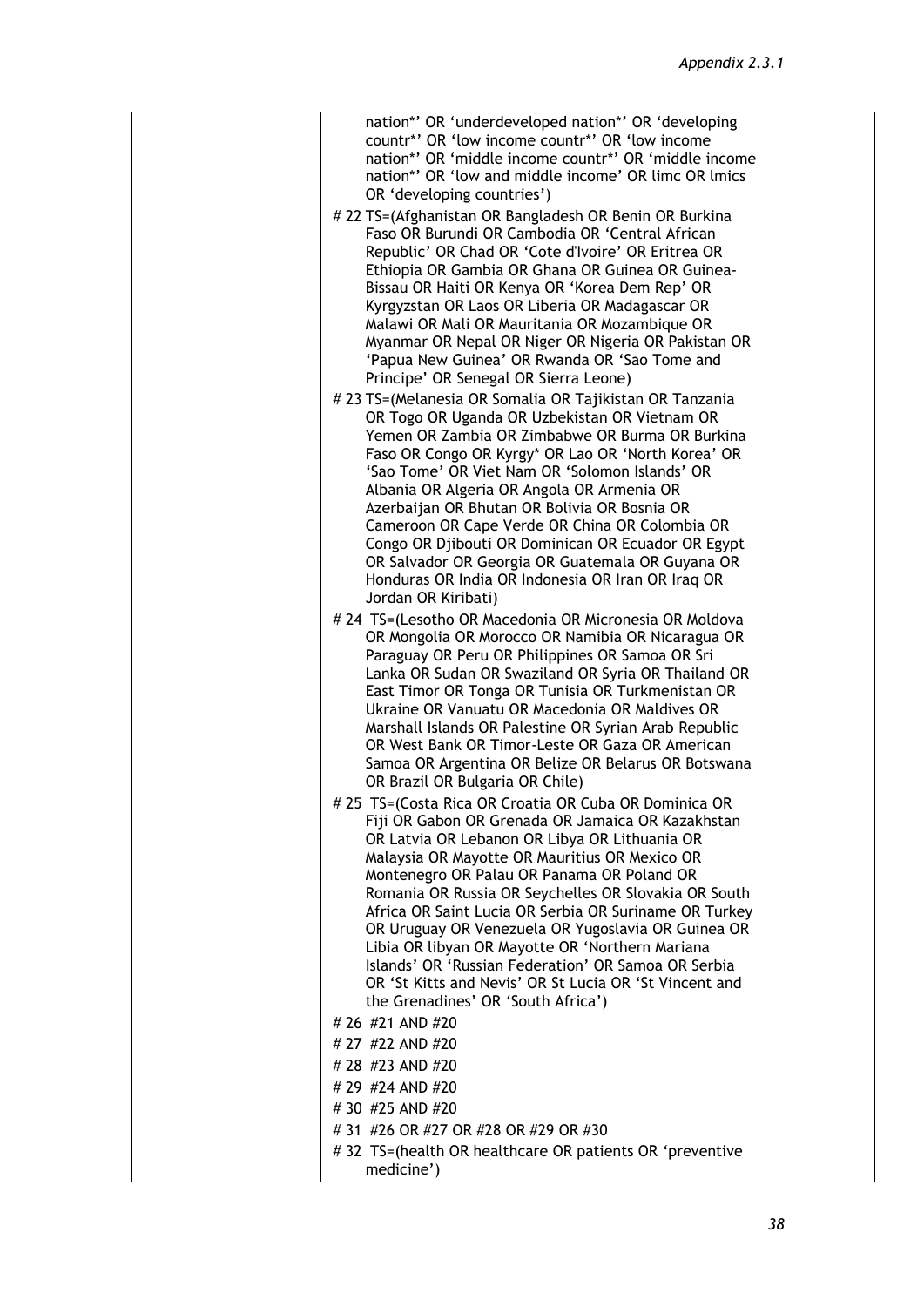| | nation*' OR 'underdeveloped nation*' OR 'developing countr*' OR 'low income countr*' OR 'low income nation*' OR 'middle income countr*' OR 'middle income nation*' OR 'low and middle income' OR limc OR lmics OR 'developing countries')<br># 22 TS=(Afghanistan OR Bangladesh OR Benin OR Burkina Faso OR Burundi OR Cambodia OR 'Central African Republic' OR Chad OR 'Cote d'Ivoire' OR Eritrea OR Ethiopia OR Gambia OR Ghana OR Guinea OR Guinea-Bissau OR Haiti OR Kenya OR 'Korea Dem Rep' OR Kyrgyzstan OR Laos OR Liberia OR Madagascar OR Malawi OR Mali OR Mauritania OR Mozambique OR Myanmar OR Nepal OR Niger OR Nigeria OR Pakistan OR 'Papua New Guinea' OR Rwanda OR 'Sao Tome and Principe' OR Senegal OR Sierra Leone)<br># 23 TS=(Melanesia OR Somalia OR Tajikistan OR Tanzania OR Togo OR Uganda OR Uzbekistan OR Vietnam OR Yemen OR Zambia OR Zimbabwe OR Burma OR Burkina Faso OR Congo OR Kyrgy* OR Lao OR 'North Korea' OR 'Sao Tome' OR Viet Nam OR 'Solomon Islands' OR Albania OR Algeria OR Angola OR Armenia OR Azerbaijan OR Bhutan OR Bolivia OR Bosnia OR Cameroon OR Cape Verde OR China OR Colombia OR Congo OR Djibouti OR Dominican OR Ecuador OR Egypt OR Salvador OR Georgia OR Guatemala OR Guyana OR Honduras OR India OR Indonesia OR Iran OR Iraq OR Jordan OR Kiribati)<br># 24 TS=(Lesotho OR Macedonia OR Micronesia OR Moldova OR Mongolia OR Morocco OR Namibia OR Nicaragua OR Paraguay OR Peru OR Philippines OR Samoa OR Sri Lanka OR Sudan OR Swaziland OR Syria OR Thailand OR East Timor OR Tonga OR Tunisia OR Turkmenistan OR Ukraine OR Vanuatu OR Macedonia OR Maldives OR Marshall Islands OR Palestine OR Syrian Arab Republic OR West Bank OR Timor-Leste OR Gaza OR American Samoa OR Argentina OR Belize OR Belarus OR Botswana OR Brazil OR Bulgaria OR Chile)<br># 25 TS=(Costa Rica OR Croatia OR Cuba OR Dominica OR Fiji OR Gabon OR Grenada OR Jamaica OR Kazakhstan OR Latvia OR Lebanon OR Libya OR Lithuania OR Malaysia OR Mayotte OR Mauritius OR Mexico OR Montenegro OR Palau OR Panama OR Poland OR Romania OR Russia OR Seychelles OR Slovakia OR South Africa OR Saint Lucia OR Serbia OR Suriname OR Turkey OR Uruguay OR Venezuela OR Yugoslavia OR Guinea OR Libia OR libyan OR Mayotte OR 'Northern Mariana Islands' OR 'Russian Federation' OR Samoa OR Serbia OR 'St Kitts and Nevis' OR St Lucia OR 'St Vincent and the Grenadines' OR 'South Africa')<br># 26 #21 AND #20<br># 27 #22 AND #20<br># 28 #23 AND #20<br># 29 #24 AND #20<br># 30 #25 AND #20<br># 31 #26 OR #27 OR #28 OR #29 OR #30<br># 32 TS=(health OR healthcare OR patients OR 'preventive medicine') |
|---|---|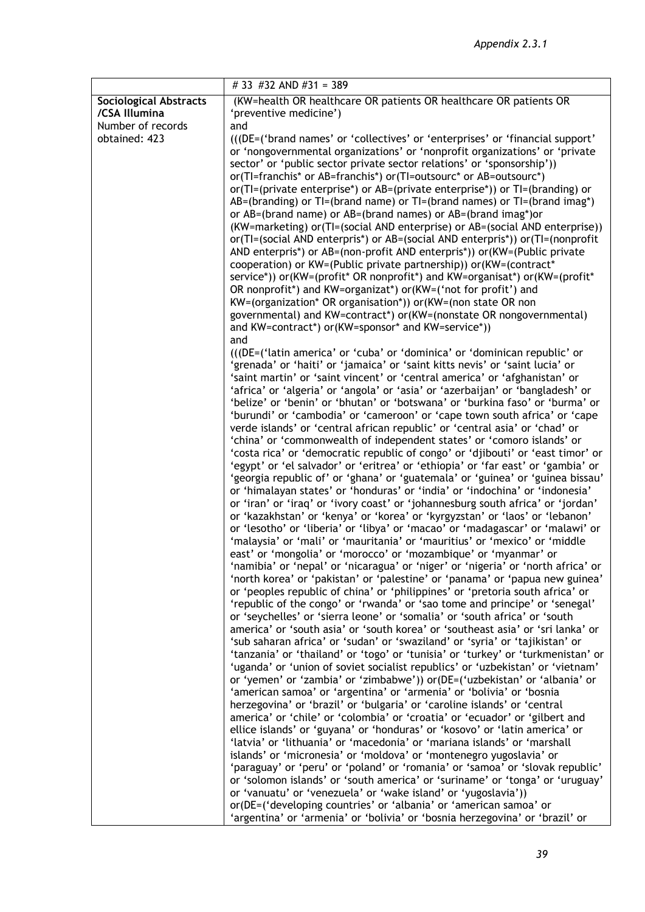| | # 33 #32 AND #31 = 389 |
|---|---|
| **Sociological Abstracts /CSA Illumina**<br>Number of records obtained: 423 | (KW=health OR healthcare OR patients OR healthcare OR patients OR 'preventive medicine')<br>and<br>(((DE=('brand names' or 'collectives' or 'enterprises' or 'financial support' or 'nongovernmental organizations' or 'nonprofit organizations' or 'private sector' or 'public sector private sector relations' or 'sponsorship')) or(TI=franchis* or AB=franchis*) or(TI=outsourc* or AB=outsourc*) or(TI=(private enterprise*) or AB=(private enterprise*)) or TI=(branding) or AB=(branding) or TI=(brand name) or TI=(brand names) or TI=(brand imag*) or AB=(brand name) or AB=(brand names) or AB=(brand imag*)or (KW=marketing) or(TI=(social AND enterprise) or AB=(social AND enterprise)) or(TI=(social AND enterpris*) or AB=(social AND enterpris*)) or(TI=(nonprofit AND enterpris*) or AB=(non-profit AND enterpris*)) or(KW=(Public private cooperation) or KW=(Public private partnership)) or(KW=(contract* service*)) or(KW=(profit* OR nonprofit*) and KW=organisat*) or(KW=(profit* OR nonprofit*) and KW=organizat*) or(KW=('not for profit') and KW=(organization* OR organisation*)) or(KW=(non state OR non governmental) and KW=contract*) or(KW=(nonstate OR nongovernmental) and KW=contract*) or(KW=sponsor* and KW=service*))<br>and<br>(((DE=('latin america' or 'cuba' or 'dominica' or 'dominican republic' or 'grenada' or 'haiti' or 'jamaica' or 'saint kitts nevis' or 'saint lucia' or 'saint martin' or 'saint vincent' or 'central america' or 'afghanistan' or 'africa' or 'algeria' or 'angola' or 'asia' or 'azerbaijan' or 'bangladesh' or 'belize' or 'benin' or 'bhutan' or 'botswana' or 'burkina faso' or 'burma' or 'burundi' or 'cambodia' or 'cameroon' or 'cape town south africa' or 'cape verde islands' or 'central african republic' or 'central asia' or 'chad' or 'china' or 'commonwealth of independent states' or 'comoro islands' or 'costa rica' or 'democratic republic of congo' or 'djibouti' or 'east timor' or 'egypt' or 'el salvador' or 'eritrea' or 'ethiopia' or 'far east' or 'gambia' or 'georgia republic of' or 'ghana' or 'guatemala' or 'guinea' or 'guinea bissau' or 'himalayan states' or 'honduras' or 'india' or 'indochina' or 'indonesia' or 'iran' or 'iraq' or 'ivory coast' or 'johannesburg south africa' or 'jordan' or 'kazakhstan' or 'kenya' or 'korea' or 'kyrgyzstan' or 'laos' or 'lebanon' or 'lesotho' or 'liberia' or 'libya' or 'macao' or 'madagascar' or 'malawi' or 'malaysia' or 'mali' or 'mauritania' or 'mauritius' or 'mexico' or 'middle east' or 'mongolia' or 'morocco' or 'mozambique' or 'myanmar' or 'namibia' or 'nepal' or 'nicaragua' or 'niger' or 'nigeria' or 'north africa' or 'north korea' or 'pakistan' or 'palestine' or 'panama' or 'papua new guinea' or 'peoples republic of china' or 'philippines' or 'pretoria south africa' or 'republic of the congo' or 'rwanda' or 'sao tome and principe' or 'senegal' or 'seychelles' or 'sierra leone' or 'somalia' or 'south africa' or 'south america' or 'south asia' or 'south korea' or 'southeast asia' or 'sri lanka' or 'sub saharan africa' or 'sudan' or 'swaziland' or 'syria' or 'tajikistan' or 'tanzania' or 'thailand' or 'togo' or 'tunisia' or 'turkey' or 'turkmenistan' or 'uganda' or 'union of soviet socialist republics' or 'uzbekistan' or 'vietnam' or 'yemen' or 'zambia' or 'zimbabwe')) or(DE=('uzbekistan' or 'albania' or 'american samoa' or 'argentina' or 'armenia' or 'bolivia' or 'bosnia herzegovina' or 'brazil' or 'bulgaria' or 'caroline islands' or 'central america' or 'chile' or 'colombia' or 'croatia' or 'ecuador' or 'gilbert and ellice islands' or 'guyana' or 'honduras' or 'kosovo' or 'latin america' or 'latvia' or 'lithuania' or 'macedonia' or 'mariana islands' or 'marshall islands' or 'micronesia' or 'moldova' or 'montenegro yugoslavia' or 'paraguay' or 'peru' or 'poland' or 'romania' or 'samoa' or 'slovak republic' or 'solomon islands' or 'south america' or 'suriname' or 'tonga' or 'uruguay' or 'vanuatu' or 'venezuela' or 'wake island' or 'yugoslavia')) or(DE=('developing countries' or 'albania' or 'american samoa' or 'argentina' or 'armenia' or 'bolivia' or 'bosnia herzegovina' or 'brazil' or |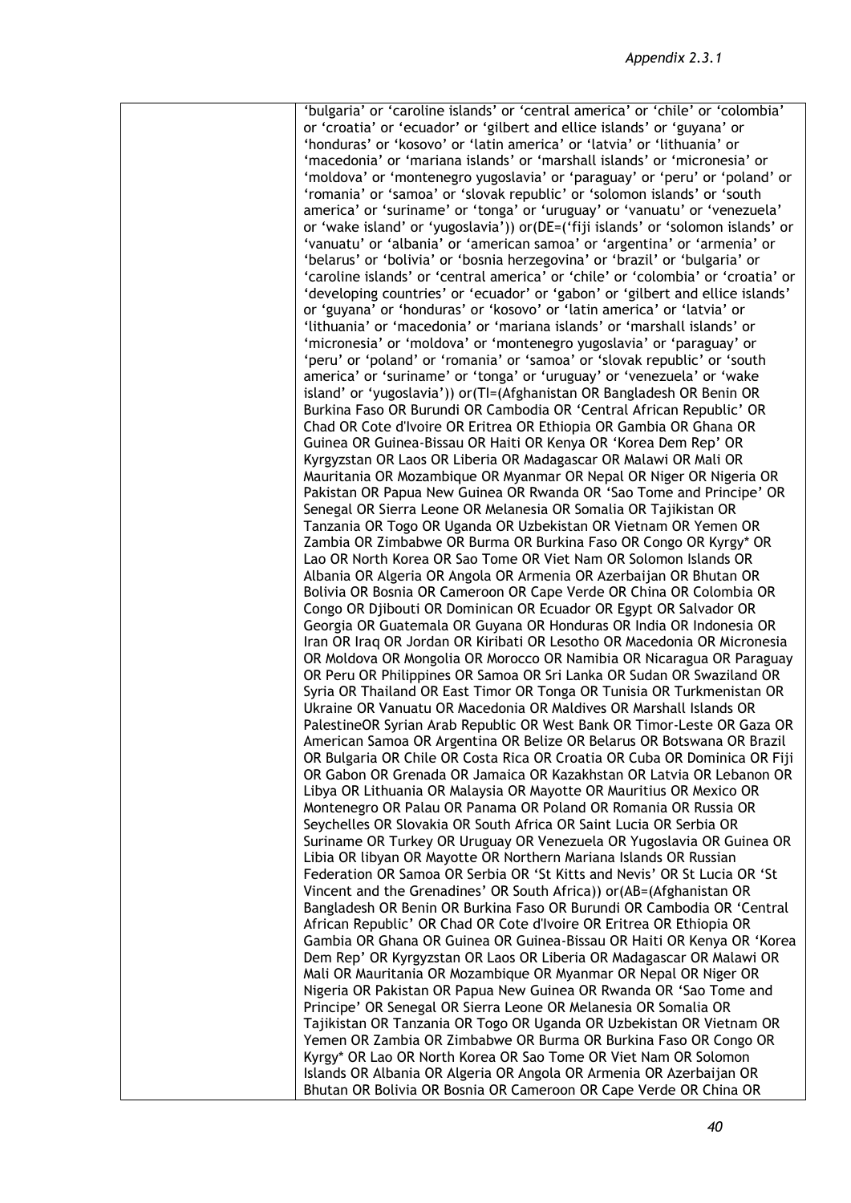| | 'bulgaria' or 'caroline islands' or 'central america' or 'chile' or 'colombia' or 'croatia' or 'ecuador' or 'gilbert and ellice islands' or 'guyana' or 'honduras' or 'kosovo' or 'latin america' or 'latvia' or 'lithuania' or 'macedonia' or 'mariana islands' or 'marshall islands' or 'micronesia' or 'moldova' or 'montenegro yugoslavia' or 'paraguay' or 'peru' or 'poland' or 'romania' or 'samoa' or 'slovak republic' or 'solomon islands' or 'south america' or 'suriname' or 'tonga' or 'uruguay' or 'vanuatu' or 'venezuela' or 'wake island' or 'yugoslavia')) or(DE=('fiji islands' or 'solomon islands' or 'vanuatu' or 'albania' or 'american samoa' or 'argentina' or 'armenia' or 'belarus' or 'bolivia' or 'bosnia herzegovina' or 'brazil' or 'bulgaria' or 'caroline islands' or 'central america' or 'chile' or 'colombia' or 'croatia' or 'developing countries' or 'ecuador' or 'gabon' or 'gilbert and ellice islands' or 'guyana' or 'honduras' or 'kosovo' or 'latin america' or 'latvia' or 'lithuania' or 'macedonia' or 'mariana islands' or 'marshall islands' or 'micronesia' or 'moldova' or 'montenegro yugoslavia' or 'paraguay' or 'peru' or 'poland' or 'romania' or 'samoa' or 'slovak republic' or 'south america' or 'suriname' or 'tonga' or 'uruguay' or 'venezuela' or 'wake island' or 'yugoslavia')) or(TI=(Afghanistan OR Bangladesh OR Benin OR Burkina Faso OR Burundi OR Cambodia OR 'Central African Republic' OR Chad OR Cote d'Ivoire OR Eritrea OR Ethiopia OR Gambia OR Ghana OR Guinea OR Guinea-Bissau OR Haiti OR Kenya OR 'Korea Dem Rep' OR Kyrgyzstan OR Laos OR Liberia OR Madagascar OR Malawi OR Mali OR Mauritania OR Mozambique OR Myanmar OR Nepal OR Niger OR Nigeria OR Pakistan OR Papua New Guinea OR Rwanda OR 'Sao Tome and Principe' OR Senegal OR Sierra Leone OR Melanesia OR Somalia OR Tajikistan OR Tanzania OR Togo OR Uganda OR Uzbekistan OR Vietnam OR Yemen OR Zambia OR Zimbabwe OR Burma OR Burkina Faso OR Congo OR Kyrgy* OR Lao OR North Korea OR Sao Tome OR Viet Nam OR Solomon Islands OR Albania OR Algeria OR Angola OR Armenia OR Azerbaijan OR Bhutan OR Bolivia OR Bosnia OR Cameroon OR Cape Verde OR China OR Colombia OR Congo OR Djibouti OR Dominican OR Ecuador OR Egypt OR Salvador OR Georgia OR Guatemala OR Guyana OR Honduras OR India OR Indonesia OR Iran OR Iraq OR Jordan OR Kiribati OR Lesotho OR Macedonia OR Micronesia OR Moldova OR Mongolia OR Morocco OR Namibia OR Nicaragua OR Paraguay OR Peru OR Philippines OR Samoa OR Sri Lanka OR Sudan OR Swaziland OR Syria OR Thailand OR East Timor OR Tonga OR Tunisia OR Turkmenistan OR Ukraine OR Vanuatu OR Macedonia OR Maldives OR Marshall Islands OR PalestineOR Syrian Arab Republic OR West Bank OR Timor-Leste OR Gaza OR American Samoa OR Argentina OR Belize OR Belarus OR Botswana OR Brazil OR Bulgaria OR Chile OR Costa Rica OR Croatia OR Cuba OR Dominica OR Fiji OR Gabon OR Grenada OR Jamaica OR Kazakhstan OR Latvia OR Lebanon OR Libya OR Lithuania OR Malaysia OR Mayotte OR Mauritius OR Mexico OR Montenegro OR Palau OR Panama OR Poland OR Romania OR Russia OR Seychelles OR Slovakia OR South Africa OR Saint Lucia OR Serbia OR Suriname OR Turkey OR Uruguay OR Venezuela OR Yugoslavia OR Guinea OR Libia OR libyan OR Mayotte OR Northern Mariana Islands OR Russian Federation OR Samoa OR Serbia OR 'St Kitts and Nevis' OR St Lucia OR 'St Vincent and the Grenadines' OR South Africa)) or(AB=(Afghanistan OR Bangladesh OR Benin OR Burkina Faso OR Burundi OR Cambodia OR 'Central African Republic' OR Chad OR Cote d'Ivoire OR Eritrea OR Ethiopia OR Gambia OR Ghana OR Guinea OR Guinea-Bissau OR Haiti OR Kenya OR 'Korea Dem Rep' OR Kyrgyzstan OR Laos OR Liberia OR Madagascar OR Malawi OR Mali OR Mauritania OR Mozambique OR Myanmar OR Nepal OR Niger OR Nigeria OR Pakistan OR Papua New Guinea OR Rwanda OR 'Sao Tome and Principe' OR Senegal OR Sierra Leone OR Melanesia OR Somalia OR Tajikistan OR Tanzania OR Togo OR Uganda OR Uzbekistan OR Vietnam OR Yemen OR Zambia OR Zimbabwe OR Burma OR Burkina Faso OR Congo OR Kyrgy* OR Lao OR North Korea OR Sao Tome OR Viet Nam OR Solomon Islands OR Albania OR Algeria OR Angola OR Armenia OR Azerbaijan OR Bhutan OR Bolivia OR Bosnia OR Cameroon OR Cape Verde OR China OR |
|---|---|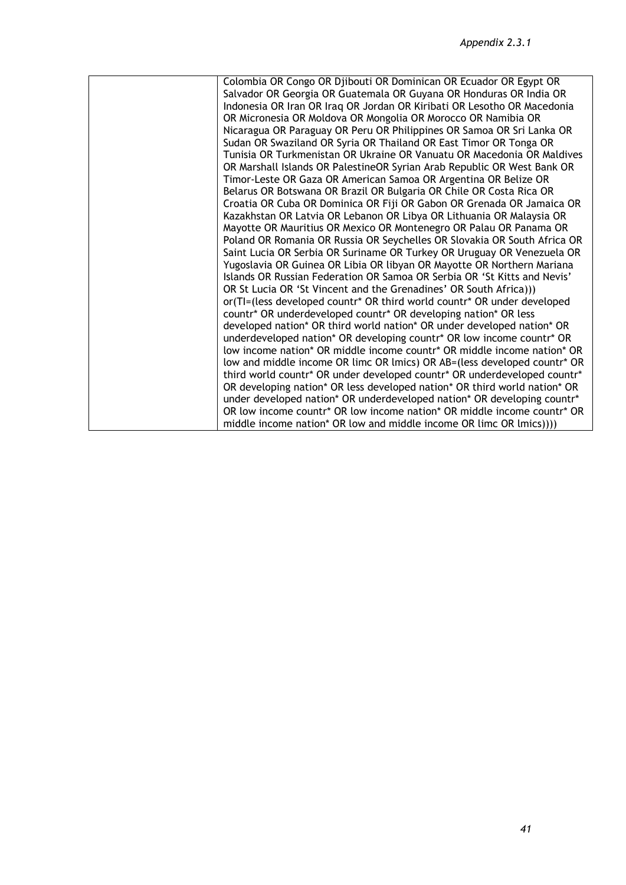| | Colombia OR Congo OR Djibouti OR Dominican OR Ecuador OR Egypt OR Salvador OR Georgia OR Guatemala OR Guyana OR Honduras OR India OR Indonesia OR Iran OR Iraq OR Jordan OR Kiribati OR Lesotho OR Macedonia OR Micronesia OR Moldova OR Mongolia OR Morocco OR Namibia OR Nicaragua OR Paraguay OR Peru OR Philippines OR Samoa OR Sri Lanka OR Sudan OR Swaziland OR Syria OR Thailand OR East Timor OR Tonga OR Tunisia OR Turkmenistan OR Ukraine OR Vanuatu OR Macedonia OR Maldives OR Marshall Islands OR PalestineOR Syrian Arab Republic OR West Bank OR Timor-Leste OR Gaza OR American Samoa OR Argentina OR Belize OR Belarus OR Botswana OR Brazil OR Bulgaria OR Chile OR Costa Rica OR Croatia OR Cuba OR Dominica OR Fiji OR Gabon OR Grenada OR Jamaica OR Kazakhstan OR Latvia OR Lebanon OR Libya OR Lithuania OR Malaysia OR Mayotte OR Mauritius OR Mexico OR Montenegro OR Palau OR Panama OR Poland OR Romania OR Russia OR Seychelles OR Slovakia OR South Africa OR Saint Lucia OR Serbia OR Suriname OR Turkey OR Uruguay OR Venezuela OR Yugoslavia OR Guinea OR Libia OR libyan OR Mayotte OR Northern Mariana Islands OR Russian Federation OR Samoa OR Serbia OR 'St Kitts and Nevis' OR St Lucia OR 'St Vincent and the Grenadines' OR South Africa))) or(TI=(less developed countr* OR third world countr* OR under developed countr* OR underdeveloped countr* OR developing nation* OR less developed nation* OR third world nation* OR under developed nation* OR underdeveloped nation* OR developing countr* OR low income countr* OR low income nation* OR middle income countr* OR middle income nation* OR low and middle income OR limc OR lmics) OR AB=(less developed countr* OR third world countr* OR under developed countr* OR underdeveloped countr* OR developing nation* OR less developed nation* OR third world nation* OR under developed nation* OR underdeveloped nation* OR developing countr* OR low income countr* OR low income nation* OR middle income countr* OR middle income nation* OR low and middle income OR limc OR lmics)))) |
|---|---|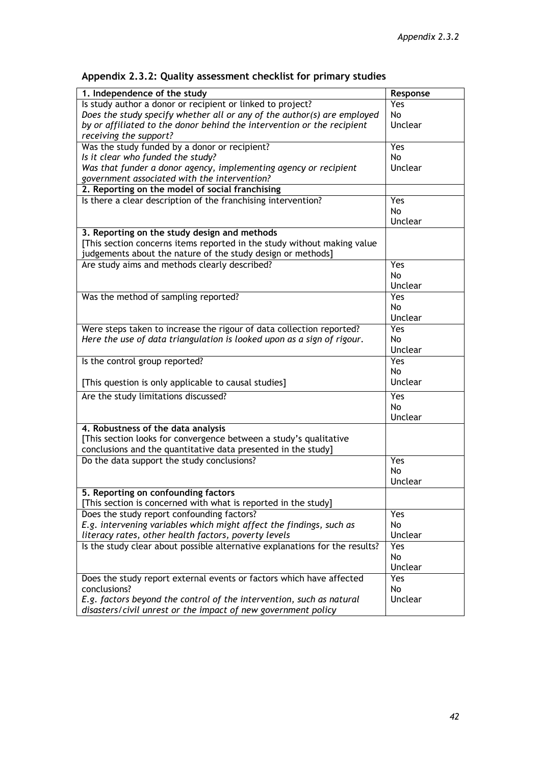## Appendix 2.3.2: Quality assessment checklist for primary studies

| **1. Independence of the study** | **Response** |
|---|---|
| Is study author a donor or recipient or linked to project?<br>*Does the study specify whether all or any of the author(s) are employed by or affiliated to the donor behind the intervention or the recipient receiving the support?* | Yes<br>No<br>Unclear |
| Was the study funded by a donor or recipient?<br>*Is it clear who funded the study?*<br>*Was that funder a donor agency, implementing agency or recipient government associated with the intervention?* | Yes<br>No<br>Unclear |
| **2. Reporting on the model of social franchising** | |
| Is there a clear description of the franchising intervention? | Yes<br>No<br>Unclear |
| **3. Reporting on the study design and methods**<br>[This section concerns items reported in the study without making value judgements about the nature of the study design or methods] | |
| Are study aims and methods clearly described? | Yes<br>No<br>Unclear |
| Was the method of sampling reported? | Yes<br>No<br>Unclear |
| Were steps taken to increase the rigour of data collection reported?<br>*Here the use of data triangulation is looked upon as a sign of rigour.* | Yes<br>No<br>Unclear |
| Is the control group reported?<br><br>[This question is only applicable to causal studies] | Yes<br>No<br>Unclear |
| Are the study limitations discussed? | Yes<br>No<br>Unclear |
| **4. Robustness of the data analysis**<br>[This section looks for convergence between a study's qualitative conclusions and the quantitative data presented in the study] | |
| Do the data support the study conclusions? | Yes<br>No<br>Unclear |
| **5. Reporting on confounding factors**<br>[This section is concerned with what is reported in the study] | |
| Does the study report confounding factors?<br>*E.g. intervening variables which might affect the findings, such as literacy rates, other health factors, poverty levels* | Yes<br>No<br>Unclear |
| Is the study clear about possible alternative explanations for the results? | Yes<br>No<br>Unclear |
| Does the study report external events or factors which have affected conclusions?<br>*E.g. factors beyond the control of the intervention, such as natural disasters/civil unrest or the impact of new government policy* | Yes<br>No<br>Unclear |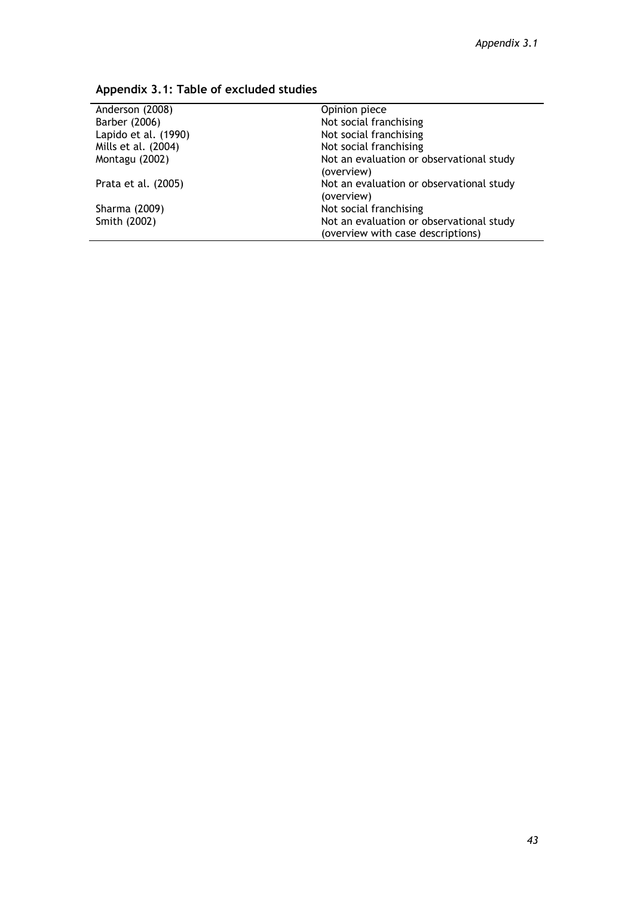## Appendix 3.1: Table of excluded studies

| | |
|---|---|
| Anderson (2008) | Opinion piece |
| Barber (2006) | Not social franchising |
| Lapido et al. (1990) | Not social franchising |
| Mills et al. (2004) | Not social franchising |
| Montagu (2002) | Not an evaluation or observational study (overview) |
| Prata et al. (2005) | Not an evaluation or observational study (overview) |
| Sharma (2009) | Not social franchising |
| Smith (2002) | Not an evaluation or observational study (overview with case descriptions) |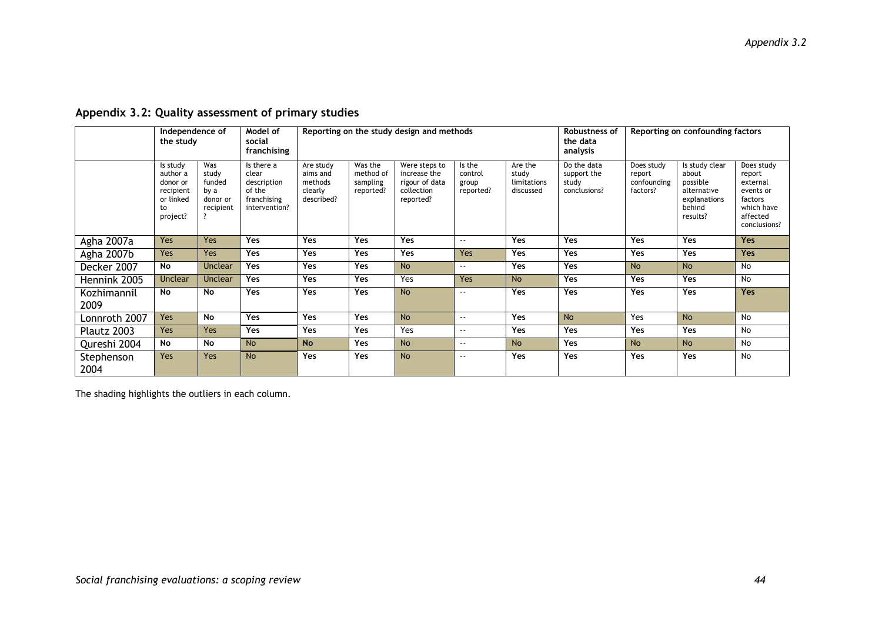## Appendix 3.2: Quality assessment of primary studies

| | Independence of the study | | Model of social franchising | Reporting on the study design and methods | | | | | Robustness of the data analysis | Reporting on confounding factors | | |
|---|---|---|---|---|---|---|---|---|---|---|---|---|
| | Is study author a donor or recipient or linked to project? | Was study funded by a donor or recipient? | Is there a clear description of the franchising intervention? | Are study aims and methods clearly described? | Was the method of sampling reported? | Were steps to increase the rigour of data collection reported? | Is the control group reported? | Are the study limitations discussed | Do the data support the study conclusions? | Does study report confounding factors? | Is study clear about possible alternative explanations behind results? | Does study report external events or factors which have affected conclusions? |
| Agha 2007a | Yes | Yes | Yes | Yes | Yes | Yes | -- | Yes | Yes | Yes | Yes | Yes |
| Agha 2007b | Yes | Yes | Yes | Yes | Yes | Yes | Yes | Yes | Yes | Yes | Yes | Yes |
| Decker 2007 | No | Unclear | Yes | Yes | Yes | No | -- | Yes | Yes | No | No | No |
| Hennink 2005 | Unclear | Unclear | Yes | Yes | Yes | Yes | Yes | No | Yes | Yes | Yes | No |
| Kozhimannil 2009 | No | No | Yes | Yes | Yes | No | -- | Yes | Yes | Yes | Yes | Yes |
| Lonnroth 2007 | Yes | No | Yes | Yes | Yes | No | -- | Yes | No | Yes | No | No |
| Plautz 2003 | Yes | Yes | Yes | Yes | Yes | Yes | -- | Yes | Yes | Yes | Yes | No |
| Qureshi 2004 | No | No | No | No | Yes | No | -- | No | Yes | No | No | No |
| Stephenson 2004 | Yes | Yes | No | Yes | Yes | No | -- | Yes | Yes | Yes | Yes | No |

The shading highlights the outliers in each column.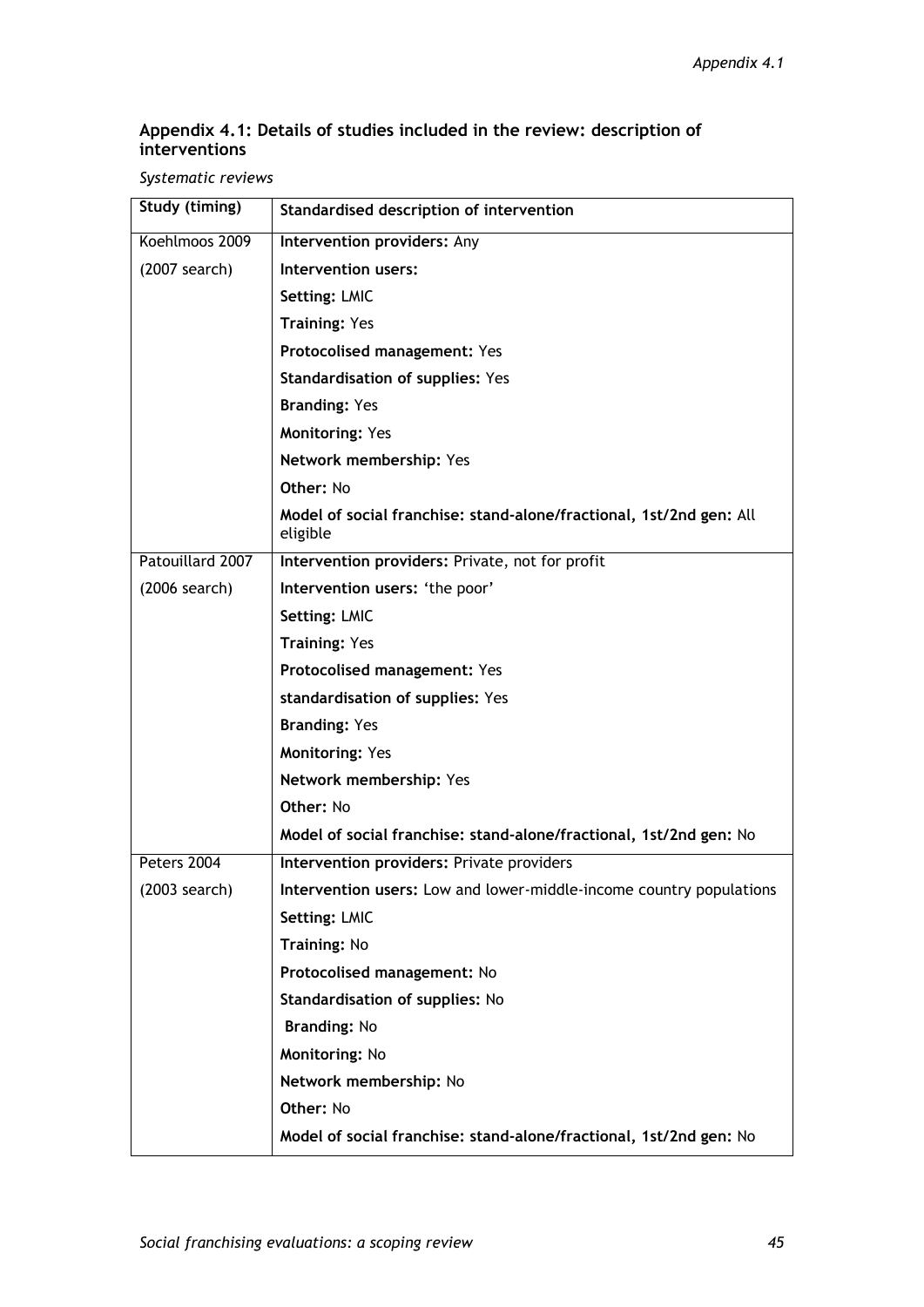## Appendix 4.1: Details of studies included in the review: description of interventions

*Systematic reviews*

| Study (timing) | Standardised description of intervention |
|---|---|
| Koehlmoos 2009<br>(2007 search) | **Intervention providers:** Any<br>**Intervention users:**<br>**Setting:** LMIC<br>**Training:** Yes<br>**Protocolised management:** Yes<br>**Standardisation of supplies:** Yes<br>**Branding:** Yes<br>**Monitoring:** Yes<br>**Network membership:** Yes<br>**Other:** No<br>**Model of social franchise: stand-alone/fractional, 1st/2nd gen:** All eligible |
| Patouillard 2007<br>(2006 search) | **Intervention providers:** Private, not for profit<br>**Intervention users:** 'the poor'<br>**Setting:** LMIC<br>**Training:** Yes<br>**Protocolised management:** Yes<br>**standardisation of supplies:** Yes<br>**Branding:** Yes<br>**Monitoring:** Yes<br>**Network membership:** Yes<br>**Other:** No<br>**Model of social franchise: stand-alone/fractional, 1st/2nd gen:** No |
| Peters 2004<br>(2003 search) | **Intervention providers:** Private providers<br>**Intervention users:** Low and lower-middle-income country populations<br>**Setting:** LMIC<br>**Training:** No<br>**Protocolised management:** No<br>**Standardisation of supplies:** No<br>**Branding:** No<br>**Monitoring:** No<br>**Network membership:** No<br>**Other:** No<br>**Model of social franchise: stand-alone/fractional, 1st/2nd gen:** No |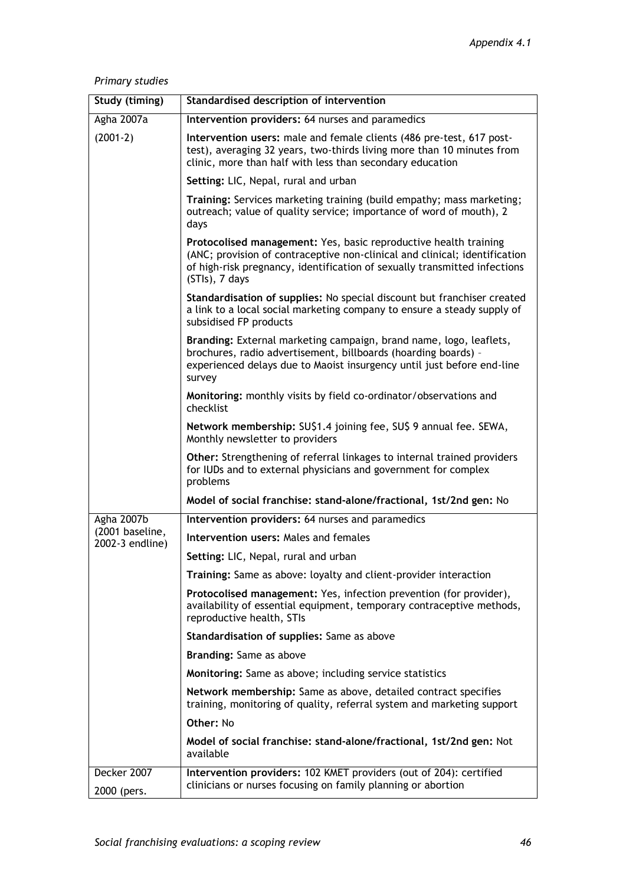*Primary studies*

| Study (timing) | Standardised description of intervention |
|---|---|
| Agha 2007a<br>(2001-2) | **Intervention providers:** 64 nurses and paramedics |
| | **Intervention users:** male and female clients (486 pre-test, 617 post-test), averaging 32 years, two-thirds living more than 10 minutes from clinic, more than half with less than secondary education |
| | **Setting:** LIC, Nepal, rural and urban |
| | **Training:** Services marketing training (build empathy; mass marketing; outreach; value of quality service; importance of word of mouth), 2 days |
| | **Protocolised management:** Yes, basic reproductive health training (ANC; provision of contraceptive non-clinical and clinical; identification of high-risk pregnancy, identification of sexually transmitted infections (STIs), 7 days |
| | **Standardisation of supplies:** No special discount but franchiser created a link to a local social marketing company to ensure a steady supply of subsidised FP products |
| | **Branding:** External marketing campaign, brand name, logo, leaflets, brochures, radio advertisement, billboards (hoarding boards) – experienced delays due to Maoist insurgency until just before end-line survey |
| | **Monitoring:** monthly visits by field co-ordinator/observations and checklist |
| | **Network membership:** SU$1.4 joining fee, SU$ 9 annual fee. SEWA, Monthly newsletter to providers |
| | **Other:** Strengthening of referral linkages to internal trained providers for IUDs and to external physicians and government for complex problems |
| | **Model of social franchise: stand-alone/fractional, 1st/2nd gen:** No |
| Agha 2007b<br>(2001 baseline, 2002-3 endline) | **Intervention providers:** 64 nurses and paramedics |
| | **Intervention users:** Males and females |
| | **Setting:** LIC, Nepal, rural and urban |
| | **Training:** Same as above: loyalty and client-provider interaction |
| | **Protocolised management:** Yes, infection prevention (for provider), availability of essential equipment, temporary contraceptive methods, reproductive health, STIs |
| | **Standardisation of supplies:** Same as above |
| | **Branding:** Same as above |
| | **Monitoring:** Same as above; including service statistics |
| | **Network membership:** Same as above, detailed contract specifies training, monitoring of quality, referral system and marketing support |
| | **Other:** No |
| | **Model of social franchise: stand-alone/fractional, 1st/2nd gen:** Not available |
| Decker 2007<br>2000 (pers. | **Intervention providers:** 102 KMET providers (out of 204): certified clinicians or nurses focusing on family planning or abortion |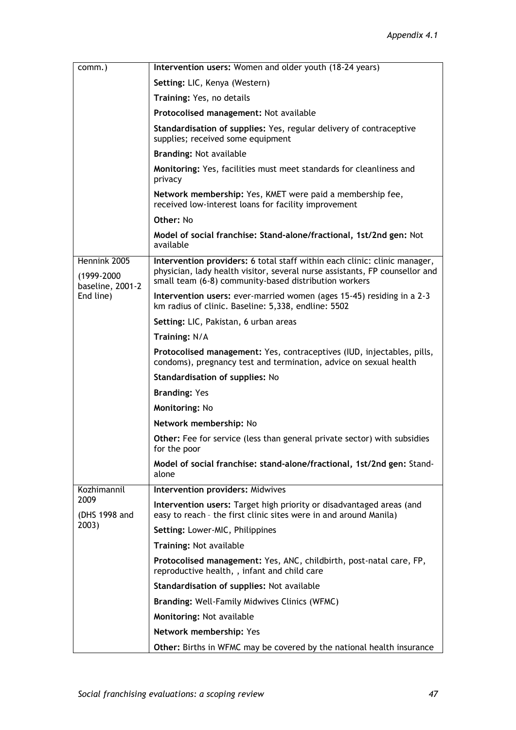| | |
|---|---|
| comm.) | **Intervention users:** Women and older youth (18-24 years) |
| | **Setting:** LIC, Kenya (Western) |
| | **Training:** Yes, no details |
| | **Protocolised management:** Not available |
| | **Standardisation of supplies:** Yes, regular delivery of contraceptive supplies; received some equipment |
| | **Branding:** Not available |
| | **Monitoring:** Yes, facilities must meet standards for cleanliness and privacy |
| | **Network membership:** Yes, KMET were paid a membership fee, received low-interest loans for facility improvement |
| | **Other:** No |
| | **Model of social franchise: Stand-alone/fractional, 1st/2nd gen:** Not available |
| Hennink 2005 (1999-2000 baseline, 2001-2 End line) | **Intervention providers:** 6 total staff within each clinic: clinic manager, physician, lady health visitor, several nurse assistants, FP counsellor and small team (6-8) community-based distribution workers |
| | **Intervention users:** ever-married women (ages 15-45) residing in a 2-3 km radius of clinic. Baseline: 5,338, endline: 5502 |
| | **Setting:** LIC, Pakistan, 6 urban areas |
| | **Training:** N/A |
| | **Protocolised management:** Yes, contraceptives (IUD, injectables, pills, condoms), pregnancy test and termination, advice on sexual health |
| | **Standardisation of supplies:** No |
| | **Branding:** Yes |
| | **Monitoring:** No |
| | **Network membership:** No |
| | **Other:** Fee for service (less than general private sector) with subsidies for the poor |
| | **Model of social franchise: stand-alone/fractional, 1st/2nd gen:** Stand-alone |
| Kozhimannil 2009 (DHS 1998 and 2003) | **Intervention providers:** Midwives |
| | **Intervention users:** Target high priority or disadvantaged areas (and easy to reach – the first clinic sites were in and around Manila) |
| | **Setting:** Lower-MIC, Philippines |
| | **Training:** Not available |
| | **Protocolised management:** Yes, ANC, childbirth, post-natal care, FP, reproductive health, , infant and child care |
| | **Standardisation of supplies:** Not available |
| | **Branding:** Well-Family Midwives Clinics (WFMC) |
| | **Monitoring:** Not available |
| | **Network membership:** Yes |
| | **Other:** Births in WFMC may be covered by the national health insurance |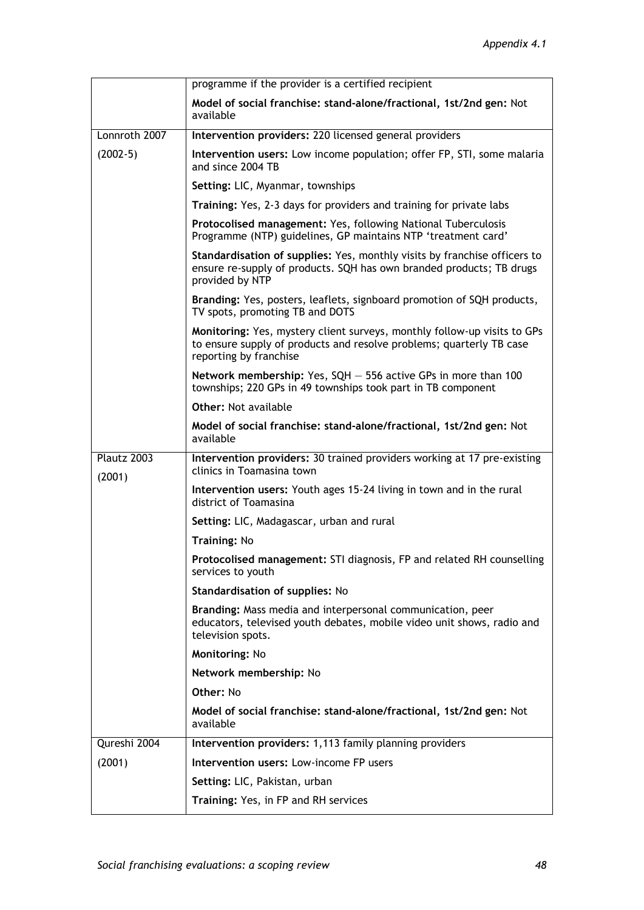| | |
|---|---|
| | programme if the provider is a certified recipient |
| | **Model of social franchise: stand-alone/fractional, 1st/2nd gen:** Not available |
| Lonnroth 2007 | **Intervention providers:** 220 licensed general providers |
| (2002-5) | **Intervention users:** Low income population; offer FP, STI, some malaria and since 2004 TB |
| | **Setting:** LIC, Myanmar, townships |
| | **Training:** Yes, 2-3 days for providers and training for private labs |
| | **Protocolised management:** Yes, following National Tuberculosis Programme (NTP) guidelines, GP maintains NTP 'treatment card' |
| | **Standardisation of supplies:** Yes, monthly visits by franchise officers to ensure re-supply of products. SQH has own branded products; TB drugs provided by NTP |
| | **Branding:** Yes, posters, leaflets, signboard promotion of SQH products, TV spots, promoting TB and DOTS |
| | **Monitoring:** Yes, mystery client surveys, monthly follow-up visits to GPs to ensure supply of products and resolve problems; quarterly TB case reporting by franchise |
| | **Network membership:** Yes, SQH — 556 active GPs in more than 100 townships; 220 GPs in 49 townships took part in TB component |
| | **Other:** Not available |
| | **Model of social franchise: stand-alone/fractional, 1st/2nd gen:** Not available |
| Plautz 2003 | **Intervention providers:** 30 trained providers working at 17 pre-existing clinics in Toamasina town |
| (2001) | **Intervention users:** Youth ages 15-24 living in town and in the rural district of Toamasina |
| | **Setting:** LIC, Madagascar, urban and rural |
| | **Training:** No |
| | **Protocolised management:** STI diagnosis, FP and related RH counselling services to youth |
| | **Standardisation of supplies:** No |
| | **Branding:** Mass media and interpersonal communication, peer educators, televised youth debates, mobile video unit shows, radio and television spots. |
| | **Monitoring:** No |
| | **Network membership:** No |
| | **Other:** No |
| | **Model of social franchise: stand-alone/fractional, 1st/2nd gen:** Not available |
| Qureshi 2004 | **Intervention providers:** 1,113 family planning providers |
| (2001) | **Intervention users:** Low-income FP users |
| | **Setting:** LIC, Pakistan, urban |
| | **Training:** Yes, in FP and RH services |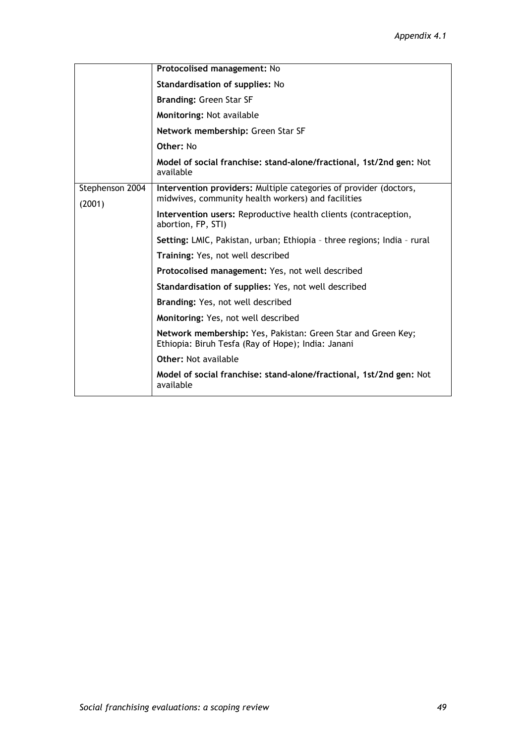| | |
|---|---|
| | **Protocolised management:** No<br>**Standardisation of supplies:** No<br>**Branding:** Green Star SF<br>**Monitoring:** Not available<br>**Network membership:** Green Star SF<br>**Other:** No<br>**Model of social franchise: stand-alone/fractional, 1st/2nd gen:** Not available |
| Stephenson 2004 (2001) | **Intervention providers:** Multiple categories of provider (doctors, midwives, community health workers) and facilities<br>**Intervention users:** Reproductive health clients (contraception, abortion, FP, STI)<br>**Setting:** LMIC, Pakistan, urban; Ethiopia – three regions; India – rural<br>**Training:** Yes, not well described<br>**Protocolised management:** Yes, not well described<br>**Standardisation of supplies:** Yes, not well described<br>**Branding:** Yes, not well described<br>**Monitoring:** Yes, not well described<br>**Network membership:** Yes, Pakistan: Green Star and Green Key; Ethiopia: Biruh Tesfa (Ray of Hope); India: Janani<br>**Other:** Not available<br>**Model of social franchise: stand-alone/fractional, 1st/2nd gen:** Not available |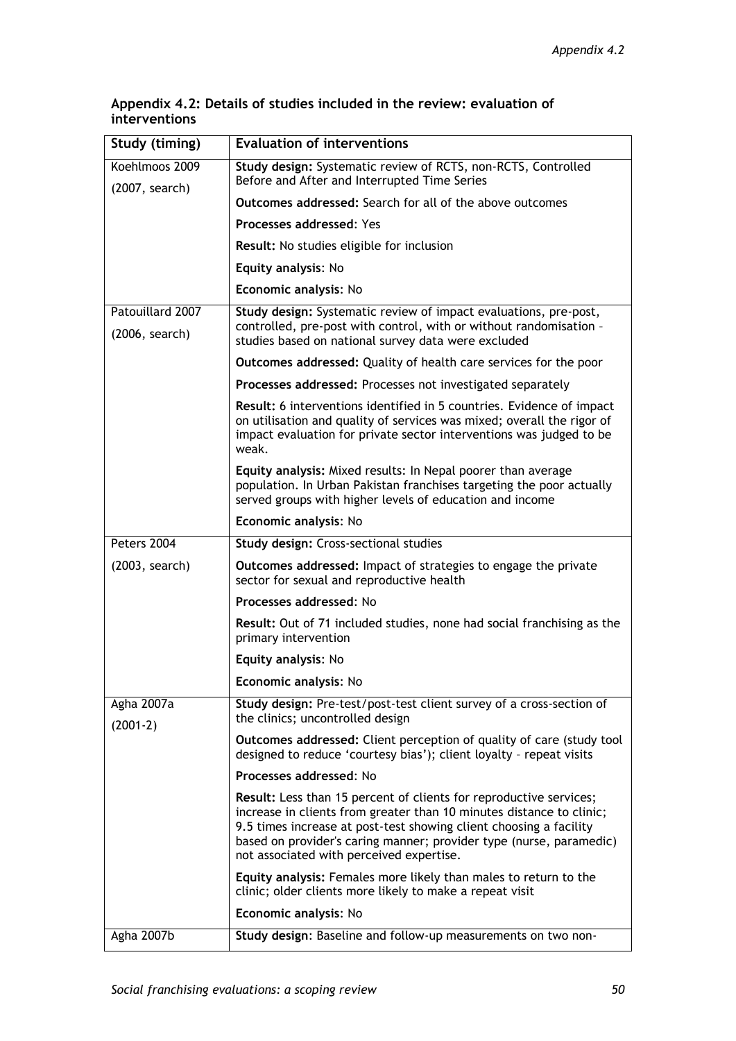**Appendix 4.2: Details of studies included in the review: evaluation of interventions**

| Study (timing) | Evaluation of interventions |
|---|---|
| Koehlmoos 2009 (2007, search) | **Study design:** Systematic review of RCTS, non-RCTS, Controlled Before and After and Interrupted Time Series |
| | **Outcomes addressed:** Search for all of the above outcomes |
| | **Processes addressed**: Yes |
| | **Result:** No studies eligible for inclusion |
| | **Equity analysis**: No |
| | **Economic analysis**: No |
| Patouillard 2007 (2006, search) | **Study design:** Systematic review of impact evaluations, pre-post, controlled, pre-post with control, with or without randomisation – studies based on national survey data were excluded |
| | **Outcomes addressed:** Quality of health care services for the poor |
| | **Processes addressed:** Processes not investigated separately |
| | **Result:** 6 interventions identified in 5 countries. Evidence of impact on utilisation and quality of services was mixed; overall the rigor of impact evaluation for private sector interventions was judged to be weak. |
| | **Equity analysis:** Mixed results: In Nepal poorer than average population. In Urban Pakistan franchises targeting the poor actually served groups with higher levels of education and income |
| | **Economic analysis**: No |
| Peters 2004 (2003, search) | **Study design:** Cross-sectional studies |
| | **Outcomes addressed:** Impact of strategies to engage the private sector for sexual and reproductive health |
| | **Processes addressed**: No |
| | **Result:** Out of 71 included studies, none had social franchising as the primary intervention |
| | **Equity analysis**: No |
| | **Economic analysis**: No |
| Agha 2007a (2001-2) | **Study design:** Pre-test/post-test client survey of a cross-section of the clinics; uncontrolled design |
| | **Outcomes addressed:** Client perception of quality of care (study tool designed to reduce 'courtesy bias'); client loyalty – repeat visits |
| | **Processes addressed**: No |
| | **Result:** Less than 15 percent of clients for reproductive services; increase in clients from greater than 10 minutes distance to clinic; 9.5 times increase at post-test showing client choosing a facility based on provider's caring manner; provider type (nurse, paramedic) not associated with perceived expertise. |
| | **Equity analysis:** Females more likely than males to return to the clinic; older clients more likely to make a repeat visit |
| | **Economic analysis**: No |
| Agha 2007b | **Study design**: Baseline and follow-up measurements on two non- |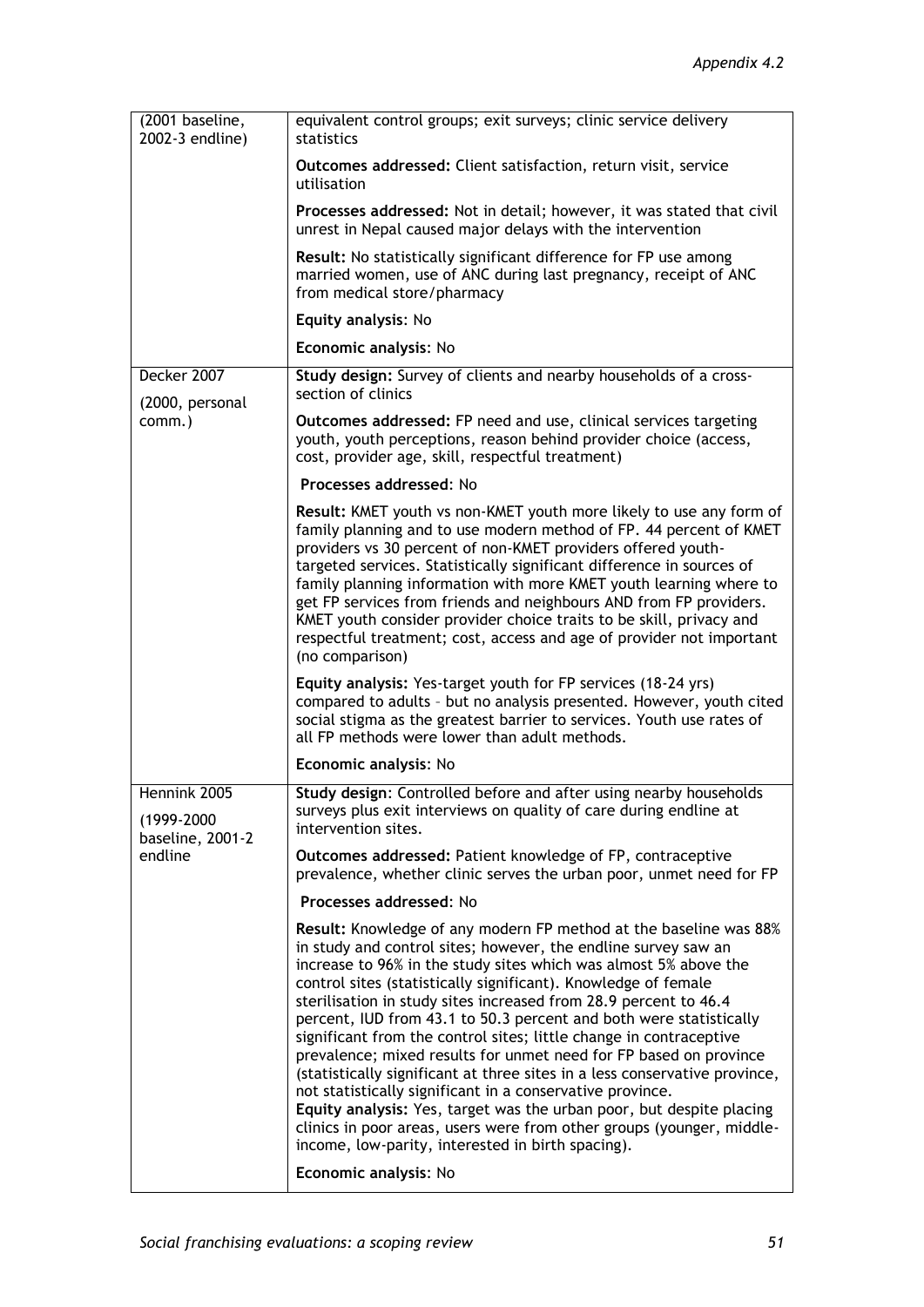| | |
|---|---|
| (2001 baseline, 2002-3 endline) | equivalent control groups; exit surveys; clinic service delivery statistics<br><br>**Outcomes addressed:** Client satisfaction, return visit, service utilisation<br><br>**Processes addressed:** Not in detail; however, it was stated that civil unrest in Nepal caused major delays with the intervention<br><br>**Result:** No statistically significant difference for FP use among married women, use of ANC during last pregnancy, receipt of ANC from medical store/pharmacy<br><br>**Equity analysis**: No<br><br>**Economic analysis**: No |
| Decker 2007<br><br>(2000, personal comm.) | **Study design:** Survey of clients and nearby households of a cross-section of clinics<br><br>**Outcomes addressed:** FP need and use, clinical services targeting youth, youth perceptions, reason behind provider choice (access, cost, provider age, skill, respectful treatment)<br><br>**Processes addressed**: No<br><br>**Result:** KMET youth vs non-KMET youth more likely to use any form of family planning and to use modern method of FP. 44 percent of KMET providers vs 30 percent of non-KMET providers offered youth-targeted services. Statistically significant difference in sources of family planning information with more KMET youth learning where to get FP services from friends and neighbours AND from FP providers. KMET youth consider provider choice traits to be skill, privacy and respectful treatment; cost, access and age of provider not important (no comparison)<br><br>**Equity analysis:** Yes-target youth for FP services (18-24 yrs) compared to adults – but no analysis presented. However, youth cited social stigma as the greatest barrier to services. Youth use rates of all FP methods were lower than adult methods.<br><br>**Economic analysis**: No |
| Hennink 2005<br><br>(1999-2000 baseline, 2001-2 endline | **Study design**: Controlled before and after using nearby households surveys plus exit interviews on quality of care during endline at intervention sites.<br><br>**Outcomes addressed:** Patient knowledge of FP, contraceptive prevalence, whether clinic serves the urban poor, unmet need for FP<br><br>**Processes addressed**: No<br><br>**Result:** Knowledge of any modern FP method at the baseline was 88% in study and control sites; however, the endline survey saw an increase to 96% in the study sites which was almost 5% above the control sites (statistically significant). Knowledge of female sterilisation in study sites increased from 28.9 percent to 46.4 percent, IUD from 43.1 to 50.3 percent and both were statistically significant from the control sites; little change in contraceptive prevalence; mixed results for unmet need for FP based on province (statistically significant at three sites in a less conservative province, not statistically significant in a conservative province.<br>**Equity analysis:** Yes, target was the urban poor, but despite placing clinics in poor areas, users were from other groups (younger, middle-income, low-parity, interested in birth spacing).<br><br>**Economic analysis**: No |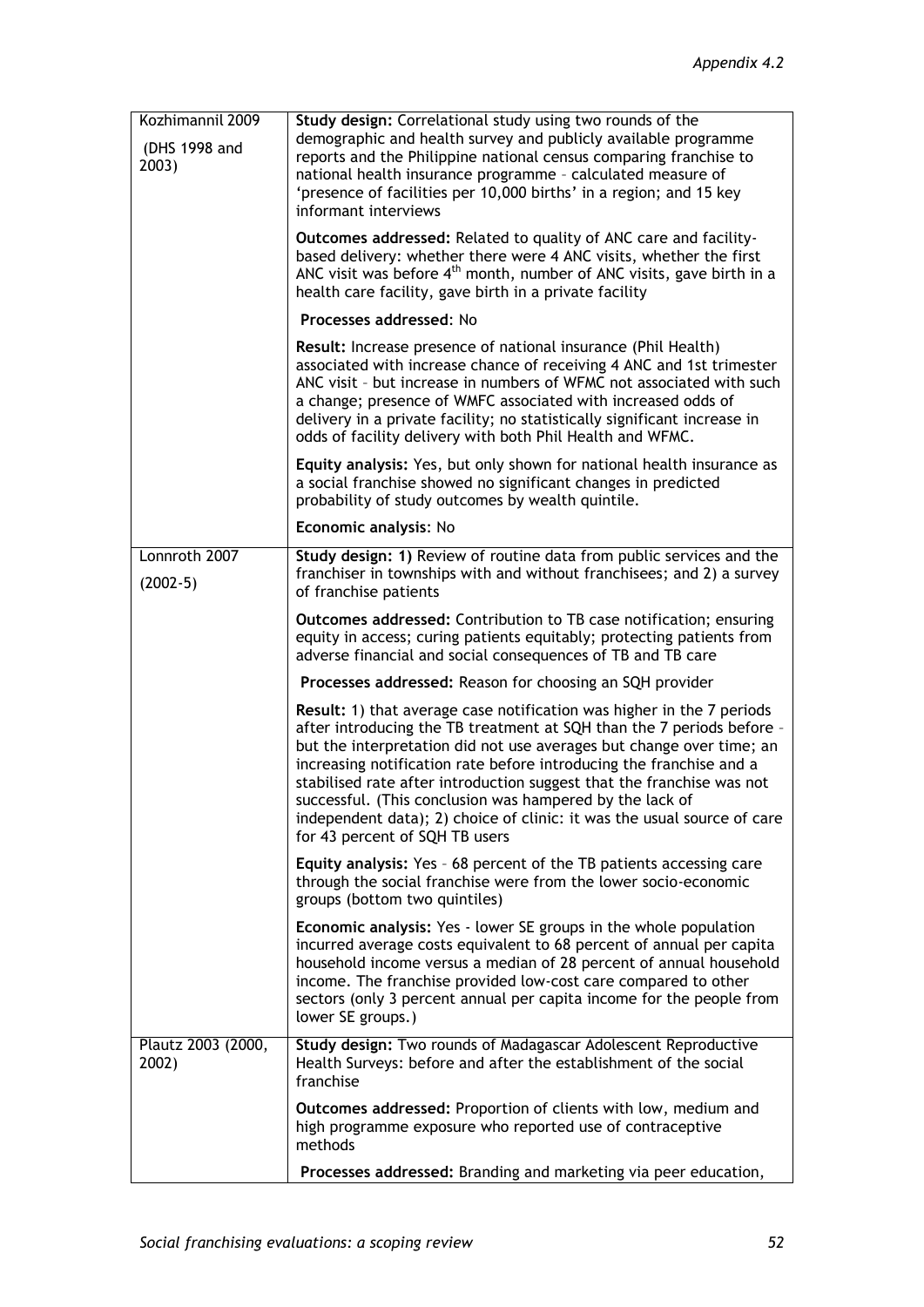| | |
|---|---|
| Kozhimannil 2009<br><br>(DHS 1998 and 2003) | **Study design:** Correlational study using two rounds of the demographic and health survey and publicly available programme reports and the Philippine national census comparing franchise to national health insurance programme – calculated measure of 'presence of facilities per 10,000 births' in a region; and 15 key informant interviews |
| | **Outcomes addressed:** Related to quality of ANC care and facility-based delivery: whether there were 4 ANC visits, whether the first ANC visit was before 4$^{th}$ month, number of ANC visits, gave birth in a health care facility, gave birth in a private facility |
| | **Processes addressed**: No |
| | **Result:** Increase presence of national insurance (Phil Health) associated with increase chance of receiving 4 ANC and 1st trimester ANC visit – but increase in numbers of WFMC not associated with such a change; presence of WMFC associated with increased odds of delivery in a private facility; no statistically significant increase in odds of facility delivery with both Phil Health and WFMC. |
| | **Equity analysis:** Yes, but only shown for national health insurance as a social franchise showed no significant changes in predicted probability of study outcomes by wealth quintile. |
| | **Economic analysis**: No |
| Lonnroth 2007<br><br>(2002-5) | **Study design: 1)** Review of routine data from public services and the franchiser in townships with and without franchisees; and 2) a survey of franchise patients |
| | **Outcomes addressed:** Contribution to TB case notification; ensuring equity in access; curing patients equitably; protecting patients from adverse financial and social consequences of TB and TB care |
| | **Processes addressed:** Reason for choosing an SQH provider |
| | **Result:** 1) that average case notification was higher in the 7 periods after introducing the TB treatment at SQH than the 7 periods before – but the interpretation did not use averages but change over time; an increasing notification rate before introducing the franchise and a stabilised rate after introduction suggest that the franchise was not successful. (This conclusion was hampered by the lack of independent data); 2) choice of clinic: it was the usual source of care for 43 percent of SQH TB users |
| | **Equity analysis:** Yes – 68 percent of the TB patients accessing care through the social franchise were from the lower socio-economic groups (bottom two quintiles) |
| | **Economic analysis:** Yes - lower SE groups in the whole population incurred average costs equivalent to 68 percent of annual per capita household income versus a median of 28 percent of annual household income. The franchise provided low-cost care compared to other sectors (only 3 percent annual per capita income for the people from lower SE groups.) |
| Plautz 2003 (2000, 2002) | **Study design:** Two rounds of Madagascar Adolescent Reproductive Health Surveys: before and after the establishment of the social franchise |
| | **Outcomes addressed:** Proportion of clients with low, medium and high programme exposure who reported use of contraceptive methods |
| | **Processes addressed:** Branding and marketing via peer education, |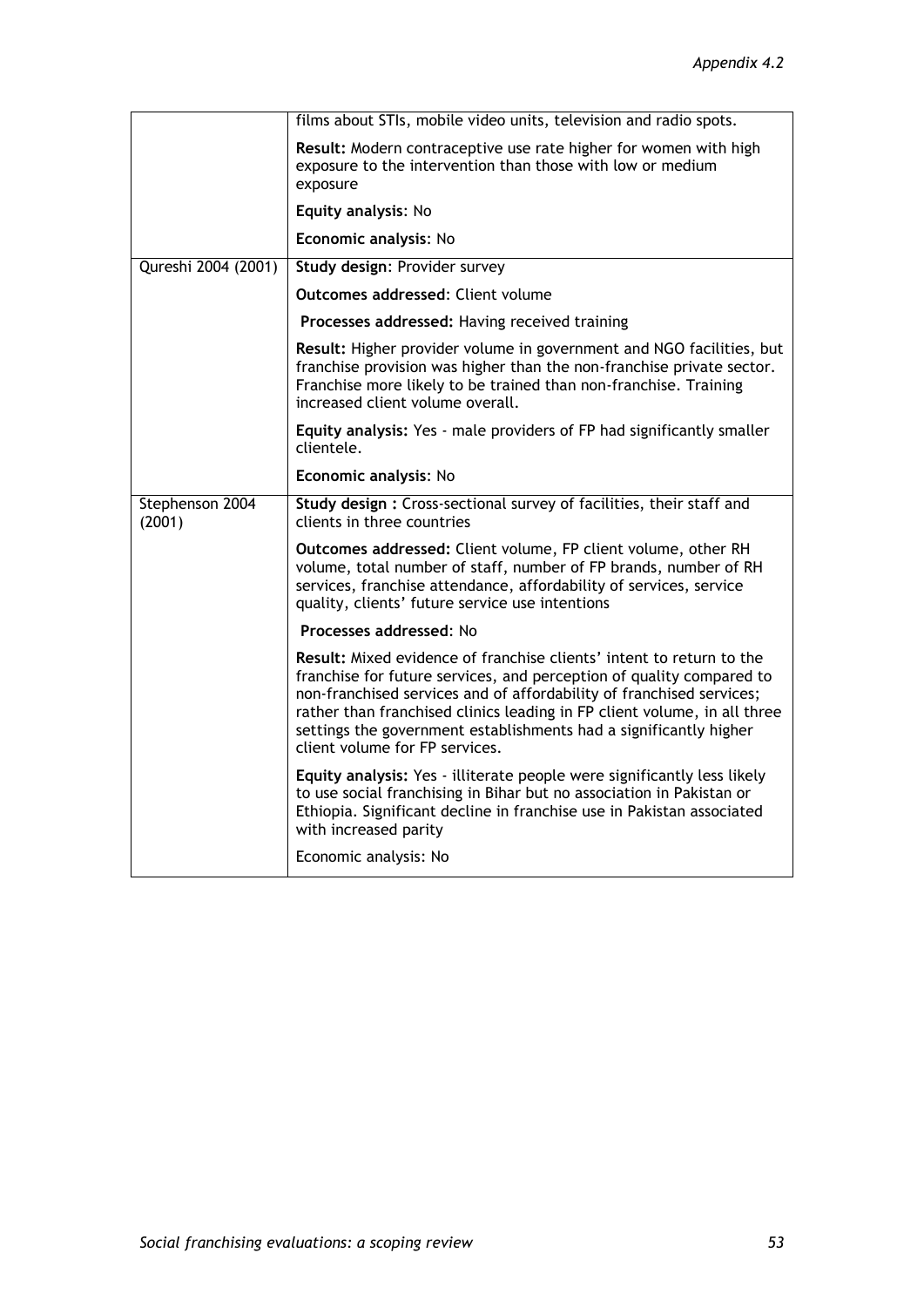| | |
|---|---|
| | films about STIs, mobile video units, television and radio spots.<br><br>**Result:** Modern contraceptive use rate higher for women with high exposure to the intervention than those with low or medium exposure<br><br>**Equity analysis**: No<br><br>**Economic analysis**: No |
| Qureshi 2004 (2001) | **Study design**: Provider survey<br><br>**Outcomes addressed**: Client volume<br><br>**Processes addressed:** Having received training<br><br>**Result:** Higher provider volume in government and NGO facilities, but franchise provision was higher than the non-franchise private sector. Franchise more likely to be trained than non-franchise. Training increased client volume overall.<br><br>**Equity analysis:** Yes - male providers of FP had significantly smaller clientele.<br><br>**Economic analysis**: No |
| Stephenson 2004 (2001) | **Study design :** Cross-sectional survey of facilities, their staff and clients in three countries<br><br>**Outcomes addressed:** Client volume, FP client volume, other RH volume, total number of staff, number of FP brands, number of RH services, franchise attendance, affordability of services, service quality, clients' future service use intentions<br><br>**Processes addressed**: No<br><br>**Result:** Mixed evidence of franchise clients' intent to return to the franchise for future services, and perception of quality compared to non-franchised services and of affordability of franchised services; rather than franchised clinics leading in FP client volume, in all three settings the government establishments had a significantly higher client volume for FP services.<br><br>**Equity analysis:** Yes - illiterate people were significantly less likely to use social franchising in Bihar but no association in Pakistan or Ethiopia. Significant decline in franchise use in Pakistan associated with increased parity<br><br>Economic analysis: No |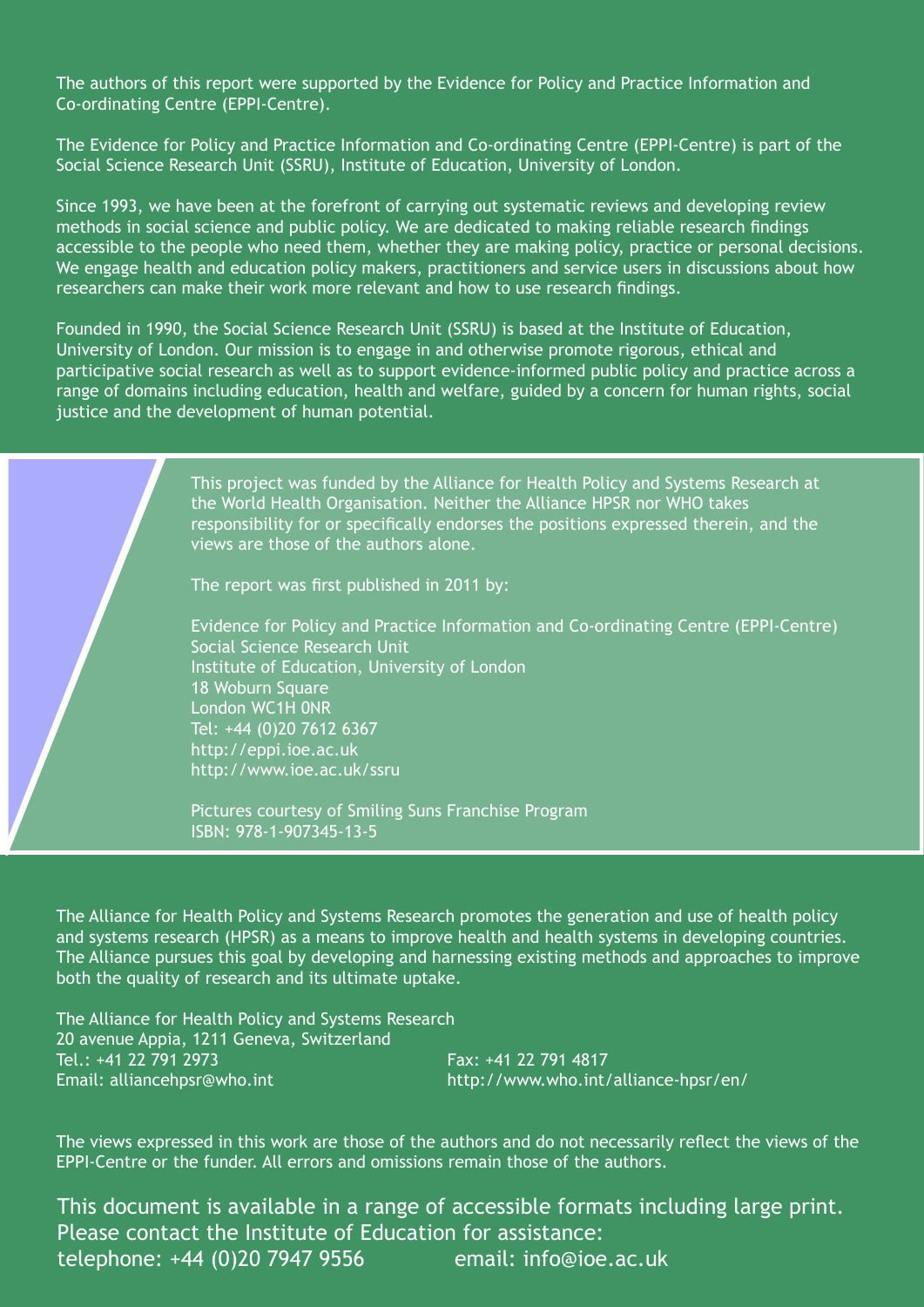The authors of this report were supported by the Evidence for Policy and Practice Information and Co-ordinating Centre (EPPI-Centre).

The Evidence for Policy and Practice Information and Co-ordinating Centre (EPPI-Centre) is part of the Social Science Research Unit (SSRU), Institute of Education, University of London.

Since 1993, we have been at the forefront of carrying out systematic reviews and developing review methods in social science and public policy. We are dedicated to making reliable research findings accessible to the people who need them, whether they are making policy, practice or personal decisions. We engage health and education policy makers, practitioners and service users in discussions about how researchers can make their work more relevant and how to use research findings.

Founded in 1990, the Social Science Research Unit (SSRU) is based at the Institute of Education, University of London. Our mission is to engage in and otherwise promote rigorous, ethical and participative social research as well as to support evidence-informed public policy and practice across a range of domains including education, health and welfare, guided by a concern for human rights, social justice and the development of human potential.

This project was funded by the Alliance for Health Policy and Systems Research at the World Health Organisation. Neither the Alliance HPSR nor WHO takes responsibility for or specifically endorses the positions expressed therein, and the views are those of the authors alone.

The report was first published in 2011 by:

Evidence for Policy and Practice Information and Co-ordinating Centre (EPPI-Centre)
Social Science Research Unit
Institute of Education, University of London
18 Woburn Square
London WC1H 0NR
Tel: +44 (0)20 7612 6367
http://eppi.ioe.ac.uk
http://www.ioe.ac.uk/ssru

Pictures courtesy of Smiling Suns Franchise Program
ISBN: 978-1-907345-13-5

The Alliance for Health Policy and Systems Research promotes the generation and use of health policy and systems research (HPSR) as a means to improve health and health systems in developing countries. The Alliance pursues this goal by developing and harnessing existing methods and approaches to improve both the quality of research and its ultimate uptake.

The Alliance for Health Policy and Systems Research
20 avenue Appia, 1211 Geneva, Switzerland
Tel.: +41 22 791 2973
Fax: +41 22 791 4817
Email: alliancehpsr@who.int
http://www.who.int/alliance-hpsr/en/

The views expressed in this work are those of the authors and do not necessarily reflect the views of the EPPI-Centre or the funder. All errors and omissions remain those of the authors.

This document is available in a range of accessible formats including large print. Please contact the Institute of Education for assistance:
telephone: +44 (0)20 7947 9556 email: info@ioe.ac.uk